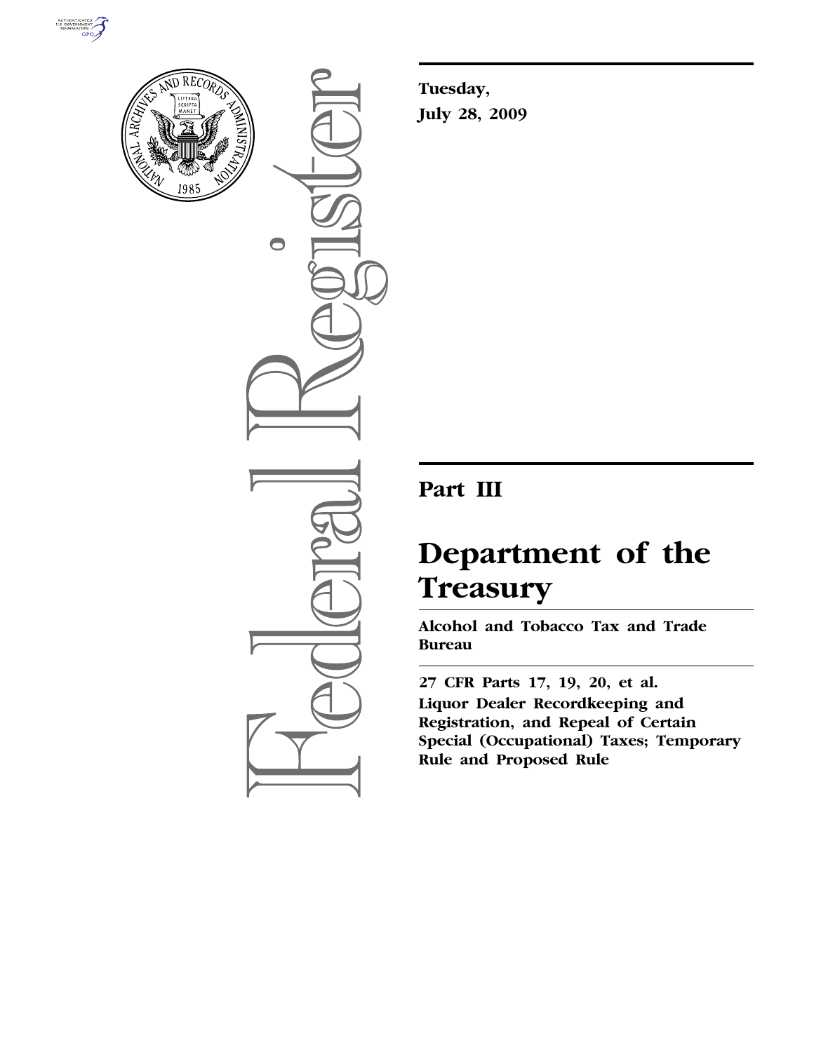**Tuesday,**

**July 28, 2009**

## Part III

# Department of the Treasury

**Alcohol and Tobacco Tax and Trade Bureau**

**27 CFR Parts 17, 19, 20, et al.**

**Liquor Dealer Recordkeeping and Registration, and Repeal of Certain Special (Occupational) Taxes; Temporary Rule and Proposed Rule**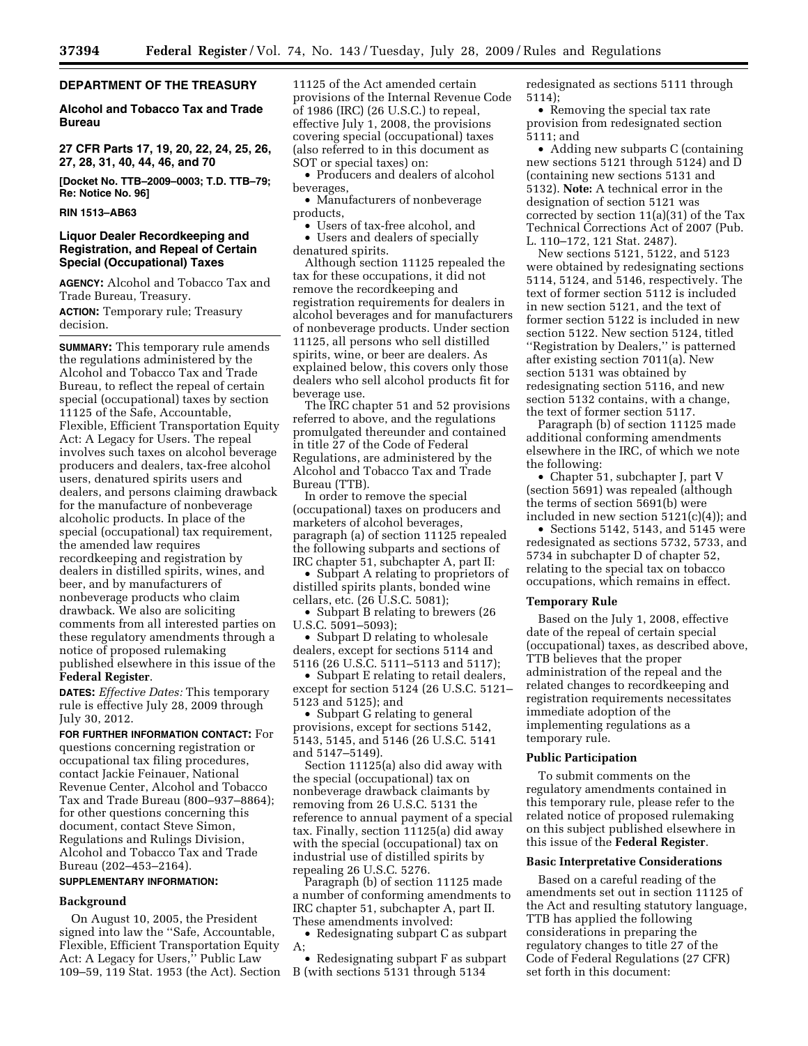## DEPARTMENT OF THE TREASURY

### Alcohol and Tobacco Tax and Trade Bureau

### 27 CFR Parts 17, 19, 20, 22, 24, 25, 26, 27, 28, 31, 40, 44, 46, and 70

**[Docket No. TTB–2009–0003; T.D. TTB–79; Re: Notice No. 96]**

**RIN 1513–AB63**

### Liquor Dealer Recordkeeping and Registration, and Repeal of Certain Special (Occupational) Taxes

**AGENCY:** Alcohol and Tobacco Tax and Trade Bureau, Treasury.

**ACTION:** Temporary rule; Treasury decision.

**SUMMARY:** This temporary rule amends the regulations administered by the Alcohol and Tobacco Tax and Trade Bureau, to reflect the repeal of certain special (occupational) taxes by section 11125 of the Safe, Accountable, Flexible, Efficient Transportation Equity Act: A Legacy for Users. The repeal involves such taxes on alcohol beverage producers and dealers, tax-free alcohol users, denatured spirits users and dealers, and persons claiming drawback for the manufacture of nonbeverage alcoholic products. In place of the special (occupational) tax requirement, the amended law requires recordkeeping and registration by dealers in distilled spirits, wines, and beer, and by manufacturers of nonbeverage products who claim drawback. We also are soliciting comments from all interested parties on these regulatory amendments through a notice of proposed rulemaking published elsewhere in this issue of the **Federal Register**.

**DATES:** *Effective Dates:* This temporary rule is effective July 28, 2009 through July 30, 2012.

**FOR FURTHER INFORMATION CONTACT:** For questions concerning registration or occupational tax filing procedures, contact Jackie Feinauer, National Revenue Center, Alcohol and Tobacco Tax and Trade Bureau (800–937–8864); for other questions concerning this document, contact Steve Simon, Regulations and Rulings Division, Alcohol and Tobacco Tax and Trade Bureau (202–453–2164).

**SUPPLEMENTARY INFORMATION:**

#### Background

On August 10, 2005, the President signed into law the ''Safe, Accountable, Flexible, Efficient Transportation Equity Act: A Legacy for Users,'' Public Law 109–59, 119 Stat. 1953 (the Act). Section 11125 of the Act amended certain provisions of the Internal Revenue Code of 1986 (IRC) (26 U.S.C.) to repeal, effective July 1, 2008, the provisions covering special (occupational) taxes (also referred to in this document as SOT or special taxes) on:

- Producers and dealers of alcohol beverages,
- Manufacturers of nonbeverage products,
- Users of tax-free alcohol, and
- Users and dealers of specially denatured spirits.

Although section 11125 repealed the tax for these occupations, it did not remove the recordkeeping and registration requirements for dealers in alcohol beverages and for manufacturers of nonbeverage products. Under section 11125, all persons who sell distilled spirits, wine, or beer are dealers. As explained below, this covers only those dealers who sell alcohol products fit for beverage use.

The IRC chapter 51 and 52 provisions referred to above, and the regulations promulgated thereunder and contained in title 27 of the Code of Federal Regulations, are administered by the Alcohol and Tobacco Tax and Trade Bureau (TTB).

In order to remove the special (occupational) taxes on producers and marketers of alcohol beverages, paragraph (a) of section 11125 repealed the following subparts and sections of IRC chapter 51, subchapter A, part II:

- Subpart A relating to proprietors of distilled spirits plants, bonded wine cellars, etc. (26 U.S.C. 5081);
- Subpart B relating to brewers (26 U.S.C. 5091–5093);
- Subpart D relating to wholesale dealers, except for sections 5114 and 5116 (26 U.S.C. 5111–5113 and 5117);
- Subpart E relating to retail dealers, except for section 5124 (26 U.S.C. 5121–5123 and 5125); and
- Subpart G relating to general provisions, except for sections 5142, 5143, 5145, and 5146 (26 U.S.C. 5141 and 5147–5149).

Section 11125(a) also did away with the special (occupational) tax on nonbeverage drawback claimants by removing from 26 U.S.C. 5131 the reference to annual payment of a special tax. Finally, section 11125(a) did away with the special (occupational) tax on industrial use of distilled spirits by repealing 26 U.S.C. 5276.

Paragraph (b) of section 11125 made a number of conforming amendments to IRC chapter 51, subchapter A, part II. These amendments involved:

- Redesignating subpart C as subpart A;
- Redesignating subpart F as subpart B (with sections 5131 through 5134 redesignated as sections 5111 through 5114);
- Removing the special tax rate provision from redesignated section 5111; and
- Adding new subparts C (containing new sections 5121 through 5124) and D (containing new sections 5131 and 5132). **Note:** A technical error in the designation of section 5121 was corrected by section 11(a)(31) of the Tax Technical Corrections Act of 2007 (Pub. L. 110–172, 121 Stat. 2487).

New sections 5121, 5122, and 5123 were obtained by redesignating sections 5114, 5124, and 5146, respectively. The text of former section 5112 is included in new section 5121, and the text of former section 5122 is included in new section 5122. New section 5124, titled ''Registration by Dealers,'' is patterned after existing section 7011(a). New section 5131 was obtained by redesignating section 5116, and new section 5132 contains, with a change, the text of former section 5117.

Paragraph (b) of section 11125 made additional conforming amendments elsewhere in the IRC, of which we note the following:

- Chapter 51, subchapter J, part V (section 5691) was repealed (although the terms of section 5691(b) were included in new section 5121(c)(4)); and
- Sections 5142, 5143, and 5145 were redesignated as sections 5732, 5733, and 5734 in subchapter D of chapter 52, relating to the special tax on tobacco occupations, which remains in effect.

#### Temporary Rule

Based on the July 1, 2008, effective date of the repeal of certain special (occupational) taxes, as described above, TTB believes that the proper administration of the repeal and the related changes to recordkeeping and registration requirements necessitates immediate adoption of the implementing regulations as a temporary rule.

#### Public Participation

To submit comments on the regulatory amendments contained in this temporary rule, please refer to the related notice of proposed rulemaking on this subject published elsewhere in this issue of the **Federal Register**.

#### Basic Interpretative Considerations

Based on a careful reading of the amendments set out in section 11125 of the Act and resulting statutory language, TTB has applied the following considerations in preparing the regulatory changes to title 27 of the Code of Federal Regulations (27 CFR) set forth in this document: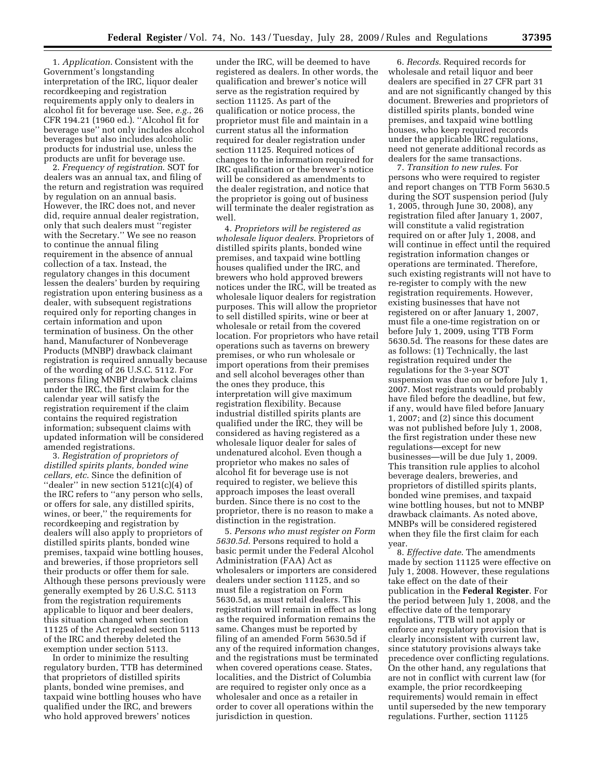1. *Application*. Consistent with the Government's longstanding interpretation of the IRC, liquor dealer recordkeeping and registration requirements apply only to dealers in alcohol fit for beverage use. See, *e.g.*, 26 CFR 194.21 (1960 ed.). ''Alcohol fit for beverage use'' not only includes alcohol beverages but also includes alcoholic products for industrial use, unless the products are unfit for beverage use.

2. *Frequency of registration*. SOT for dealers was an annual tax, and filing of the return and registration was required by regulation on an annual basis. However, the IRC does not, and never did, require annual dealer registration, only that such dealers must ''register with the Secretary.'' We see no reason to continue the annual filing requirement in the absence of annual collection of a tax. Instead, the regulatory changes in this document lessen the dealers' burden by requiring registration upon entering business as a dealer, with subsequent registrations required only for reporting changes in certain information and upon termination of business. On the other hand, Manufacturer of Nonbeverage Products (MNBP) drawback claimant registration is required annually because of the wording of 26 U.S.C. 5112. For persons filing MNBP drawback claims under the IRC, the first claim for the calendar year will satisfy the registration requirement if the claim contains the required registration information; subsequent claims with updated information will be considered amended registrations.

3. *Registration of proprietors of distilled spirits plants, bonded wine cellars, etc*. Since the definition of ''dealer'' in new section 5121(c)(4) of the IRC refers to ''any person who sells, or offers for sale, any distilled spirits, wines, or beer,'' the requirements for recordkeeping and registration by dealers will also apply to proprietors of distilled spirits plants, bonded wine premises, taxpaid wine bottling houses, and breweries, if those proprietors sell their products or offer them for sale. Although these persons previously were generally exempted by 26 U.S.C. 5113 from the registration requirements applicable to liquor and beer dealers, this situation changed when section 11125 of the Act repealed section 5113 of the IRC and thereby deleted the exemption under section 5113.

In order to minimize the resulting regulatory burden, TTB has determined that proprietors of distilled spirits plants, bonded wine premises, and taxpaid wine bottling houses who have qualified under the IRC, and brewers who hold approved brewers' notices under the IRC, will be deemed to have registered as dealers. In other words, the qualification and brewer's notice will serve as the registration required by section 11125. As part of the qualification or notice process, the proprietor must file and maintain in a current status all the information required for dealer registration under section 11125. Required notices of changes to the information required for IRC qualification or the brewer's notice will be considered as amendments to the dealer registration, and notice that the proprietor is going out of business will terminate the dealer registration as well.

4. *Proprietors will be registered as wholesale liquor dealers*. Proprietors of distilled spirits plants, bonded wine premises, and taxpaid wine bottling houses qualified under the IRC, and brewers who hold approved brewers notices under the IRC, will be treated as wholesale liquor dealers for registration purposes. This will allow the proprietor to sell distilled spirits, wine or beer at wholesale or retail from the covered location. For proprietors who have retail operations such as taverns on brewery premises, or who run wholesale or import operations from their premises and sell alcohol beverages other than the ones they produce, this interpretation will give maximum registration flexibility. Because industrial distilled spirits plants are qualified under the IRC, they will be considered as having registered as a wholesale liquor dealer for sales of undenatured alcohol. Even though a proprietor who makes no sales of alcohol fit for beverage use is not required to register, we believe this approach imposes the least overall burden. Since there is no cost to the proprietor, there is no reason to make a distinction in the registration.

5. *Persons who must register on Form 5630.5d*. Persons required to hold a basic permit under the Federal Alcohol Administration (FAA) Act as wholesalers or importers are considered dealers under section 11125, and so must file a registration on Form 5630.5d, as must retail dealers. This registration will remain in effect as long as the required information remains the same. Changes must be reported by filing of an amended Form 5630.5d if any of the required information changes, and the registrations must be terminated when covered operations cease. States, localities, and the District of Columbia are required to register only once as a wholesaler and once as a retailer in order to cover all operations within the jurisdiction in question.

6. *Records*. Required records for wholesale and retail liquor and beer dealers are specified in 27 CFR part 31 and are not significantly changed by this document. Breweries and proprietors of distilled spirits plants, bonded wine premises, and taxpaid wine bottling houses, who keep required records under the applicable IRC regulations, need not generate additional records as dealers for the same transactions.

7. *Transition to new rules*. For persons who were required to register and report changes on TTB Form 5630.5 during the SOT suspension period (July 1, 2005, through June 30, 2008), any registration filed after January 1, 2007, will constitute a valid registration required on or after July 1, 2008, and will continue in effect until the required registration information changes or operations are terminated. Therefore, such existing registrants will not have to re-register to comply with the new registration requirements. However, existing businesses that have not registered on or after January 1, 2007, must file a one-time registration on or before July 1, 2009, using TTB Form 5630.5d. The reasons for these dates are as follows: (1) Technically, the last registration required under the regulations for the 3-year SOT suspension was due on or before July 1, 2007. Most registrants would probably have filed before the deadline, but few, if any, would have filed before January 1, 2007; and (2) since this document was not published before July 1, 2008, the first registration under these new regulations—except for new businesses—will be due July 1, 2009. This transition rule applies to alcohol beverage dealers, breweries, and proprietors of distilled spirits plants, bonded wine premises, and taxpaid wine bottling houses, but not to MNBP drawback claimants. As noted above, MNBPs will be considered registered when they file the first claim for each year.

8. *Effective date*. The amendments made by section 11125 were effective on July 1, 2008. However, these regulations take effect on the date of their publication in the **Federal Register**. For the period between July 1, 2008, and the effective date of the temporary regulations, TTB will not apply or enforce any regulatory provision that is clearly inconsistent with current law, since statutory provisions always take precedence over conflicting regulations. On the other hand, any regulations that are not in conflict with current law (for example, the prior recordkeeping requirements) would remain in effect until superseded by the new temporary regulations. Further, section 11125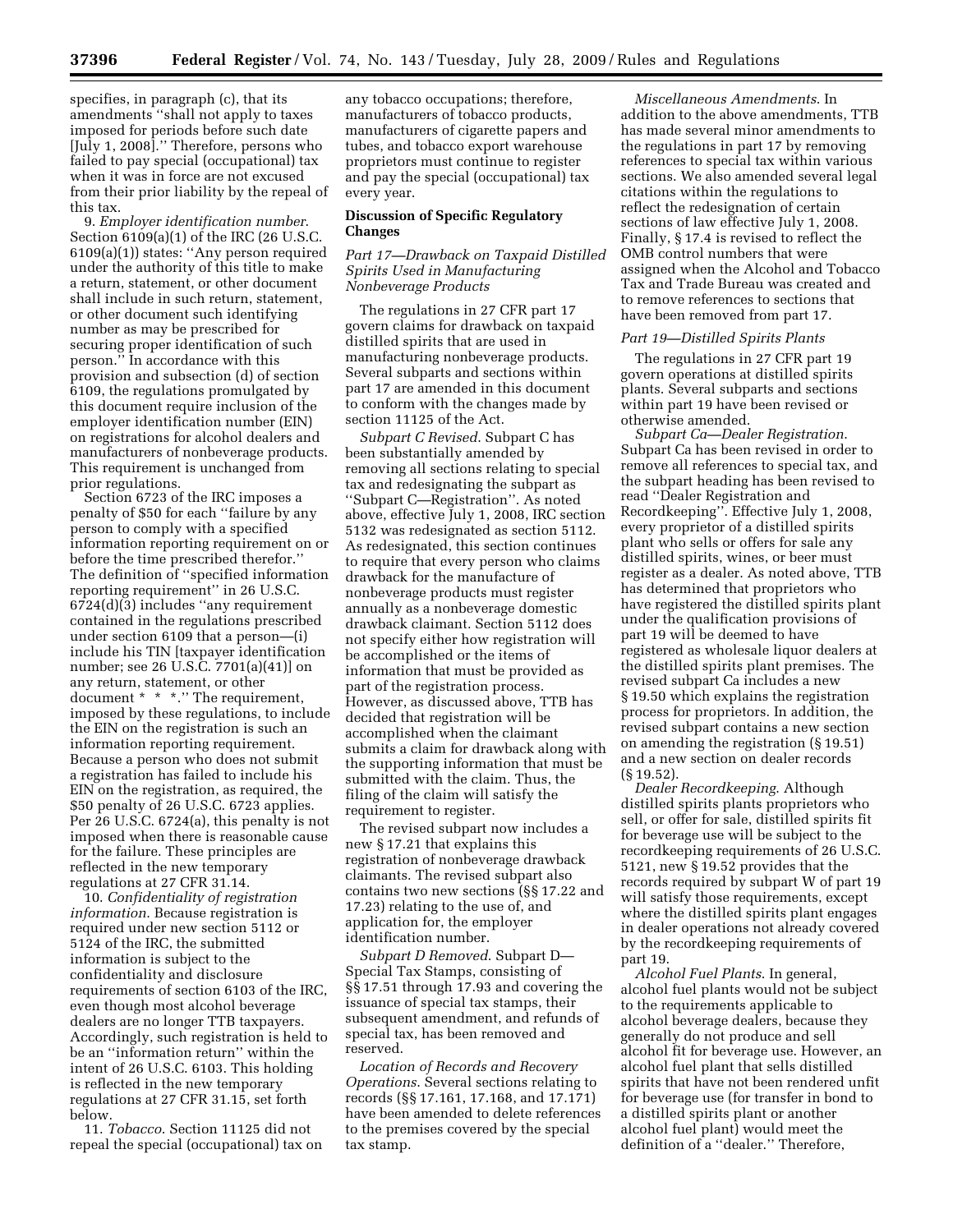specifies, in paragraph (c), that its amendments "shall not apply to taxes imposed for periods before such date [July 1, 2008]." Therefore, persons who failed to pay special (occupational) tax when it was in force are not excused from their prior liability by the repeal of this tax.

9. *Employer identification number*. Section 6109(a)(1) of the IRC (26 U.S.C. 6109(a)(1)) states: "Any person required under the authority of this title to make a return, statement, or other document shall include in such return, statement, or other document such identifying number as may be prescribed for securing proper identification of such person." In accordance with this provision and subsection (d) of section 6109, the regulations promulgated by this document require inclusion of the employer identification number (EIN) on registrations for alcohol dealers and manufacturers of nonbeverage products. This requirement is unchanged from prior regulations.

Section 6723 of the IRC imposes a penalty of $50 for each "failure by any person to comply with a specified information reporting requirement on or before the time prescribed therefor." The definition of "specified information reporting requirement" in 26 U.S.C. 6724(d)(3) includes "any requirement contained in the regulations prescribed under section 6109 that a person—(i) include his TIN [taxpayer identification number; see 26 U.S.C. 7701(a)(41)] on any return, statement, or other document * * *." The requirement, imposed by these regulations, to include the EIN on the registration is such an information reporting requirement. Because a person who does not submit a registration has failed to include his EIN on the registration, as required, the $50 penalty of 26 U.S.C. 6723 applies. Per 26 U.S.C. 6724(a), this penalty is not imposed when there is reasonable cause for the failure. These principles are reflected in the new temporary regulations at 27 CFR 31.14.

10. *Confidentiality of registration information*. Because registration is required under new section 5112 or 5124 of the IRC, the submitted information is subject to the confidentiality and disclosure requirements of section 6103 of the IRC, even though most alcohol beverage dealers are no longer TTB taxpayers. Accordingly, such registration is held to be an "information return" within the intent of 26 U.S.C. 6103. This holding is reflected in the new temporary regulations at 27 CFR 31.15, set forth below.

11. *Tobacco*. Section 11125 did not repeal the special (occupational) tax on any tobacco occupations; therefore, manufacturers of tobacco products, manufacturers of cigarette papers and tubes, and tobacco export warehouse proprietors must continue to register and pay the special (occupational) tax every year.

## Discussion of Specific Regulatory Changes

### *Part 17—Drawback on Taxpaid Distilled Spirits Used in Manufacturing Nonbeverage Products*

The regulations in 27 CFR part 17 govern claims for drawback on taxpaid distilled spirits that are used in manufacturing nonbeverage products. Several subparts and sections within part 17 are amended in this document to conform with the changes made by section 11125 of the Act.

*Subpart C Revised*. Subpart C has been substantially amended by removing all sections relating to special tax and redesignating the subpart as "Subpart C—Registration". As noted above, effective July 1, 2008, IRC section 5132 was redesignated as section 5112. As redesignated, this section continues to require that every person who claims drawback for the manufacture of nonbeverage products must register annually as a nonbeverage domestic drawback claimant. Section 5112 does not specify either how registration will be accomplished or the items of information that must be provided as part of the registration process. However, as discussed above, TTB has decided that registration will be accomplished when the claimant submits a claim for drawback along with the supporting information that must be submitted with the claim. Thus, the filing of the claim will satisfy the requirement to register.

The revised subpart now includes a new § 17.21 that explains this registration of nonbeverage drawback claimants. The revised subpart also contains two new sections (§§ 17.22 and 17.23) relating to the use of, and application for, the employer identification number.

*Subpart D Removed*. Subpart D—Special Tax Stamps, consisting of §§ 17.51 through 17.93 and covering the issuance of special tax stamps, their subsequent amendment, and refunds of special tax, has been removed and reserved.

*Location of Records and Recovery Operations*. Several sections relating to records (§§ 17.161, 17.168, and 17.171) have been amended to delete references to the premises covered by the special tax stamp.

*Miscellaneous Amendments*. In addition to the above amendments, TTB has made several minor amendments to the regulations in part 17 by removing references to special tax within various sections. We also amended several legal citations within the regulations to reflect the redesignation of certain sections of law effective July 1, 2008. Finally, § 17.4 is revised to reflect the OMB control numbers that were assigned when the Alcohol and Tobacco Tax and Trade Bureau was created and to remove references to sections that have been removed from part 17.

### *Part 19—Distilled Spirits Plants*

The regulations in 27 CFR part 19 govern operations at distilled spirits plants. Several subparts and sections within part 19 have been revised or otherwise amended.

*Subpart Ca—Dealer Registration*. Subpart Ca has been revised in order to remove all references to special tax, and the subpart heading has been revised to read "Dealer Registration and Recordkeeping". Effective July 1, 2008, every proprietor of a distilled spirits plant who sells or offers for sale any distilled spirits, wines, or beer must register as a dealer. As noted above, TTB has determined that proprietors who have registered the distilled spirits plant under the qualification provisions of part 19 will be deemed to have registered as wholesale liquor dealers at the distilled spirits plant premises. The revised subpart Ca includes a new § 19.50 which explains the registration process for proprietors. In addition, the revised subpart contains a new section on amending the registration (§ 19.51) and a new section on dealer records (§ 19.52).

*Dealer Recordkeeping*. Although distilled spirits plants proprietors who sell, or offer for sale, distilled spirits fit for beverage use will be subject to the recordkeeping requirements of 26 U.S.C. 5121, new § 19.52 provides that the records required by subpart W of part 19 will satisfy those requirements, except where the distilled spirits plant engages in dealer operations not already covered by the recordkeeping requirements of part 19.

*Alcohol Fuel Plants.* In general, alcohol fuel plants would not be subject to the requirements applicable to alcohol beverage dealers, because they generally do not produce and sell alcohol fit for beverage use. However, an alcohol fuel plant that sells distilled spirits that have not been rendered unfit for beverage use (for transfer in bond to a distilled spirits plant or another alcohol fuel plant) would meet the definition of a "dealer." Therefore,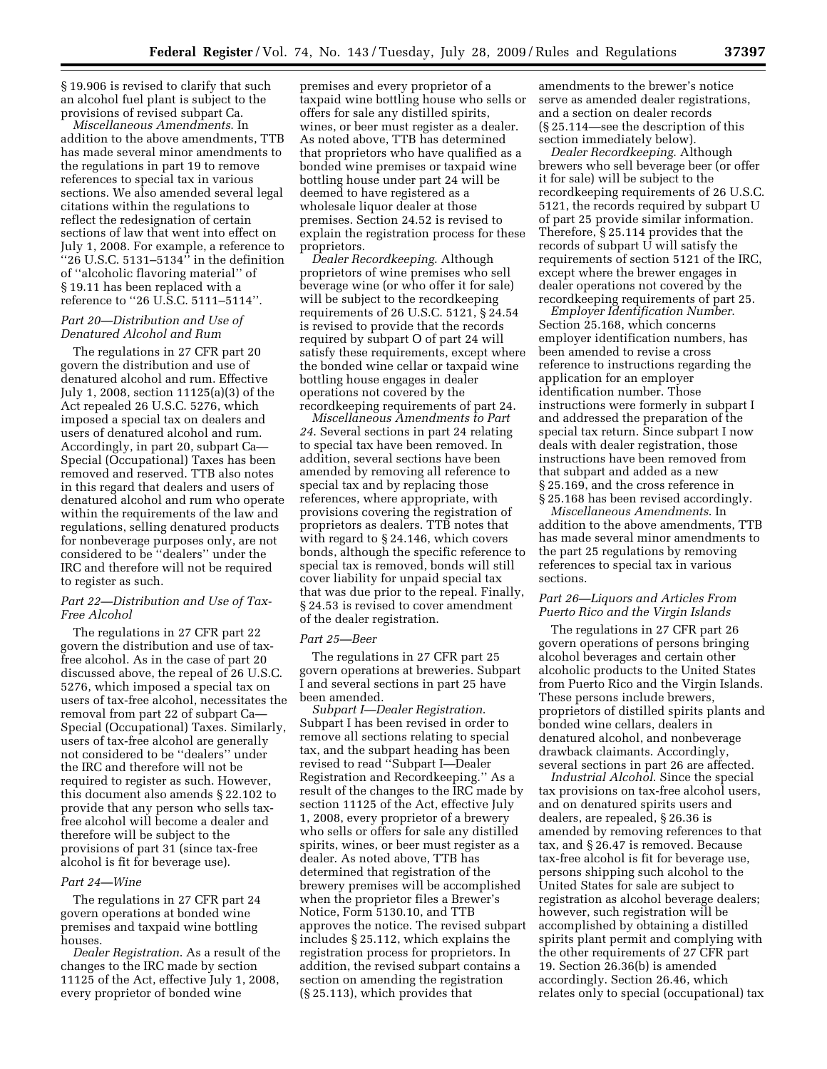§ 19.906 is revised to clarify that such an alcohol fuel plant is subject to the provisions of revised subpart Ca.

*Miscellaneous Amendments.* In addition to the above amendments, TTB has made several minor amendments to the regulations in part 19 to remove references to special tax in various sections. We also amended several legal citations within the regulations to reflect the redesignation of certain sections of law that went into effect on July 1, 2008. For example, a reference to ''26 U.S.C. 5131–5134'' in the definition of ''alcoholic flavoring material'' of § 19.11 has been replaced with a reference to ''26 U.S.C. 5111–5114''.

### *Part 20—Distribution and Use of Denatured Alcohol and Rum*

The regulations in 27 CFR part 20 govern the distribution and use of denatured alcohol and rum. Effective July 1, 2008, section 11125(a)(3) of the Act repealed 26 U.S.C. 5276, which imposed a special tax on dealers and users of denatured alcohol and rum. Accordingly, in part 20, subpart Ca—Special (Occupational) Taxes has been removed and reserved. TTB also notes in this regard that dealers and users of denatured alcohol and rum who operate within the requirements of the law and regulations, selling denatured products for nonbeverage purposes only, are not considered to be ''dealers'' under the IRC and therefore will not be required to register as such.

### *Part 22—Distribution and Use of Tax-Free Alcohol*

The regulations in 27 CFR part 22 govern the distribution and use of tax-free alcohol. As in the case of part 20 discussed above, the repeal of 26 U.S.C. 5276, which imposed a special tax on users of tax-free alcohol, necessitates the removal from part 22 of subpart Ca—Special (Occupational) Taxes. Similarly, users of tax-free alcohol are generally not considered to be ''dealers'' under the IRC and therefore will not be required to register as such. However, this document also amends § 22.102 to provide that any person who sells tax-free alcohol will become a dealer and therefore will be subject to the provisions of part 31 (since tax-free alcohol is fit for beverage use).

### *Part 24—Wine*

The regulations in 27 CFR part 24 govern operations at bonded wine premises and taxpaid wine bottling houses.

*Dealer Registration.* As a result of the changes to the IRC made by section 11125 of the Act, effective July 1, 2008, every proprietor of bonded wine premises and every proprietor of a taxpaid wine bottling house who sells or offers for sale any distilled spirits, wines, or beer must register as a dealer. As noted above, TTB has determined that proprietors who have qualified as a bonded wine premises or taxpaid wine bottling house under part 24 will be deemed to have registered as a wholesale liquor dealer at those premises. Section 24.52 is revised to explain the registration process for these proprietors.

*Dealer Recordkeeping.* Although proprietors of wine premises who sell beverage wine (or who offer it for sale) will be subject to the recordkeeping requirements of 26 U.S.C. 5121, § 24.54 is revised to provide that the records required by subpart O of part 24 will satisfy these requirements, except where the bonded wine cellar or taxpaid wine bottling house engages in dealer operations not covered by the recordkeeping requirements of part 24.

*Miscellaneous Amendments to Part 24.* Several sections in part 24 relating to special tax have been removed. In addition, several sections have been amended by removing all reference to special tax and by replacing those references, where appropriate, with provisions covering the registration of proprietors as dealers. TTB notes that with regard to § 24.146, which covers bonds, although the specific reference to special tax is removed, bonds will still cover liability for unpaid special tax that was due prior to the repeal. Finally, § 24.53 is revised to cover amendment of the dealer registration.

### *Part 25—Beer*

The regulations in 27 CFR part 25 govern operations at breweries. Subpart I and several sections in part 25 have been amended.

*Subpart I—Dealer Registration.* Subpart I has been revised in order to remove all sections relating to special tax, and the subpart heading has been revised to read ''Subpart I—Dealer Registration and Recordkeeping.'' As a result of the changes to the IRC made by section 11125 of the Act, effective July 1, 2008, every proprietor of a brewery who sells or offers for sale any distilled spirits, wines, or beer must register as a dealer. As noted above, TTB has determined that registration of the brewery premises will be accomplished when the proprietor files a Brewer's Notice, Form 5130.10, and TTB approves the notice. The revised subpart includes § 25.112, which explains the registration process for proprietors. In addition, the revised subpart contains a section on amending the registration (§ 25.113), which provides that amendments to the brewer's notice serve as amended dealer registrations, and a section on dealer records (§ 25.114—see the description of this section immediately below).

*Dealer Recordkeeping.* Although brewers who sell beverage beer (or offer it for sale) will be subject to the recordkeeping requirements of 26 U.S.C. 5121, the records required by subpart U of part 25 provide similar information. Therefore, § 25.114 provides that the records of subpart U will satisfy the requirements of section 5121 of the IRC, except where the brewer engages in dealer operations not covered by the recordkeeping requirements of part 25.

*Employer Identification Number.* Section 25.168, which concerns employer identification numbers, has been amended to revise a cross reference to instructions regarding the application for an employer identification number. Those instructions were formerly in subpart I and addressed the preparation of the special tax return. Since subpart I now deals with dealer registration, those instructions have been removed from that subpart and added as a new § 25.169, and the cross reference in § 25.168 has been revised accordingly.

*Miscellaneous Amendments.* In addition to the above amendments, TTB has made several minor amendments to the part 25 regulations by removing references to special tax in various sections.

### *Part 26—Liquors and Articles From Puerto Rico and the Virgin Islands*

The regulations in 27 CFR part 26 govern operations of persons bringing alcohol beverages and certain other alcoholic products to the United States from Puerto Rico and the Virgin Islands. These persons include brewers, proprietors of distilled spirits plants and bonded wine cellars, dealers in denatured alcohol, and nonbeverage drawback claimants. Accordingly, several sections in part 26 are affected.

*Industrial Alcohol.* Since the special tax provisions on tax-free alcohol users, and on denatured spirits users and dealers, are repealed, § 26.36 is amended by removing references to that tax, and § 26.47 is removed. Because tax-free alcohol is fit for beverage use, persons shipping such alcohol to the United States for sale are subject to registration as alcohol beverage dealers; however, such registration will be accomplished by obtaining a distilled spirits plant permit and complying with the other requirements of 27 CFR part 19. Section 26.36(b) is amended accordingly. Section 26.46, which relates only to special (occupational) tax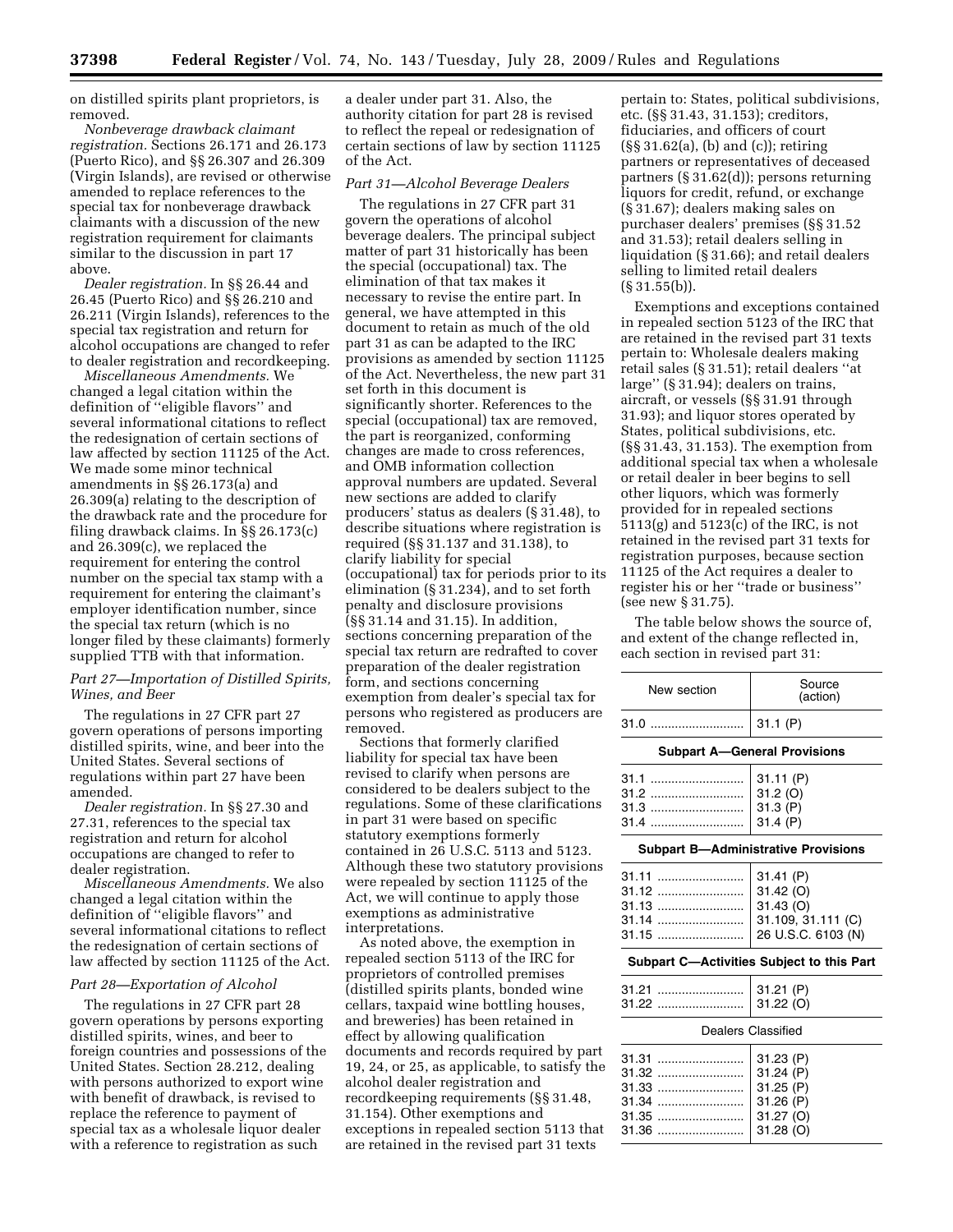on distilled spirits plant proprietors, is removed.

*Nonbeverage drawback claimant registration.* Sections 26.171 and 26.173 (Puerto Rico), and §§ 26.307 and 26.309 (Virgin Islands), are revised or otherwise amended to replace references to the special tax for nonbeverage drawback claimants with a discussion of the new registration requirement for claimants similar to the discussion in part 17 above.

*Dealer registration.* In §§ 26.44 and 26.45 (Puerto Rico) and §§ 26.210 and 26.211 (Virgin Islands), references to the special tax registration and return for alcohol occupations are changed to refer to dealer registration and recordkeeping.

*Miscellaneous Amendments.* We changed a legal citation within the definition of "eligible flavors" and several informational citations to reflect the redesignation of certain sections of law affected by section 11125 of the Act. We made some minor technical amendments in §§ 26.173(a) and 26.309(a) relating to the description of the drawback rate and the procedure for filing drawback claims. In §§ 26.173(c) and 26.309(c), we replaced the requirement for entering the control number on the special tax stamp with a requirement for entering the claimant's employer identification number, since the special tax return (which is no longer filed by these claimants) formerly supplied TTB with that information.

### Part 27—Importation of Distilled Spirits, Wines, and Beer

The regulations in 27 CFR part 27 govern operations of persons importing distilled spirits, wine, and beer into the United States. Several sections of regulations within part 27 have been amended.

*Dealer registration.* In §§ 27.30 and 27.31, references to the special tax registration and return for alcohol occupations are changed to refer to dealer registration.

*Miscellaneous Amendments.* We also changed a legal citation within the definition of "eligible flavors" and several informational citations to reflect the redesignation of certain sections of law affected by section 11125 of the Act.

### Part 28—Exportation of Alcohol

The regulations in 27 CFR part 28 govern operations by persons exporting distilled spirits, wines, and beer to foreign countries and possessions of the United States. Section 28.212, dealing with persons authorized to export wine with benefit of drawback, is revised to replace the reference to payment of special tax as a wholesale liquor dealer with a reference to registration as such a dealer under part 31. Also, the authority citation for part 28 is revised to reflect the repeal or redesignation of certain sections of law by section 11125 of the Act.

### Part 31—Alcohol Beverage Dealers

The regulations in 27 CFR part 31 govern the operations of alcohol beverage dealers. The principal subject matter of part 31 historically has been the special (occupational) tax. The elimination of that tax makes it necessary to revise the entire part. In general, we have attempted in this document to retain as much of the old part 31 as can be adapted to the IRC provisions as amended by section 11125 of the Act. Nevertheless, the new part 31 set forth in this document is significantly shorter. References to the special (occupational) tax are removed, the part is reorganized, conforming changes are made to cross references, and OMB information collection approval numbers are updated. Several new sections are added to clarify producers' status as dealers (§ 31.48), to describe situations where registration is required (§§ 31.137 and 31.138), to clarify liability for special (occupational) tax for periods prior to its elimination (§ 31.234), and to set forth penalty and disclosure provisions (§§ 31.14 and 31.15). In addition, sections concerning preparation of the special tax return are redrafted to cover preparation of the dealer registration form, and sections concerning exemption from dealer's special tax for persons who registered as producers are removed.

Sections that formerly clarified liability for special tax have been revised to clarify when persons are considered to be dealers subject to the regulations. Some of these clarifications in part 31 were based on specific statutory exemptions formerly contained in 26 U.S.C. 5113 and 5123. Although these two statutory provisions were repealed by section 11125 of the Act, we will continue to apply those exemptions as administrative interpretations.

As noted above, the exemption in repealed section 5113 of the IRC for proprietors of controlled premises (distilled spirits plants, bonded wine cellars, taxpaid wine bottling houses, and breweries) has been retained in effect by allowing qualification documents and records required by part 19, 24, or 25, as applicable, to satisfy the alcohol dealer registration and recordkeeping requirements (§§ 31.48, 31.154). Other exemptions and exceptions in repealed section 5113 that are retained in the revised part 31 texts pertain to: States, political subdivisions, etc. (§§ 31.43, 31.153); creditors, fiduciaries, and officers of court (§§ 31.62(a), (b) and (c)); retiring partners or representatives of deceased partners (§ 31.62(d)); persons returning liquors for credit, refund, or exchange (§ 31.67); dealers making sales on purchaser dealers' premises (§§ 31.52 and 31.53); retail dealers selling in liquidation (§ 31.66); and retail dealers selling to limited retail dealers (§ 31.55(b)).

Exemptions and exceptions contained in repealed section 5123 of the IRC that are retained in the revised part 31 texts pertain to: Wholesale dealers making retail sales (§ 31.51); retail dealers "at large" (§ 31.94); dealers on trains, aircraft, or vessels (§§ 31.91 through 31.93); and liquor stores operated by States, political subdivisions, etc. (§§ 31.43, 31.153). The exemption from additional special tax when a wholesale or retail dealer in beer begins to sell other liquors, which was formerly provided for in repealed sections 5113(g) and 5123(c) of the IRC, is not retained in the revised part 31 texts for registration purposes, because section 11125 of the Act requires a dealer to register his or her "trade or business" (see new § 31.75).

The table below shows the source of, and extent of the change reflected in, each section in revised part 31:

| New section | Source (action) |
|---|---|
| 31.0 | 31.1 (P) |
| **Subpart A—General Provisions** | |
| 31.1 | 31.11 (P) |
| 31.2 | 31.2 (O) |
| 31.3 | 31.3 (P) |
| 31.4 | 31.4 (P) |
| **Subpart B—Administrative Provisions** | |
| 31.11 | 31.41 (P) |
| 31.12 | 31.42 (O) |
| 31.13 | 31.43 (O) |
| 31.14 | 31.109, 31.111 (C) |
| 31.15 | 26 U.S.C. 6103 (N) |
| **Subpart C—Activities Subject to this Part** | |
| 31.21 | 31.21 (P) |
| 31.22 | 31.22 (O) |
| Dealers Classified | |
| 31.31 | 31.23 (P) |
| 31.32 | 31.24 (P) |
| 31.33 | 31.25 (P) |
| 31.34 | 31.26 (P) |
| 31.35 | 31.27 (O) |
| 31.36 | 31.28 (O) |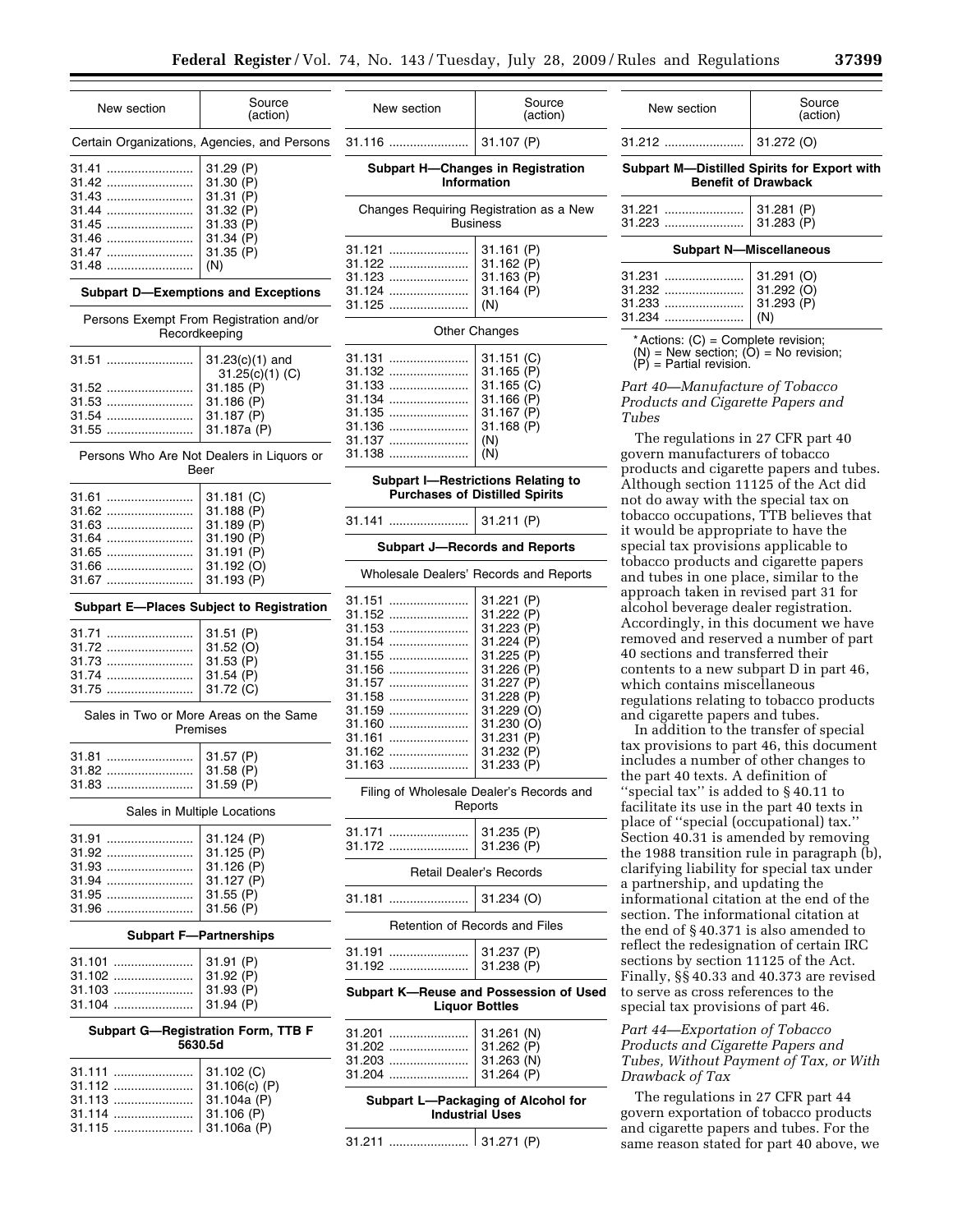| New section | Source (action) |
|---|---|
| Certain Organizations, Agencies, and Persons | |
| 31.41 | 31.29 (P) |
| 31.42 | 31.30 (P) |
| 31.43 | 31.31 (P) |
| 31.44 | 31.32 (P) |
| 31.45 | 31.33 (P) |
| 31.46 | 31.34 (P) |
| 31.47 | 31.35 (P) |
| 31.48 | (N) |
| **Subpart D—Exemptions and Exceptions** | |
| Persons Exempt From Registration and/or Recordkeeping | |
| 31.51 | 31.23(c)(1) and 31.25(c)(1) (C) |
| 31.52 | 31.185 (P) |
| 31.53 | 31.186 (P) |
| 31.54 | 31.187 (P) |
| 31.55 | 31.187a (P) |
| Persons Who Are Not Dealers in Liquors or Beer | |
| 31.61 | 31.181 (C) |
| 31.62 | 31.188 (P) |
| 31.63 | 31.189 (P) |
| 31.64 | 31.190 (P) |
| 31.65 | 31.191 (P) |
| 31.66 | 31.192 (O) |
| 31.67 | 31.193 (P) |
| **Subpart E—Places Subject to Registration** | |
| 31.71 | 31.51 (P) |
| 31.72 | 31.52 (O) |
| 31.73 | 31.53 (P) |
| 31.74 | 31.54 (P) |
| 31.75 | 31.72 (C) |
| Sales in Two or More Areas on the Same Premises | |
| 31.81 | 31.57 (P) |
| 31.82 | 31.58 (P) |
| 31.83 | 31.59 (P) |
| Sales in Multiple Locations | |
| 31.91 | 31.124 (P) |
| 31.92 | 31.125 (P) |
| 31.93 | 31.126 (P) |
| 31.94 | 31.127 (P) |
| 31.95 | 31.55 (P) |
| 31.96 | 31.56 (P) |
| **Subpart F—Partnerships** | |
| 31.101 | 31.91 (P) |
| 31.102 | 31.92 (P) |
| 31.103 | 31.93 (P) |
| 31.104 | 31.94 (P) |
| **Subpart G—Registration Form, TTB F 5630.5d** | |
| 31.111 | 31.102 (C) |
| 31.112 | 31.106(c) (P) |
| 31.113 | 31.104a (P) |
| 31.114 | 31.106 (P) |
| 31.115 | 31.106a (P) |
| 31.116 | 31.107 (P) |
| **Subpart H—Changes in Registration Information** | |
| Changes Requiring Registration as a New Business | |
| 31.121 | 31.161 (P) |
| 31.122 | 31.162 (P) |
| 31.123 | 31.163 (P) |
| 31.124 | 31.164 (P) |
| 31.125 | (N) |
| Other Changes | |
| 31.131 | 31.151 (C) |
| 31.132 | 31.165 (P) |
| 31.133 | 31.165 (C) |
| 31.134 | 31.166 (P) |
| 31.135 | 31.167 (P) |
| 31.136 | 31.168 (P) |
| 31.137 | (N) |
| 31.138 | (N) |
| **Subpart I—Restrictions Relating to Purchases of Distilled Spirits** | |
| 31.141 | 31.211 (P) |
| **Subpart J—Records and Reports** | |
| Wholesale Dealers' Records and Reports | |
| 31.151 | 31.221 (P) |
| 31.152 | 31.222 (P) |
| 31.153 | 31.223 (P) |
| 31.154 | 31.224 (P) |
| 31.155 | 31.225 (P) |
| 31.156 | 31.226 (P) |
| 31.157 | 31.227 (P) |
| 31.158 | 31.228 (P) |
| 31.159 | 31.229 (O) |
| 31.160 | 31.230 (O) |
| 31.161 | 31.231 (P) |
| 31.162 | 31.232 (P) |
| 31.163 | 31.233 (P) |
| Filing of Wholesale Dealer's Records and Reports | |
| 31.171 | 31.235 (P) |
| 31.172 | 31.236 (P) |
| Retail Dealer's Records | |
| 31.181 | 31.234 (O) |
| Retention of Records and Files | |
| 31.191 | 31.237 (P) |
| 31.192 | 31.238 (P) |
| **Subpart K—Reuse and Possession of Used Liquor Bottles** | |
| 31.201 | 31.261 (N) |
| 31.202 | 31.262 (P) |
| 31.203 | 31.263 (N) |
| 31.204 | 31.264 (P) |
| **Subpart L—Packaging of Alcohol for Industrial Uses** | |
| 31.211 | 31.271 (P) |
| 31.212 | 31.272 (O) |
| **Subpart M—Distilled Spirits for Export with Benefit of Drawback** | |
| 31.221 | 31.281 (P) |
| 31.223 | 31.283 (P) |
| **Subpart N—Miscellaneous** | |
| 31.231 | 31.291 (O) |
| 31.232 | 31.292 (O) |
| 31.233 | 31.293 (P) |
| 31.234 | (N) |

* Actions: (C) = Complete revision; (N) = New section; (O) = No revision; (P) = Partial revision.

*Part 40—Manufacture of Tobacco Products and Cigarette Papers and Tubes*

The regulations in 27 CFR part 40 govern manufacturers of tobacco products and cigarette papers and tubes. Although section 11125 of the Act did not do away with the special tax on tobacco occupations, TTB believes that it would be appropriate to have the special tax provisions applicable to tobacco products and cigarette papers and tubes in one place, similar to the approach taken in revised part 31 for alcohol beverage dealer registration. Accordingly, in this document we have removed and reserved a number of part 40 sections and transferred their contents to a new subpart D in part 46, which contains miscellaneous regulations relating to tobacco products and cigarette papers and tubes.

In addition to the transfer of special tax provisions to part 46, this document includes a number of other changes to the part 40 texts. A definition of ''special tax'' is added to § 40.11 to facilitate its use in the part 40 texts in place of ''special (occupational) tax.'' Section 40.31 is amended by removing the 1988 transition rule in paragraph (b), clarifying liability for special tax under a partnership, and updating the informational citation at the end of the section. The informational citation at the end of § 40.371 is also amended to reflect the redesignation of certain IRC sections by section 11125 of the Act. Finally, §§ 40.33 and 40.373 are revised to serve as cross references to the special tax provisions of part 46.

*Part 44—Exportation of Tobacco Products and Cigarette Papers and Tubes, Without Payment of Tax, or With Drawback of Tax*

The regulations in 27 CFR part 44 govern exportation of tobacco products and cigarette papers and tubes. For the same reason stated for part 40 above, we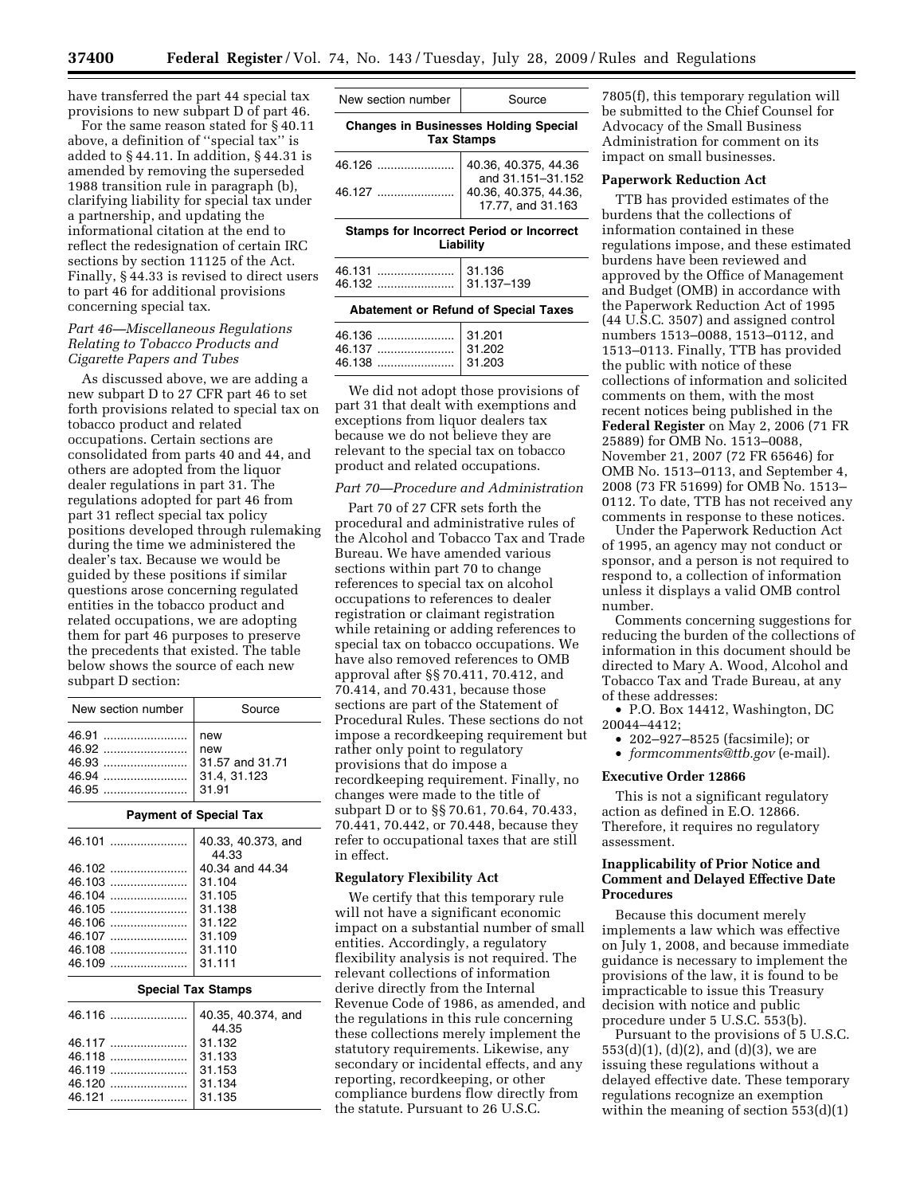have transferred the part 44 special tax provisions to new subpart D of part 46.

For the same reason stated for § 40.11 above, a definition of ''special tax'' is added to § 44.11. In addition, § 44.31 is amended by removing the superseded 1988 transition rule in paragraph (b), clarifying liability for special tax under a partnership, and updating the informational citation at the end to reflect the redesignation of certain IRC sections by section 11125 of the Act. Finally, § 44.33 is revised to direct users to part 46 for additional provisions concerning special tax.

*Part 46—Miscellaneous Regulations Relating to Tobacco Products and Cigarette Papers and Tubes*

As discussed above, we are adding a new subpart D to 27 CFR part 46 to set forth provisions related to special tax on tobacco product and related occupations. Certain sections are consolidated from parts 40 and 44, and others are adopted from the liquor dealer regulations in part 31. The regulations adopted for part 46 from part 31 reflect special tax policy positions developed through rulemaking during the time we administered the dealer's tax. Because we would be guided by these positions if similar questions arose concerning regulated entities in the tobacco product and related occupations, we are adopting them for part 46 purposes to preserve the precedents that existed. The table below shows the source of each new subpart D section:

| New section number | Source |
| --- | --- |
| 46.91 | new |
| 46.92 | new |
| 46.93 | 31.57 and 31.71 |
| 46.94 | 31.4, 31.123 |
| 46.95 | 31.91 |
| **Payment of Special Tax** | |
| 46.101 | 40.33, 40.373, and 44.33 |
| 46.102 | 40.34 and 44.34 |
| 46.103 | 31.104 |
| 46.104 | 31.105 |
| 46.105 | 31.138 |
| 46.106 | 31.122 |
| 46.107 | 31.109 |
| 46.108 | 31.110 |
| 46.109 | 31.111 |
| **Special Tax Stamps** | |
| 46.116 | 40.35, 40.374, and 44.35 |
| 46.117 | 31.132 |
| 46.118 | 31.133 |
| 46.119 | 31.153 |
| 46.120 | 31.134 |
| 46.121 | 31.135 |
| **Changes in Businesses Holding Special Tax Stamps** | |
| 46.126 | 40.36, 40.375, 44.36 and 31.151–31.152 |
| 46.127 | 40.36, 40.375, 44.36, 17.77, and 31.163 |
| **Stamps for Incorrect Period or Incorrect Liability** | |
| 46.131 | 31.136 |
| 46.132 | 31.137–139 |
| **Abatement or Refund of Special Taxes** | |
| 46.136 | 31.201 |
| 46.137 | 31.202 |
| 46.138 | 31.203 |

We did not adopt those provisions of part 31 that dealt with exemptions and exceptions from liquor dealers tax because we do not believe they are relevant to the special tax on tobacco product and related occupations.

*Part 70—Procedure and Administration*

Part 70 of 27 CFR sets forth the procedural and administrative rules of the Alcohol and Tobacco Tax and Trade Bureau. We have amended various sections within part 70 to change references to special tax on alcohol occupations to references to dealer registration or claimant registration while retaining or adding references to special tax on tobacco occupations. We have also removed references to OMB approval after §§ 70.411, 70.412, and 70.414, and 70.431, because those sections are part of the Statement of Procedural Rules. These sections do not impose a recordkeeping requirement but rather only point to regulatory provisions that do impose a recordkeeping requirement. Finally, no changes were made to the title of subpart D or to §§ 70.61, 70.64, 70.433, 70.441, 70.442, or 70.448, because they refer to occupational taxes that are still in effect.

**Regulatory Flexibility Act**

We certify that this temporary rule will not have a significant economic impact on a substantial number of small entities. Accordingly, a regulatory flexibility analysis is not required. The relevant collections of information derive directly from the Internal Revenue Code of 1986, as amended, and the regulations in this rule concerning these collections merely implement the statutory requirements. Likewise, any secondary or incidental effects, and any reporting, recordkeeping, or other compliance burdens flow directly from the statute. Pursuant to 26 U.S.C. 7805(f), this temporary regulation will be submitted to the Chief Counsel for Advocacy of the Small Business Administration for comment on its impact on small businesses.

**Paperwork Reduction Act**

TTB has provided estimates of the burdens that the collections of information contained in these regulations impose, and these estimated burdens have been reviewed and approved by the Office of Management and Budget (OMB) in accordance with the Paperwork Reduction Act of 1995 (44 U.S.C. 3507) and assigned control numbers 1513–0088, 1513–0112, and 1513–0113. Finally, TTB has provided the public with notice of these collections of information and solicited comments on them, with the most recent notices being published in the **Federal Register** on May 2, 2006 (71 FR 25889) for OMB No. 1513–0088, November 21, 2007 (72 FR 65646) for OMB No. 1513–0113, and September 4, 2008 (73 FR 51699) for OMB No. 1513–0112. To date, TTB has not received any comments in response to these notices.

Under the Paperwork Reduction Act of 1995, an agency may not conduct or sponsor, and a person is not required to respond to, a collection of information unless it displays a valid OMB control number.

Comments concerning suggestions for reducing the burden of the collections of information in this document should be directed to Mary A. Wood, Alcohol and Tobacco Tax and Trade Bureau, at any of these addresses:

- P.O. Box 14412, Washington, DC 20044–4412;
- 202–927–8525 (facsimile); or
- *formcomments@ttb.gov* (e-mail).

**Executive Order 12866**

This is not a significant regulatory action as defined in E.O. 12866. Therefore, it requires no regulatory assessment.

**Inapplicability of Prior Notice and Comment and Delayed Effective Date Procedures**

Because this document merely implements a law which was effective on July 1, 2008, and because immediate guidance is necessary to implement the provisions of the law, it is found to be impracticable to issue this Treasury decision with notice and public procedure under 5 U.S.C. 553(b).

Pursuant to the provisions of 5 U.S.C. 553(d)(1), (d)(2), and (d)(3), we are issuing these regulations without a delayed effective date. These temporary regulations recognize an exemption within the meaning of section 553(d)(1)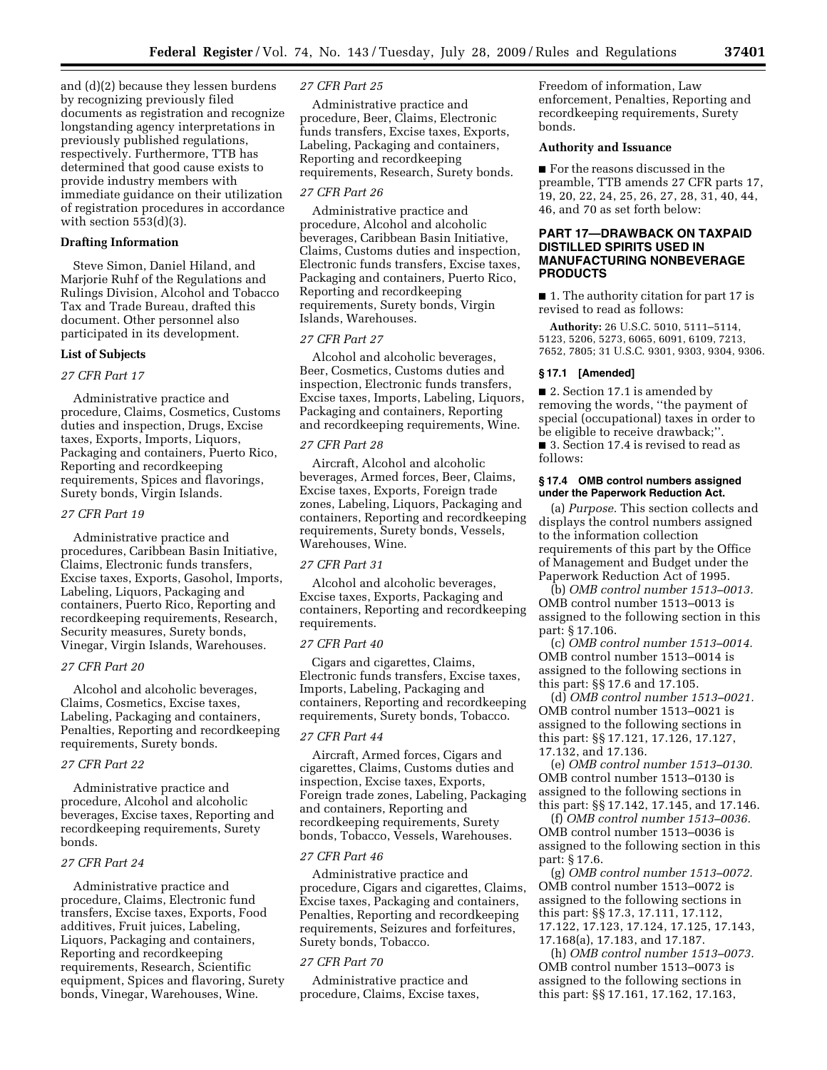and (d)(2) because they lessen burdens by recognizing previously filed documents as registration and recognize longstanding agency interpretations in previously published regulations, respectively. Furthermore, TTB has determined that good cause exists to provide industry members with immediate guidance on their utilization of registration procedures in accordance with section 553(d)(3).

**Drafting Information**

Steve Simon, Daniel Hiland, and Marjorie Ruhf of the Regulations and Rulings Division, Alcohol and Tobacco Tax and Trade Bureau, drafted this document. Other personnel also participated in its development.

**List of Subjects**

*27 CFR Part 17*

Administrative practice and procedure, Claims, Cosmetics, Customs duties and inspection, Drugs, Excise taxes, Exports, Imports, Liquors, Packaging and containers, Puerto Rico, Reporting and recordkeeping requirements, Spices and flavorings, Surety bonds, Virgin Islands.

*27 CFR Part 19*

Administrative practice and procedures, Caribbean Basin Initiative, Claims, Electronic funds transfers, Excise taxes, Exports, Gasohol, Imports, Labeling, Liquors, Packaging and containers, Puerto Rico, Reporting and recordkeeping requirements, Research, Security measures, Surety bonds, Vinegar, Virgin Islands, Warehouses.

*27 CFR Part 20*

Alcohol and alcoholic beverages, Claims, Cosmetics, Excise taxes, Labeling, Packaging and containers, Penalties, Reporting and recordkeeping requirements, Surety bonds.

*27 CFR Part 22*

Administrative practice and procedure, Alcohol and alcoholic beverages, Excise taxes, Reporting and recordkeeping requirements, Surety bonds.

*27 CFR Part 24*

Administrative practice and procedure, Claims, Electronic fund transfers, Excise taxes, Exports, Food additives, Fruit juices, Labeling, Liquors, Packaging and containers, Reporting and recordkeeping requirements, Research, Scientific equipment, Spices and flavoring, Surety bonds, Vinegar, Warehouses, Wine.

*27 CFR Part 25*

Administrative practice and procedure, Beer, Claims, Electronic funds transfers, Excise taxes, Exports, Labeling, Packaging and containers, Reporting and recordkeeping requirements, Research, Surety bonds.

*27 CFR Part 26*

Administrative practice and procedure, Alcohol and alcoholic beverages, Caribbean Basin Initiative, Claims, Customs duties and inspection, Electronic funds transfers, Excise taxes, Packaging and containers, Puerto Rico, Reporting and recordkeeping requirements, Surety bonds, Virgin Islands, Warehouses.

*27 CFR Part 27*

Alcohol and alcoholic beverages, Beer, Cosmetics, Customs duties and inspection, Electronic funds transfers, Excise taxes, Imports, Labeling, Liquors, Packaging and containers, Reporting and recordkeeping requirements, Wine.

*27 CFR Part 28*

Aircraft, Alcohol and alcoholic beverages, Armed forces, Beer, Claims, Excise taxes, Exports, Foreign trade zones, Labeling, Liquors, Packaging and containers, Reporting and recordkeeping requirements, Surety bonds, Vessels, Warehouses, Wine.

*27 CFR Part 31*

Alcohol and alcoholic beverages, Excise taxes, Exports, Packaging and containers, Reporting and recordkeeping requirements.

*27 CFR Part 40*

Cigars and cigarettes, Claims, Electronic funds transfers, Excise taxes, Imports, Labeling, Packaging and containers, Reporting and recordkeeping requirements, Surety bonds, Tobacco.

*27 CFR Part 44*

Aircraft, Armed forces, Cigars and cigarettes, Claims, Customs duties and inspection, Excise taxes, Exports, Foreign trade zones, Labeling, Packaging and containers, Reporting and recordkeeping requirements, Surety bonds, Tobacco, Vessels, Warehouses.

*27 CFR Part 46*

Administrative practice and procedure, Cigars and cigarettes, Claims, Excise taxes, Packaging and containers, Penalties, Reporting and recordkeeping requirements, Seizures and forfeitures, Surety bonds, Tobacco.

*27 CFR Part 70*

Administrative practice and procedure, Claims, Excise taxes, Freedom of information, Law enforcement, Penalties, Reporting and recordkeeping requirements, Surety bonds.

**Authority and Issuance**

■ For the reasons discussed in the preamble, TTB amends 27 CFR parts 17, 19, 20, 22, 24, 25, 26, 27, 28, 31, 40, 44, 46, and 70 as set forth below:

## PART 17—DRAWBACK ON TAXPAID DISTILLED SPIRITS USED IN MANUFACTURING NONBEVERAGE PRODUCTS

■ 1. The authority citation for part 17 is revised to read as follows:

**Authority:** 26 U.S.C. 5010, 5111–5114, 5123, 5206, 5273, 6065, 6091, 6109, 7213, 7652, 7805; 31 U.S.C. 9301, 9303, 9304, 9306.

**§ 17.1 [Amended]**

■ 2. Section 17.1 is amended by removing the words, "the payment of special (occupational) taxes in order to be eligible to receive drawback;".

■ 3. Section 17.4 is revised to read as follows:

**§ 17.4 OMB control numbers assigned under the Paperwork Reduction Act.**

(a) *Purpose.* This section collects and displays the control numbers assigned to the information collection requirements of this part by the Office of Management and Budget under the Paperwork Reduction Act of 1995.

(b) *OMB control number 1513–0013.* OMB control number 1513–0013 is assigned to the following section in this part: § 17.106.

(c) *OMB control number 1513–0014.* OMB control number 1513–0014 is assigned to the following sections in this part: §§ 17.6 and 17.105.

(d) *OMB control number 1513–0021.* OMB control number 1513–0021 is assigned to the following sections in this part: §§ 17.121, 17.126, 17.127, 17.132, and 17.136.

(e) *OMB control number 1513–0130.* OMB control number 1513–0130 is assigned to the following sections in this part: §§ 17.142, 17.145, and 17.146.

(f) *OMB control number 1513–0036.* OMB control number 1513–0036 is assigned to the following section in this part: § 17.6.

(g) *OMB control number 1513–0072.* OMB control number 1513–0072 is assigned to the following sections in this part: §§ 17.3, 17.111, 17.112, 17.122, 17.123, 17.124, 17.125, 17.143, 17.168(a), 17.183, and 17.187.

(h) *OMB control number 1513–0073.* OMB control number 1513–0073 is assigned to the following sections in this part: §§ 17.161, 17.162, 17.163,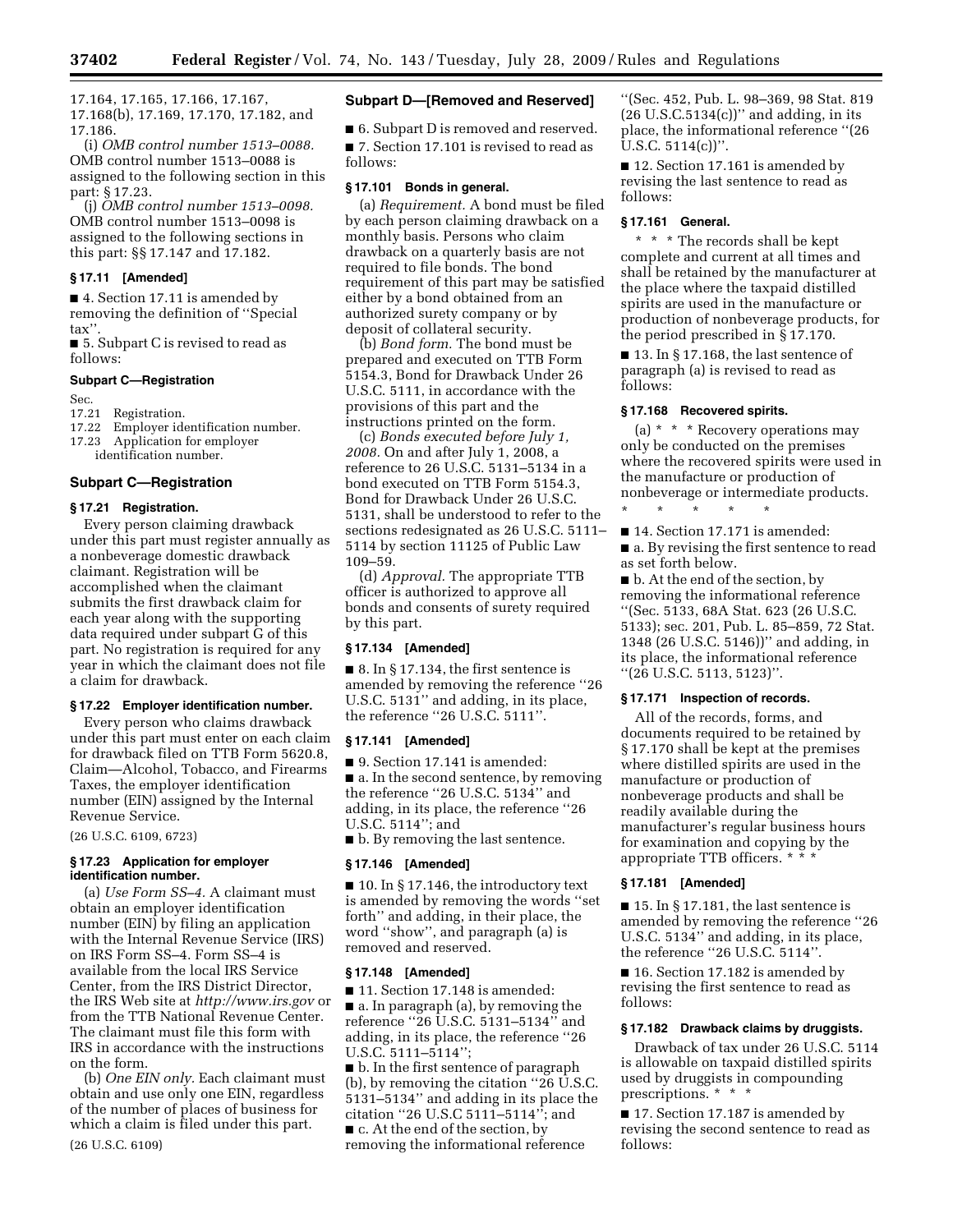17.164, 17.165, 17.166, 17.167, 17.168(b), 17.169, 17.170, 17.182, and 17.186.

(i) *OMB control number 1513–0088.* OMB control number 1513–0088 is assigned to the following section in this part: § 17.23.

(j) *OMB control number 1513–0098.* OMB control number 1513–0098 is assigned to the following sections in this part: §§ 17.147 and 17.182.

### § 17.11 [Amended]

■ 4. Section 17.11 is amended by removing the definition of ''Special tax''.

■ 5. Subpart C is revised to read as follows:

#### Subpart C—Registration

Sec.
17.21 Registration.
17.22 Employer identification number.
17.23 Application for employer identification number.

## Subpart C—Registration

### § 17.21 Registration.

Every person claiming drawback under this part must register annually as a nonbeverage domestic drawback claimant. Registration will be accomplished when the claimant submits the first drawback claim for each year along with the supporting data required under subpart G of this part. No registration is required for any year in which the claimant does not file a claim for drawback.

### § 17.22 Employer identification number.

Every person who claims drawback under this part must enter on each claim for drawback filed on TTB Form 5620.8, Claim—Alcohol, Tobacco, and Firearms Taxes, the employer identification number (EIN) assigned by the Internal Revenue Service.

(26 U.S.C. 6109, 6723)

### § 17.23 Application for employer identification number.

(a) *Use Form SS–4.* A claimant must obtain an employer identification number (EIN) by filing an application with the Internal Revenue Service (IRS) on IRS Form SS–4. Form SS–4 is available from the local IRS Service Center, from the IRS District Director, the IRS Web site at *http://www.irs.gov* or from the TTB National Revenue Center. The claimant must file this form with IRS in accordance with the instructions on the form.

(b) *One EIN only.* Each claimant must obtain and use only one EIN, regardless of the number of places of business for which a claim is filed under this part.

(26 U.S.C. 6109)

## Subpart D—[Removed and Reserved]

■ 6. Subpart D is removed and reserved.

■ 7. Section 17.101 is revised to read as follows:

### § 17.101 Bonds in general.

(a) *Requirement.* A bond must be filed by each person claiming drawback on a monthly basis. Persons who claim drawback on a quarterly basis are not required to file bonds. The bond requirement of this part may be satisfied either by a bond obtained from an authorized surety company or by deposit of collateral security.

(b) *Bond form.* The bond must be prepared and executed on TTB Form 5154.3, Bond for Drawback Under 26 U.S.C. 5111, in accordance with the provisions of this part and the instructions printed on the form.

(c) *Bonds executed before July 1, 2008.* On and after July 1, 2008, a reference to 26 U.S.C. 5131–5134 in a bond executed on TTB Form 5154.3, Bond for Drawback Under 26 U.S.C. 5131, shall be understood to refer to the sections redesignated as 26 U.S.C. 5111–5114 by section 11125 of Public Law 109–59.

(d) *Approval.* The appropriate TTB officer is authorized to approve all bonds and consents of surety required by this part.

### § 17.134 [Amended]

■ 8. In § 17.134, the first sentence is amended by removing the reference ''26 U.S.C. 5131'' and adding, in its place, the reference ''26 U.S.C. 5111''.

### § 17.141 [Amended]

■ 9. Section 17.141 is amended:

■ a. In the second sentence, by removing the reference ''26 U.S.C. 5134'' and adding, in its place, the reference ''26 U.S.C. 5114''; and

■ b. By removing the last sentence.

### § 17.146 [Amended]

■ 10. In § 17.146, the introductory text is amended by removing the words ''set forth'' and adding, in their place, the word ''show'', and paragraph (a) is removed and reserved.

### § 17.148 [Amended]

■ 11. Section 17.148 is amended:

■ a. In paragraph (a), by removing the reference ''26 U.S.C. 5131–5134'' and adding, in its place, the reference ''26 U.S.C. 5111–5114'';

■ b. In the first sentence of paragraph (b), by removing the citation ''26 U.S.C. 5131–5134'' and adding in its place the citation ''26 U.S.C 5111–5114''; and

■ c. At the end of the section, by removing the informational reference ''(Sec. 452, Pub. L. 98–369, 98 Stat. 819 (26 U.S.C.5134(c))'' and adding, in its place, the informational reference ''(26 U.S.C. 5114(c))''.

■ 12. Section 17.161 is amended by revising the last sentence to read as follows:

### § 17.161 General.

\* \* \* The records shall be kept complete and current at all times and shall be retained by the manufacturer at the place where the taxpaid distilled spirits are used in the manufacture or production of nonbeverage products, for the period prescribed in § 17.170.

■ 13. In § 17.168, the last sentence of paragraph (a) is revised to read as follows:

### § 17.168 Recovered spirits.

(a) \* \* \* Recovery operations may only be conducted on the premises where the recovered spirits were used in the manufacture or production of nonbeverage or intermediate products.

\* \* \* \* \*

■ 14. Section 17.171 is amended:

■ a. By revising the first sentence to read as set forth below.

■ b. At the end of the section, by removing the informational reference ''(Sec. 5133, 68A Stat. 623 (26 U.S.C. 5133); sec. 201, Pub. L. 85–859, 72 Stat. 1348 (26 U.S.C. 5146))'' and adding, in its place, the informational reference ''(26 U.S.C. 5113, 5123)''.

### § 17.171 Inspection of records.

All of the records, forms, and documents required to be retained by § 17.170 shall be kept at the premises where distilled spirits are used in the manufacture or production of nonbeverage products and shall be readily available during the manufacturer's regular business hours for examination and copying by the appropriate TTB officers. \* \* \*

### § 17.181 [Amended]

■ 15. In § 17.181, the last sentence is amended by removing the reference ''26 U.S.C. 5134'' and adding, in its place, the reference ''26 U.S.C. 5114''.

■ 16. Section 17.182 is amended by revising the first sentence to read as follows:

### § 17.182 Drawback claims by druggists.

Drawback of tax under 26 U.S.C. 5114 is allowable on taxpaid distilled spirits used by druggists in compounding prescriptions. \* \* \*

■ 17. Section 17.187 is amended by revising the second sentence to read as follows: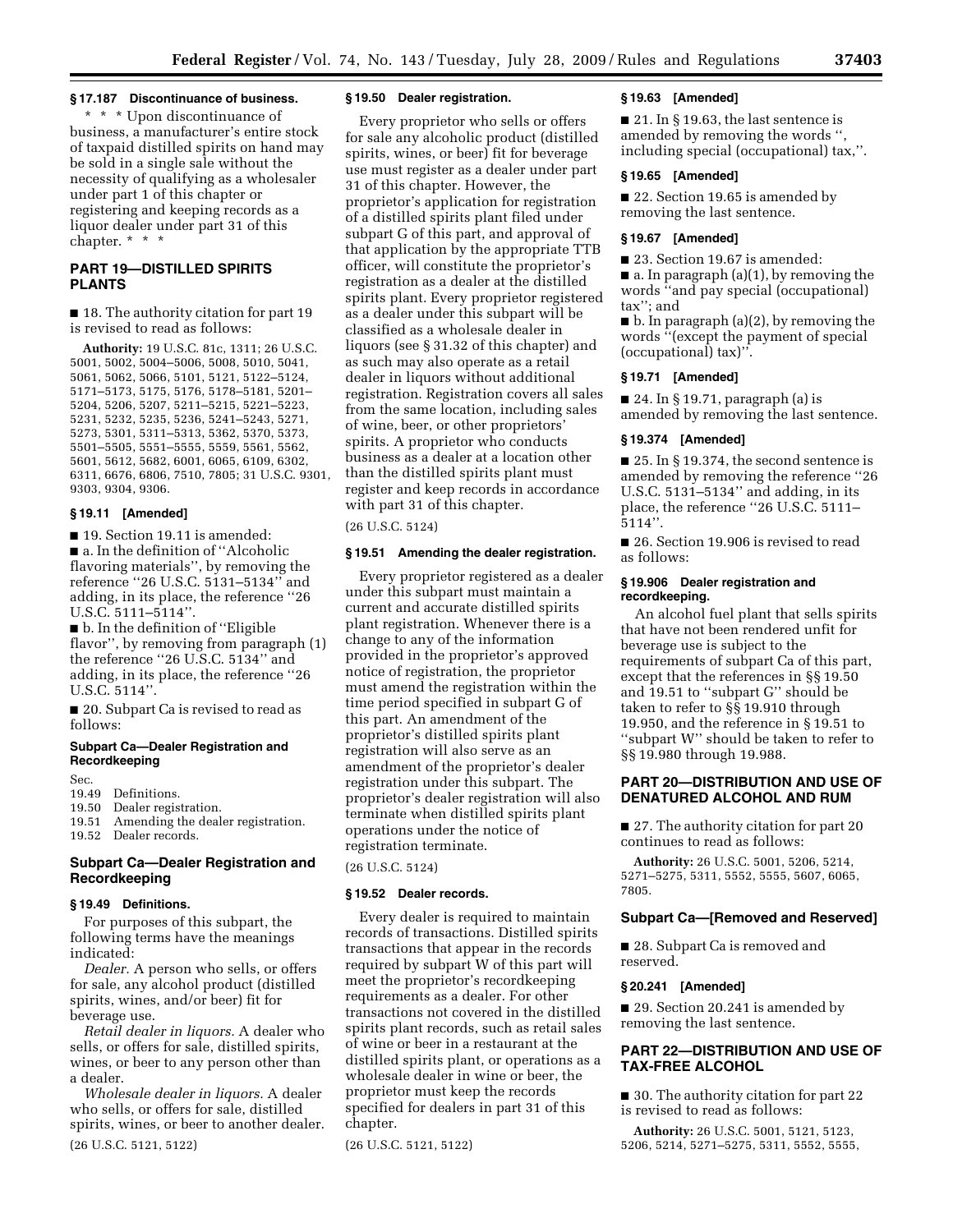### § 17.187 Discontinuance of business.

\* \* \* Upon discontinuance of business, a manufacturer's entire stock of taxpaid distilled spirits on hand may be sold in a single sale without the necessity of qualifying as a wholesaler under part 1 of this chapter or registering and keeping records as a liquor dealer under part 31 of this chapter. \* \* \*

## PART 19—DISTILLED SPIRITS PLANTS

■ 18. The authority citation for part 19 is revised to read as follows:

**Authority:** 19 U.S.C. 81c, 1311; 26 U.S.C. 5001, 5002, 5004–5006, 5008, 5010, 5041, 5061, 5062, 5066, 5101, 5121, 5122–5124, 5171–5173, 5175, 5176, 5178–5181, 5201–5204, 5206, 5207, 5211–5215, 5221–5223, 5231, 5232, 5235, 5236, 5241–5243, 5271, 5273, 5301, 5311–5313, 5362, 5370, 5373, 5501–5505, 5551–5555, 5559, 5561, 5562, 5601, 5612, 5682, 6001, 6065, 6109, 6302, 6311, 6676, 6806, 7510, 7805; 31 U.S.C. 9301, 9303, 9304, 9306.

### § 19.11 [Amended]

■ 19. Section 19.11 is amended:

■ a. In the definition of ''Alcoholic flavoring materials'', by removing the reference ''26 U.S.C. 5131–5134'' and adding, in its place, the reference ''26 U.S.C. 5111–5114''.

■ b. In the definition of ''Eligible flavor'', by removing from paragraph (1) the reference ''26 U.S.C. 5134'' and adding, in its place, the reference ''26 U.S.C. 5114''.

■ 20. Subpart Ca is revised to read as follows:

**Subpart Ca—Dealer Registration and Recordkeeping**

Sec.
19.49 Definitions.
19.50 Dealer registration.
19.51 Amending the dealer registration.
19.52 Dealer records.

### Subpart Ca—Dealer Registration and Recordkeeping

### § 19.49 Definitions.

For purposes of this subpart, the following terms have the meanings indicated:

*Dealer.* A person who sells, or offers for sale, any alcohol product (distilled spirits, wines, and/or beer) fit for beverage use.

*Retail dealer in liquors.* A dealer who sells, or offers for sale, distilled spirits, wines, or beer to any person other than a dealer.

*Wholesale dealer in liquors.* A dealer who sells, or offers for sale, distilled spirits, wines, or beer to another dealer.

(26 U.S.C. 5121, 5122)

### § 19.50 Dealer registration.

Every proprietor who sells or offers for sale any alcoholic product (distilled spirits, wines, or beer) fit for beverage use must register as a dealer under part 31 of this chapter. However, the proprietor's application for registration of a distilled spirits plant filed under subpart G of this part, and approval of that application by the appropriate TTB officer, will constitute the proprietor's registration as a dealer at the distilled spirits plant. Every proprietor registered as a dealer under this subpart will be classified as a wholesale dealer in liquors (see § 31.32 of this chapter) and as such may also operate as a retail dealer in liquors without additional registration. Registration covers all sales from the same location, including sales of wine, beer, or other proprietors' spirits. A proprietor who conducts business as a dealer at a location other than the distilled spirits plant must register and keep records in accordance with part 31 of this chapter.

(26 U.S.C. 5124)

### § 19.51 Amending the dealer registration.

Every proprietor registered as a dealer under this subpart must maintain a current and accurate distilled spirits plant registration. Whenever there is a change to any of the information provided in the proprietor's approved notice of registration, the proprietor must amend the registration within the time period specified in subpart G of this part. An amendment of the proprietor's distilled spirits plant registration will also serve as an amendment of the proprietor's dealer registration under this subpart. The proprietor's dealer registration will also terminate when distilled spirits plant operations under the notice of registration terminate.

(26 U.S.C. 5124)

### § 19.52 Dealer records.

Every dealer is required to maintain records of transactions. Distilled spirits transactions that appear in the records required by subpart W of this part will meet the proprietor's recordkeeping requirements as a dealer. For other transactions not covered in the distilled spirits plant records, such as retail sales of wine or beer in a restaurant at the distilled spirits plant, or operations as a wholesale dealer in wine or beer, the proprietor must keep the records specified for dealers in part 31 of this chapter.

(26 U.S.C. 5121, 5122)

### § 19.63 [Amended]

■ 21. In § 19.63, the last sentence is amended by removing the words '', including special (occupational) tax,''.

### § 19.65 [Amended]

■ 22. Section 19.65 is amended by removing the last sentence.

### § 19.67 [Amended]

■ 23. Section 19.67 is amended:

■ a. In paragraph (a)(1), by removing the words ''and pay special (occupational) tax''; and

■ b. In paragraph (a)(2), by removing the words ''(except the payment of special (occupational) tax)''.

### § 19.71 [Amended]

■ 24. In § 19.71, paragraph (a) is amended by removing the last sentence.

### § 19.374 [Amended]

■ 25. In § 19.374, the second sentence is amended by removing the reference ''26 U.S.C. 5131–5134'' and adding, in its place, the reference ''26 U.S.C. 5111–5114''.

■ 26. Section 19.906 is revised to read as follows:

### § 19.906 Dealer registration and recordkeeping.

An alcohol fuel plant that sells spirits that have not been rendered unfit for beverage use is subject to the requirements of subpart Ca of this part, except that the references in §§ 19.50 and 19.51 to ''subpart G'' should be taken to refer to §§ 19.910 through 19.950, and the reference in § 19.51 to ''subpart W'' should be taken to refer to §§ 19.980 through 19.988.

## PART 20—DISTRIBUTION AND USE OF DENATURED ALCOHOL AND RUM

■ 27. The authority citation for part 20 continues to read as follows:

**Authority:** 26 U.S.C. 5001, 5206, 5214, 5271–5275, 5311, 5552, 5555, 5607, 6065, 7805.

### Subpart Ca—[Removed and Reserved]

■ 28. Subpart Ca is removed and reserved.

### § 20.241 [Amended]

■ 29. Section 20.241 is amended by removing the last sentence.

## PART 22—DISTRIBUTION AND USE OF TAX-FREE ALCOHOL

■ 30. The authority citation for part 22 is revised to read as follows:

**Authority:** 26 U.S.C. 5001, 5121, 5123, 5206, 5214, 5271–5275, 5311, 5552, 5555,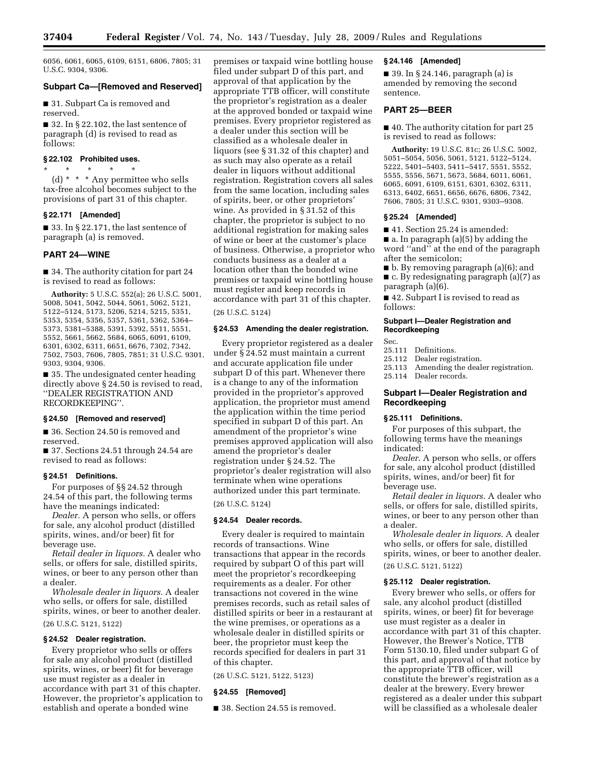6056, 6061, 6065, 6109, 6151, 6806, 7805; 31 U.S.C. 9304, 9306.

### Subpart Ca—[Removed and Reserved]

■ 31. Subpart Ca is removed and reserved.

■ 32. In § 22.102, the last sentence of paragraph (d) is revised to read as follows:

#### § 22.102 Prohibited uses.

\* \* \* \* \*

(d) * * * Any permittee who sells tax-free alcohol becomes subject to the provisions of part 31 of this chapter.

#### § 22.171 [Amended]

■ 33. In § 22.171, the last sentence of paragraph (a) is removed.

### PART 24—WINE

■ 34. The authority citation for part 24 is revised to read as follows:

**Authority:** 5 U.S.C. 552(a); 26 U.S.C. 5001, 5008, 5041, 5042, 5044, 5061, 5062, 5121, 5122–5124, 5173, 5206, 5214, 5215, 5351, 5353, 5354, 5356, 5357, 5361, 5362, 5364–5373, 5381–5388, 5391, 5392, 5511, 5551, 5552, 5661, 5662, 5684, 6065, 6091, 6109, 6301, 6302, 6311, 6651, 6676, 7302, 7342, 7502, 7503, 7606, 7805, 7851; 31 U.S.C. 9301, 9303, 9304, 9306.

■ 35. The undesignated center heading directly above § 24.50 is revised to read, ''DEALER REGISTRATION AND RECORDKEEPING''.

#### § 24.50 [Removed and reserved]

■ 36. Section 24.50 is removed and reserved.

■ 37. Sections 24.51 through 24.54 are revised to read as follows:

#### § 24.51 Definitions.

For purposes of §§ 24.52 through 24.54 of this part, the following terms have the meanings indicated:

*Dealer.* A person who sells, or offers for sale, any alcohol product (distilled spirits, wines, and/or beer) fit for beverage use.

*Retail dealer in liquors.* A dealer who sells, or offers for sale, distilled spirits, wines, or beer to any person other than a dealer.

*Wholesale dealer in liquors.* A dealer who sells, or offers for sale, distilled spirits, wines, or beer to another dealer.

(26 U.S.C. 5121, 5122)

#### § 24.52 Dealer registration.

Every proprietor who sells or offers for sale any alcohol product (distilled spirits, wines, or beer) fit for beverage use must register as a dealer in accordance with part 31 of this chapter. However, the proprietor's application to establish and operate a bonded wine premises or taxpaid wine bottling house filed under subpart D of this part, and approval of that application by the appropriate TTB officer, will constitute the proprietor's registration as a dealer at the approved bonded or taxpaid wine premises. Every proprietor registered as a dealer under this section will be classified as a wholesale dealer in liquors (see § 31.32 of this chapter) and as such may also operate as a retail dealer in liquors without additional registration. Registration covers all sales from the same location, including sales of spirits, beer, or other proprietors' wine. As provided in § 31.52 of this chapter, the proprietor is subject to no additional registration for making sales of wine or beer at the customer's place of business. Otherwise, a proprietor who conducts business as a dealer at a location other than the bonded wine premises or taxpaid wine bottling house must register and keep records in accordance with part 31 of this chapter.

(26 U.S.C. 5124)

#### § 24.53 Amending the dealer registration.

Every proprietor registered as a dealer under § 24.52 must maintain a current and accurate application file under subpart D of this part. Whenever there is a change to any of the information provided in the proprietor's approved application, the proprietor must amend the application within the time period specified in subpart D of this part. An amendment of the proprietor's wine premises approved application will also amend the proprietor's dealer registration under § 24.52. The proprietor's dealer registration will also terminate when wine operations authorized under this part terminate.

(26 U.S.C. 5124)

#### § 24.54 Dealer records.

Every dealer is required to maintain records of transactions. Wine transactions that appear in the records required by subpart O of this part will meet the proprietor's recordkeeping requirements as a dealer. For other transactions not covered in the wine premises records, such as retail sales of distilled spirits or beer in a restaurant at the wine premises, or operations as a wholesale dealer in distilled spirits or beer, the proprietor must keep the records specified for dealers in part 31 of this chapter.

(26 U.S.C. 5121, 5122, 5123)

#### § 24.55 [Removed]

■ 38. Section 24.55 is removed.

#### § 24.146 [Amended]

■ 39. In § 24.146, paragraph (a) is amended by removing the second sentence.

### PART 25—BEER

■ 40. The authority citation for part 25 is revised to read as follows:

**Authority:** 19 U.S.C. 81c; 26 U.S.C. 5002, 5051–5054, 5056, 5061, 5121, 5122–5124, 5222, 5401–5403, 5411–5417, 5551, 5552, 5555, 5556, 5671, 5673, 5684, 6011, 6061, 6065, 6091, 6109, 6151, 6301, 6302, 6311, 6313, 6402, 6651, 6656, 6676, 6806, 7342, 7606, 7805; 31 U.S.C. 9301, 9303–9308.

#### § 25.24 [Amended]

■ 41. Section 25.24 is amended:

■ a. In paragraph (a)(5) by adding the word ''and'' at the end of the paragraph after the semicolon;

■ b. By removing paragraph (a)(6); and

■ c. By redesignating paragraph (a)(7) as paragraph (a)(6).

■ 42. Subpart I is revised to read as follows:

#### Subpart I—Dealer Registration and Recordkeeping

Sec.
25.111 Definitions.
25.112 Dealer registration.
25.113 Amending the dealer registration.
25.114 Dealer records.

#### Subpart I—Dealer Registration and Recordkeeping

#### § 25.111 Definitions.

For purposes of this subpart, the following terms have the meanings indicated:

*Dealer.* A person who sells, or offers for sale, any alcohol product (distilled spirits, wines, and/or beer) fit for beverage use.

*Retail dealer in liquors.* A dealer who sells, or offers for sale, distilled spirits, wines, or beer to any person other than a dealer.

*Wholesale dealer in liquors.* A dealer who sells, or offers for sale, distilled spirits, wines, or beer to another dealer.

(26 U.S.C. 5121, 5122)

#### § 25.112 Dealer registration.

Every brewer who sells, or offers for sale, any alcohol product (distilled spirits, wines, or beer) fit for beverage use must register as a dealer in accordance with part 31 of this chapter. However, the Brewer's Notice, TTB Form 5130.10, filed under subpart G of this part, and approval of that notice by the appropriate TTB officer, will constitute the brewer's registration as a dealer at the brewery. Every brewer registered as a dealer under this subpart will be classified as a wholesale dealer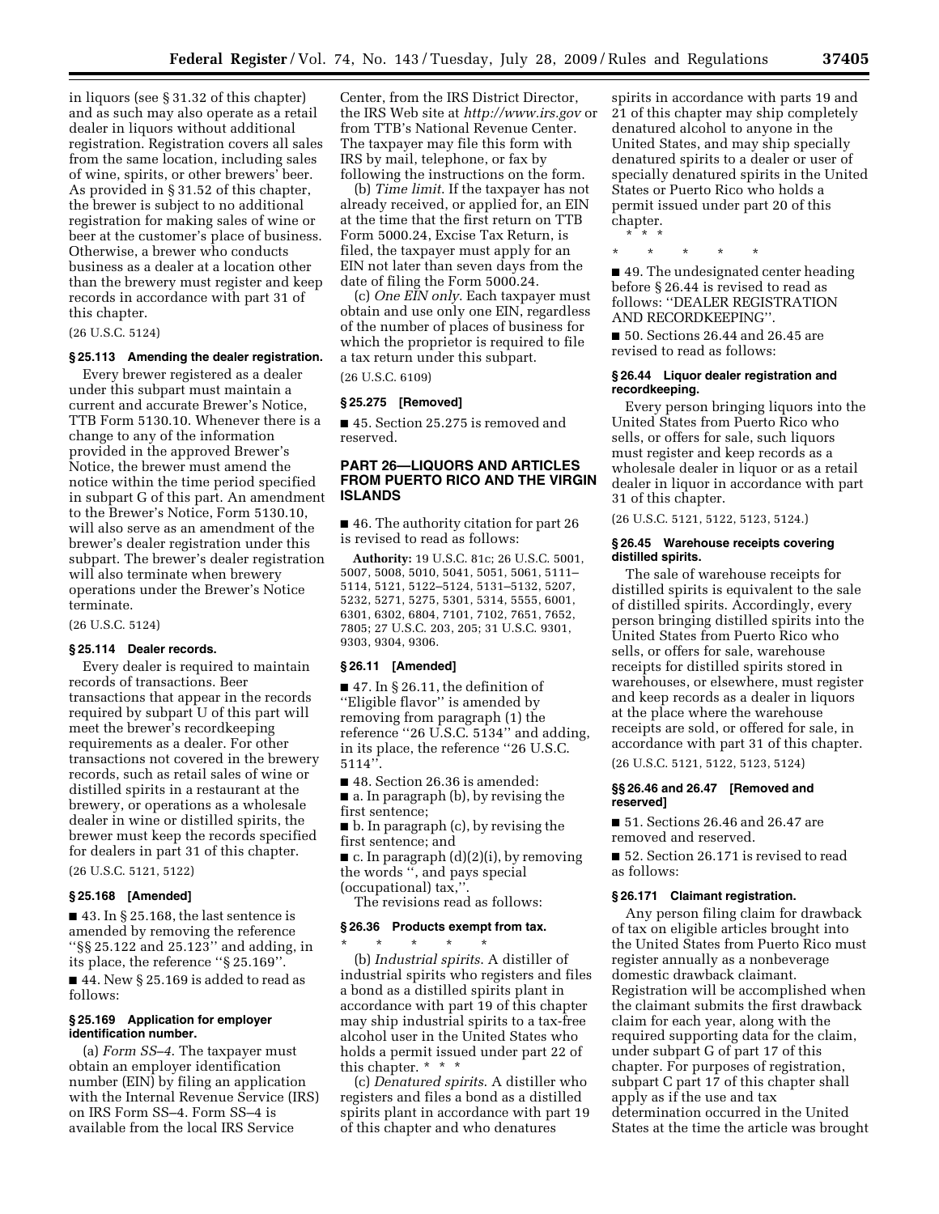in liquors (see § 31.32 of this chapter) and as such may also operate as a retail dealer in liquors without additional registration. Registration covers all sales from the same location, including sales of wine, spirits, or other brewers' beer. As provided in § 31.52 of this chapter, the brewer is subject to no additional registration for making sales of wine or beer at the customer's place of business. Otherwise, a brewer who conducts business as a dealer at a location other than the brewery must register and keep records in accordance with part 31 of this chapter.

(26 U.S.C. 5124)

**§ 25.113 Amending the dealer registration.**

Every brewer registered as a dealer under this subpart must maintain a current and accurate Brewer's Notice, TTB Form 5130.10. Whenever there is a change to any of the information provided in the approved Brewer's Notice, the brewer must amend the notice within the time period specified in subpart G of this part. An amendment to the Brewer's Notice, Form 5130.10, will also serve as an amendment of the brewer's dealer registration under this subpart. The brewer's dealer registration will also terminate when brewery operations under the Brewer's Notice terminate.

(26 U.S.C. 5124)

**§ 25.114 Dealer records.**

Every dealer is required to maintain records of transactions. Beer transactions that appear in the records required by subpart U of this part will meet the brewer's recordkeeping requirements as a dealer. For other transactions not covered in the brewery records, such as retail sales of wine or distilled spirits in a restaurant at the brewery, or operations as a wholesale dealer in wine or distilled spirits, the brewer must keep the records specified for dealers in part 31 of this chapter.

(26 U.S.C. 5121, 5122)

**§ 25.168 [Amended]**

■ 43. In § 25.168, the last sentence is amended by removing the reference ''§§ 25.122 and 25.123'' and adding, in its place, the reference ''§ 25.169''.

■ 44. New § 25.169 is added to read as follows:

**§ 25.169 Application for employer identification number.**

(a) *Form SS–4.* The taxpayer must obtain an employer identification number (EIN) by filing an application with the Internal Revenue Service (IRS) on IRS Form SS–4. Form SS–4 is available from the local IRS Service Center, from the IRS District Director, the IRS Web site at *http://www.irs.gov* or from TTB's National Revenue Center. The taxpayer may file this form with IRS by mail, telephone, or fax by following the instructions on the form.

(b) *Time limit.* If the taxpayer has not already received, or applied for, an EIN at the time that the first return on TTB Form 5000.24, Excise Tax Return, is filed, the taxpayer must apply for an EIN not later than seven days from the date of filing the Form 5000.24.

(c) *One EIN only.* Each taxpayer must obtain and use only one EIN, regardless of the number of places of business for which the proprietor is required to file a tax return under this subpart.

(26 U.S.C. 6109)

**§ 25.275 [Removed]**

■ 45. Section 25.275 is removed and reserved.

## PART 26—LIQUORS AND ARTICLES FROM PUERTO RICO AND THE VIRGIN ISLANDS

■ 46. The authority citation for part 26 is revised to read as follows:

**Authority:** 19 U.S.C. 81c; 26 U.S.C. 5001, 5007, 5008, 5010, 5041, 5051, 5061, 5111–5114, 5121, 5122–5124, 5131–5132, 5207, 5232, 5271, 5275, 5301, 5314, 5555, 6001, 6301, 6302, 6804, 7101, 7102, 7651, 7652, 7805; 27 U.S.C. 203, 205; 31 U.S.C. 9301, 9303, 9304, 9306.

**§ 26.11 [Amended]**

■ 47. In § 26.11, the definition of ''Eligible flavor'' is amended by removing from paragraph (1) the reference ''26 U.S.C. 5134'' and adding, in its place, the reference ''26 U.S.C. 5114''.

■ 48. Section 26.36 is amended:

■ a. In paragraph (b), by revising the first sentence;

■ b. In paragraph (c), by revising the first sentence; and

■ c. In paragraph (d)(2)(i), by removing the words '', and pays special (occupational) tax,''.

The revisions read as follows:

**§ 26.36 Products exempt from tax.**

\* \* \* \* \*

(b) *Industrial spirits.* A distiller of industrial spirits who registers and files a bond as a distilled spirits plant in accordance with part 19 of this chapter may ship industrial spirits to a tax-free alcohol user in the United States who holds a permit issued under part 22 of this chapter. \* \* \*

(c) *Denatured spirits.* A distiller who registers and files a bond as a distilled spirits plant in accordance with part 19 of this chapter and who denatures spirits in accordance with parts 19 and 21 of this chapter may ship completely denatured alcohol to anyone in the United States, and may ship specially denatured spirits to a dealer or user of specially denatured spirits in the United States or Puerto Rico who holds a permit issued under part 20 of this chapter. \* \* \*

\* \* \* \* \*

■ 49. The undesignated center heading before § 26.44 is revised to read as follows: ''DEALER REGISTRATION AND RECORDKEEPING''.

■ 50. Sections 26.44 and 26.45 are revised to read as follows:

**§ 26.44 Liquor dealer registration and recordkeeping.**

Every person bringing liquors into the United States from Puerto Rico who sells, or offers for sale, such liquors must register and keep records as a wholesale dealer in liquor or as a retail dealer in liquor in accordance with part 31 of this chapter.

(26 U.S.C. 5121, 5122, 5123, 5124.)

**§ 26.45 Warehouse receipts covering distilled spirits.**

The sale of warehouse receipts for distilled spirits is equivalent to the sale of distilled spirits. Accordingly, every person bringing distilled spirits into the United States from Puerto Rico who sells, or offers for sale, warehouse receipts for distilled spirits stored in warehouses, or elsewhere, must register and keep records as a dealer in liquors at the place where the warehouse receipts are sold, or offered for sale, in accordance with part 31 of this chapter.

(26 U.S.C. 5121, 5122, 5123, 5124)

**§§ 26.46 and 26.47 [Removed and reserved]**

■ 51. Sections 26.46 and 26.47 are removed and reserved.

■ 52. Section 26.171 is revised to read as follows:

**§ 26.171 Claimant registration.**

Any person filing claim for drawback of tax on eligible articles brought into the United States from Puerto Rico must register annually as a nonbeverage domestic drawback claimant. Registration will be accomplished when the claimant submits the first drawback claim for each year, along with the required supporting data for the claim, under subpart G of part 17 of this chapter. For purposes of registration, subpart C part 17 of this chapter shall apply as if the use and tax determination occurred in the United States at the time the article was brought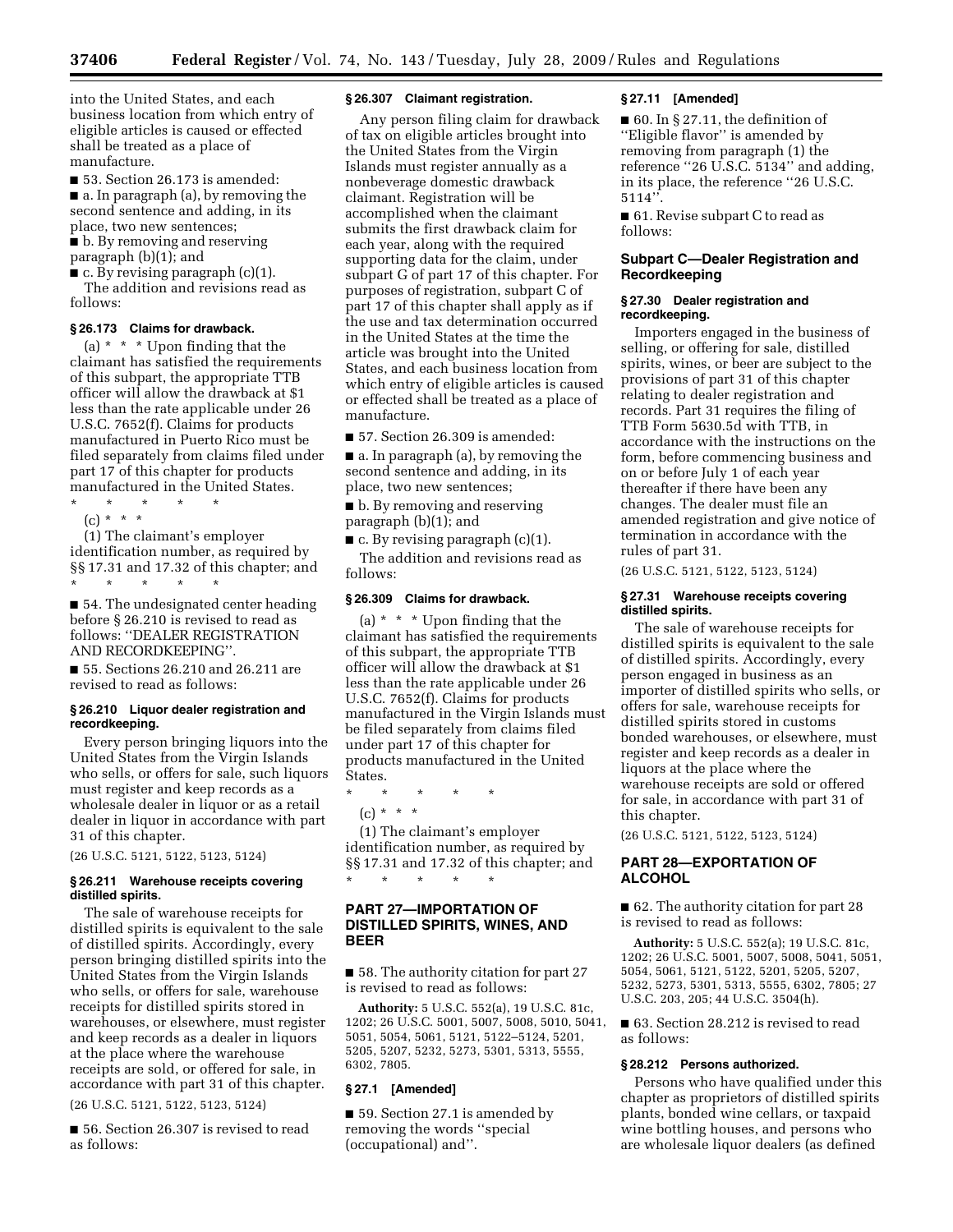into the United States, and each business location from which entry of eligible articles is caused or effected shall be treated as a place of manufacture.

■ 53. Section 26.173 is amended:

■ a. In paragraph (a), by removing the second sentence and adding, in its place, two new sentences;

■ b. By removing and reserving paragraph (b)(1); and

■ c. By revising paragraph (c)(1).

The addition and revisions read as follows:

### § 26.173 Claims for drawback.

(a) * * * Upon finding that the claimant has satisfied the requirements of this subpart, the appropriate TTB officer will allow the drawback at $1 less than the rate applicable under 26 U.S.C. 7652(f). Claims for products manufactured in Puerto Rico must be filed separately from claims filed under part 17 of this chapter for products manufactured in the United States.

\* \* \* \* \*

(c) * * *

(1) The claimant's employer identification number, as required by §§ 17.31 and 17.32 of this chapter; and

\* \* \* \* \*

■ 54. The undesignated center heading before § 26.210 is revised to read as follows: ''DEALER REGISTRATION AND RECORDKEEPING''.

■ 55. Sections 26.210 and 26.211 are revised to read as follows:

### § 26.210 Liquor dealer registration and recordkeeping.

Every person bringing liquors into the United States from the Virgin Islands who sells, or offers for sale, such liquors must register and keep records as a wholesale dealer in liquor or as a retail dealer in liquor in accordance with part 31 of this chapter.

(26 U.S.C. 5121, 5122, 5123, 5124)

### § 26.211 Warehouse receipts covering distilled spirits.

The sale of warehouse receipts for distilled spirits is equivalent to the sale of distilled spirits. Accordingly, every person bringing distilled spirits into the United States from the Virgin Islands who sells, or offers for sale, warehouse receipts for distilled spirits stored in warehouses, or elsewhere, must register and keep records as a dealer in liquors at the place where the warehouse receipts are sold, or offered for sale, in accordance with part 31 of this chapter.

(26 U.S.C. 5121, 5122, 5123, 5124)

■ 56. Section 26.307 is revised to read as follows:

### § 26.307 Claimant registration.

Any person filing claim for drawback of tax on eligible articles brought into the United States from the Virgin Islands must register annually as a nonbeverage domestic drawback claimant. Registration will be accomplished when the claimant submits the first drawback claim for each year, along with the required supporting data for the claim, under subpart G of part 17 of this chapter. For purposes of registration, subpart C of part 17 of this chapter shall apply as if the use and tax determination occurred in the United States at the time the article was brought into the United States, and each business location from which entry of eligible articles is caused or effected shall be treated as a place of manufacture.

■ 57. Section 26.309 is amended:

■ a. In paragraph (a), by removing the second sentence and adding, in its place, two new sentences;

■ b. By removing and reserving paragraph (b)(1); and

■ c. By revising paragraph (c)(1).

The addition and revisions read as follows:

### § 26.309 Claims for drawback.

(a) * * * Upon finding that the claimant has satisfied the requirements of this subpart, the appropriate TTB officer will allow the drawback at $1 less than the rate applicable under 26 U.S.C. 7652(f). Claims for products manufactured in the Virgin Islands must be filed separately from claims filed under part 17 of this chapter for products manufactured in the United States.

\* \* \* \* \*

(c) * * *

(1) The claimant's employer identification number, as required by §§ 17.31 and 17.32 of this chapter; and

\* \* \* \* \*

## PART 27—IMPORTATION OF DISTILLED SPIRITS, WINES, AND BEER

■ 58. The authority citation for part 27 is revised to read as follows:

**Authority:** 5 U.S.C. 552(a), 19 U.S.C. 81c, 1202; 26 U.S.C. 5001, 5007, 5008, 5010, 5041, 5051, 5054, 5061, 5121, 5122–5124, 5201, 5205, 5207, 5232, 5273, 5301, 5313, 5555, 6302, 7805.

### § 27.1 [Amended]

■ 59. Section 27.1 is amended by removing the words ''special (occupational) and''.

### § 27.11 [Amended]

■ 60. In § 27.11, the definition of ''Eligible flavor'' is amended by removing from paragraph (1) the reference ''26 U.S.C. 5134'' and adding, in its place, the reference ''26 U.S.C. 5114''.

■ 61. Revise subpart C to read as follows:

### Subpart C—Dealer Registration and Recordkeeping

### § 27.30 Dealer registration and recordkeeping.

Importers engaged in the business of selling, or offering for sale, distilled spirits, wines, or beer are subject to the provisions of part 31 of this chapter relating to dealer registration and records. Part 31 requires the filing of TTB Form 5630.5d with TTB, in accordance with the instructions on the form, before commencing business and on or before July 1 of each year thereafter if there have been any changes. The dealer must file an amended registration and give notice of termination in accordance with the rules of part 31.

(26 U.S.C. 5121, 5122, 5123, 5124)

### § 27.31 Warehouse receipts covering distilled spirits.

The sale of warehouse receipts for distilled spirits is equivalent to the sale of distilled spirits. Accordingly, every person engaged in business as an importer of distilled spirits who sells, or offers for sale, warehouse receipts for distilled spirits stored in customs bonded warehouses, or elsewhere, must register and keep records as a dealer in liquors at the place where the warehouse receipts are sold or offered for sale, in accordance with part 31 of this chapter.

(26 U.S.C. 5121, 5122, 5123, 5124)

## PART 28—EXPORTATION OF ALCOHOL

■ 62. The authority citation for part 28 is revised to read as follows:

**Authority:** 5 U.S.C. 552(a); 19 U.S.C. 81c, 1202; 26 U.S.C. 5001, 5007, 5008, 5041, 5051, 5054, 5061, 5121, 5122, 5201, 5205, 5207, 5232, 5273, 5301, 5313, 5555, 6302, 7805; 27 U.S.C. 203, 205; 44 U.S.C. 3504(h).

■ 63. Section 28.212 is revised to read as follows:

### § 28.212 Persons authorized.

Persons who have qualified under this chapter as proprietors of distilled spirits plants, bonded wine cellars, or taxpaid wine bottling houses, and persons who are wholesale liquor dealers (as defined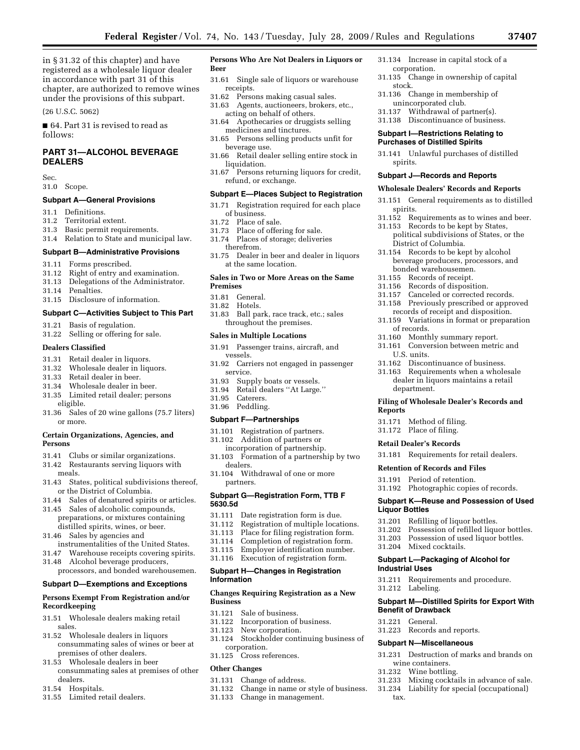in § 31.32 of this chapter) and have registered as a wholesale liquor dealer in accordance with part 31 of this chapter, are authorized to remove wines under the provisions of this subpart.

(26 U.S.C. 5062)

■ 64. Part 31 is revised to read as follows:

## PART 31—ALCOHOL BEVERAGE DEALERS

Sec.

31.0 Scope.

### Subpart A—General Provisions

31.1 Definitions.
31.2 Territorial extent.
31.3 Basic permit requirements.
31.4 Relation to State and municipal law.

### Subpart B—Administrative Provisions

31.11 Forms prescribed.
31.12 Right of entry and examination.
31.13 Delegations of the Administrator.
31.14 Penalties.
31.15 Disclosure of information.

### Subpart C—Activities Subject to This Part

31.21 Basis of regulation.
31.22 Selling or offering for sale.

#### Dealers Classified

31.31 Retail dealer in liquors.
31.32 Wholesale dealer in liquors.
31.33 Retail dealer in beer.
31.34 Wholesale dealer in beer.
31.35 Limited retail dealer; persons eligible.
31.36 Sales of 20 wine gallons (75.7 liters) or more.

#### Certain Organizations, Agencies, and Persons

31.41 Clubs or similar organizations.
31.42 Restaurants serving liquors with meals.
31.43 States, political subdivisions thereof, or the District of Columbia.
31.44 Sales of denatured spirits or articles.
31.45 Sales of alcoholic compounds, preparations, or mixtures containing distilled spirits, wines, or beer.
31.46 Sales by agencies and instrumentalities of the United States.
31.47 Warehouse receipts covering spirits.
31.48 Alcohol beverage producers, processors, and bonded warehousemen.

### Subpart D—Exemptions and Exceptions

#### Persons Exempt From Registration and/or Recordkeeping

31.51 Wholesale dealers making retail sales.
31.52 Wholesale dealers in liquors consummating sales of wines or beer at premises of other dealers.
31.53 Wholesale dealers in beer consummating sales at premises of other dealers.
31.54 Hospitals.
31.55 Limited retail dealers.

#### Persons Who Are Not Dealers in Liquors or Beer

31.61 Single sale of liquors or warehouse receipts.
31.62 Persons making casual sales.
31.63 Agents, auctioneers, brokers, etc., acting on behalf of others.
31.64 Apothecaries or druggists selling medicines and tinctures.
31.65 Persons selling products unfit for beverage use.
31.66 Retail dealer selling entire stock in liquidation.
31.67 Persons returning liquors for credit, refund, or exchange.

### Subpart E—Places Subject to Registration

31.71 Registration required for each place of business.
31.72 Place of sale.
31.73 Place of offering for sale.
31.74 Places of storage; deliveries therefrom.
31.75 Dealer in beer and dealer in liquors at the same location.

#### Sales in Two or More Areas on the Same Premises

31.81 General.
31.82 Hotels.
31.83 Ball park, race track, etc.; sales throughout the premises.

#### Sales in Multiple Locations

31.91 Passenger trains, aircraft, and vessels.
31.92 Carriers not engaged in passenger service.
31.93 Supply boats or vessels.
31.94 Retail dealers ''At Large.''
31.95 Caterers.
31.96 Peddling.

### Subpart F—Partnerships

31.101 Registration of partners.
31.102 Addition of partners or incorporation of partnership.
31.103 Formation of a partnership by two dealers.
31.104 Withdrawal of one or more partners.

### Subpart G—Registration Form, TTB F 5630.5d

31.111 Date registration form is due.
31.112 Registration of multiple locations.
31.113 Place for filing registration form.
31.114 Completion of registration form.
31.115 Employer identification number.
31.116 Execution of registration form.

### Subpart H—Changes in Registration Information

#### Changes Requiring Registration as a New Business

31.121 Sale of business.
31.122 Incorporation of business.
31.123 New corporation.
31.124 Stockholder continuing business of corporation.
31.125 Cross references.

#### Other Changes

31.131 Change of address.
31.132 Change in name or style of business.
31.133 Change in management.
31.134 Increase in capital stock of a corporation.
31.135 Change in ownership of capital stock.
31.136 Change in membership of unincorporated club.
31.137 Withdrawal of partner(s).
31.138 Discontinuance of business.

### Subpart I—Restrictions Relating to Purchases of Distilled Spirits

31.141 Unlawful purchases of distilled spirits.

### Subpart J—Records and Reports

#### Wholesale Dealers' Records and Reports

31.151 General requirements as to distilled spirits.
31.152 Requirements as to wines and beer.
31.153 Records to be kept by States, political subdivisions of States, or the District of Columbia.
31.154 Records to be kept by alcohol beverage producers, processors, and bonded warehousemen.
31.155 Records of receipt.
31.156 Records of disposition.
31.157 Canceled or corrected records.
31.158 Previously prescribed or approved records of receipt and disposition.
31.159 Variations in format or preparation of records.
31.160 Monthly summary report.
31.161 Conversion between metric and U.S. units.
31.162 Discontinuance of business.
31.163 Requirements when a wholesale dealer in liquors maintains a retail department.

#### Filing of Wholesale Dealer's Records and Reports

31.171 Method of filing.
31.172 Place of filing.

#### Retail Dealer's Records

31.181 Requirements for retail dealers.

#### Retention of Records and Files

31.191 Period of retention.
31.192 Photographic copies of records.

### Subpart K—Reuse and Possession of Used Liquor Bottles

31.201 Refilling of liquor bottles.
31.202 Possession of refilled liquor bottles.
31.203 Possession of used liquor bottles.
31.204 Mixed cocktails.

### Subpart L—Packaging of Alcohol for Industrial Uses

31.211 Requirements and procedure.
31.212 Labeling.

### Subpart M—Distilled Spirits for Export With Benefit of Drawback

31.221 General.
31.223 Records and reports.

### Subpart N—Miscellaneous

31.231 Destruction of marks and brands on wine containers.
31.232 Wine bottling.
31.233 Mixing cocktails in advance of sale.
31.234 Liability for special (occupational) tax.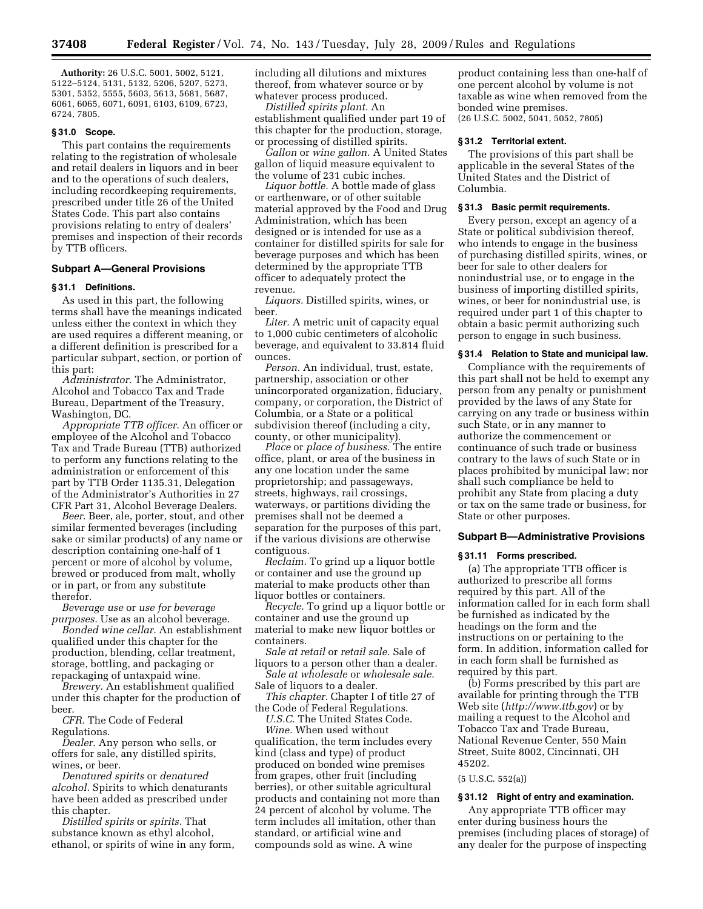**Authority:** 26 U.S.C. 5001, 5002, 5121, 5122–5124, 5131, 5132, 5206, 5207, 5273, 5301, 5352, 5555, 5603, 5613, 5681, 5687, 6061, 6065, 6071, 6091, 6103, 6109, 6723, 6724, 7805.

### § 31.0 Scope.

This part contains the requirements relating to the registration of wholesale and retail dealers in liquors and in beer and to the operations of such dealers, including recordkeeping requirements, prescribed under title 26 of the United States Code. This part also contains provisions relating to entry of dealers' premises and inspection of their records by TTB officers.

## Subpart A—General Provisions

### § 31.1 Definitions.

As used in this part, the following terms shall have the meanings indicated unless either the context in which they are used requires a different meaning, or a different definition is prescribed for a particular subpart, section, or portion of this part:

*Administrator.* The Administrator, Alcohol and Tobacco Tax and Trade Bureau, Department of the Treasury, Washington, DC.

*Appropriate TTB officer.* An officer or employee of the Alcohol and Tobacco Tax and Trade Bureau (TTB) authorized to perform any functions relating to the administration or enforcement of this part by TTB Order 1135.31, Delegation of the Administrator's Authorities in 27 CFR Part 31, Alcohol Beverage Dealers.

*Beer.* Beer, ale, porter, stout, and other similar fermented beverages (including sake or similar products) of any name or description containing one-half of 1 percent or more of alcohol by volume, brewed or produced from malt, wholly or in part, or from any substitute therefor.

*Beverage use* or *use for beverage purposes.* Use as an alcohol beverage.

*Bonded wine cellar.* An establishment qualified under this chapter for the production, blending, cellar treatment, storage, bottling, and packaging or repackaging of untaxpaid wine.

*Brewery.* An establishment qualified under this chapter for the production of beer.

*CFR.* The Code of Federal Regulations.

*Dealer.* Any person who sells, or offers for sale, any distilled spirits, wines, or beer.

*Denatured spirits* or *denatured alcohol.* Spirits to which denaturants have been added as prescribed under this chapter.

*Distilled spirits* or *spirits.* That substance known as ethyl alcohol, ethanol, or spirits of wine in any form, including all dilutions and mixtures thereof, from whatever source or by whatever process produced.

*Distilled spirits plant.* An establishment qualified under part 19 of this chapter for the production, storage, or processing of distilled spirits.

*Gallon* or *wine gallon.* A United States gallon of liquid measure equivalent to the volume of 231 cubic inches.

*Liquor bottle.* A bottle made of glass or earthenware, or of other suitable material approved by the Food and Drug Administration, which has been designed or is intended for use as a container for distilled spirits for sale for beverage purposes and which has been determined by the appropriate TTB officer to adequately protect the revenue.

*Liquors.* Distilled spirits, wines, or beer.

*Liter.* A metric unit of capacity equal to 1,000 cubic centimeters of alcoholic beverage, and equivalent to 33.814 fluid ounces.

*Person.* An individual, trust, estate, partnership, association or other unincorporated organization, fiduciary, company, or corporation, the District of Columbia, or a State or a political subdivision thereof (including a city, county, or other municipality).

*Place* or *place of business.* The entire office, plant, or area of the business in any one location under the same proprietorship; and passageways, streets, highways, rail crossings, waterways, or partitions dividing the premises shall not be deemed a separation for the purposes of this part, if the various divisions are otherwise contiguous.

*Reclaim.* To grind up a liquor bottle or container and use the ground up material to make products other than liquor bottles or containers.

*Recycle.* To grind up a liquor bottle or container and use the ground up material to make new liquor bottles or containers.

*Sale at retail* or *retail sale.* Sale of liquors to a person other than a dealer.

*Sale at wholesale* or *wholesale sale.* Sale of liquors to a dealer.

*This chapter.* Chapter I of title 27 of the Code of Federal Regulations.

*U.S.C.* The United States Code.

*Wine.* When used without qualification, the term includes every kind (class and type) of product produced on bonded wine premises from grapes, other fruit (including berries), or other suitable agricultural products and containing not more than 24 percent of alcohol by volume. The term includes all imitation, other than standard, or artificial wine and compounds sold as wine. A wine product containing less than one-half of one percent alcohol by volume is not taxable as wine when removed from the bonded wine premises.

(26 U.S.C. 5002, 5041, 5052, 7805)

### § 31.2 Territorial extent.

The provisions of this part shall be applicable in the several States of the United States and the District of Columbia.

### § 31.3 Basic permit requirements.

Every person, except an agency of a State or political subdivision thereof, who intends to engage in the business of purchasing distilled spirits, wines, or beer for sale to other dealers for nonindustrial use, or to engage in the business of importing distilled spirits, wines, or beer for nonindustrial use, is required under part 1 of this chapter to obtain a basic permit authorizing such person to engage in such business.

### § 31.4 Relation to State and municipal law.

Compliance with the requirements of this part shall not be held to exempt any person from any penalty or punishment provided by the laws of any State for carrying on any trade or business within such State, or in any manner to authorize the commencement or continuance of such trade or business contrary to the laws of such State or in places prohibited by municipal law; nor shall such compliance be held to prohibit any State from placing a duty or tax on the same trade or business, for State or other purposes.

## Subpart B—Administrative Provisions

### § 31.11 Forms prescribed.

(a) The appropriate TTB officer is authorized to prescribe all forms required by this part. All of the information called for in each form shall be furnished as indicated by the headings on the form and the instructions on or pertaining to the form. In addition, information called for in each form shall be furnished as required by this part.

(b) Forms prescribed by this part are available for printing through the TTB Web site (*http://www.ttb.gov*) or by mailing a request to the Alcohol and Tobacco Tax and Trade Bureau, National Revenue Center, 550 Main Street, Suite 8002, Cincinnati, OH 45202.

(5 U.S.C. 552(a))

### § 31.12 Right of entry and examination.

Any appropriate TTB officer may enter during business hours the premises (including places of storage) of any dealer for the purpose of inspecting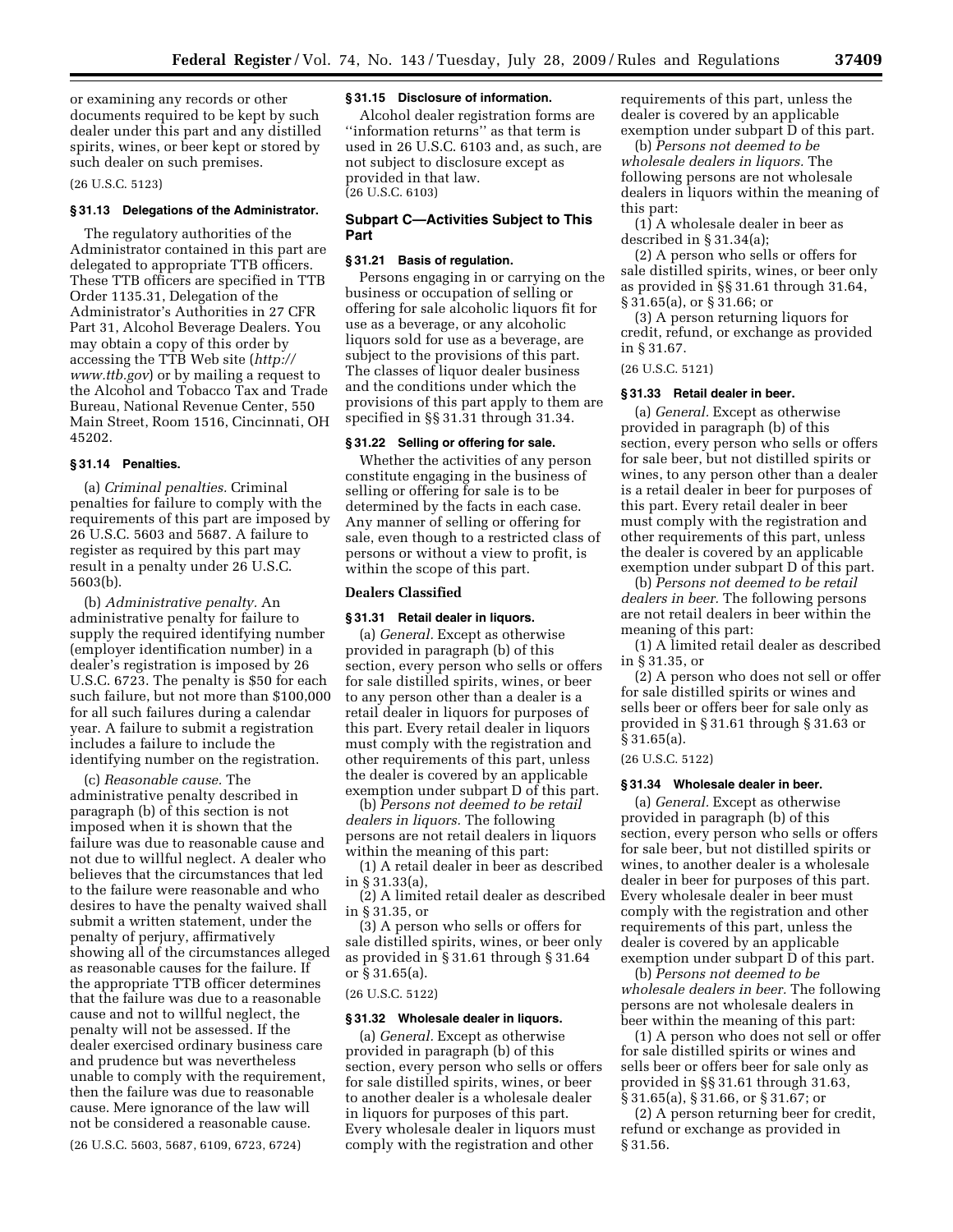or examining any records or other documents required to be kept by such dealer under this part and any distilled spirits, wines, or beer kept or stored by such dealer on such premises.

(26 U.S.C. 5123)

### § 31.13 Delegations of the Administrator.

The regulatory authorities of the Administrator contained in this part are delegated to appropriate TTB officers. These TTB officers are specified in TTB Order 1135.31, Delegation of the Administrator's Authorities in 27 CFR Part 31, Alcohol Beverage Dealers. You may obtain a copy of this order by accessing the TTB Web site (*http://www.ttb.gov*) or by mailing a request to the Alcohol and Tobacco Tax and Trade Bureau, National Revenue Center, 550 Main Street, Room 1516, Cincinnati, OH 45202.

### § 31.14 Penalties.

(a) *Criminal penalties.* Criminal penalties for failure to comply with the requirements of this part are imposed by 26 U.S.C. 5603 and 5687. A failure to register as required by this part may result in a penalty under 26 U.S.C. 5603(b).

(b) *Administrative penalty.* An administrative penalty for failure to supply the required identifying number (employer identification number) in a dealer's registration is imposed by 26 U.S.C. 6723. The penalty is $50 for each such failure, but not more than $100,000 for all such failures during a calendar year. A failure to submit a registration includes a failure to include the identifying number on the registration.

(c) *Reasonable cause.* The administrative penalty described in paragraph (b) of this section is not imposed when it is shown that the failure was due to reasonable cause and not due to willful neglect. A dealer who believes that the circumstances that led to the failure were reasonable and who desires to have the penalty waived shall submit a written statement, under the penalty of perjury, affirmatively showing all of the circumstances alleged as reasonable causes for the failure. If the appropriate TTB officer determines that the failure was due to a reasonable cause and not to willful neglect, the penalty will not be assessed. If the dealer exercised ordinary business care and prudence but was nevertheless unable to comply with the requirement, then the failure was due to reasonable cause. Mere ignorance of the law will not be considered a reasonable cause.

(26 U.S.C. 5603, 5687, 6109, 6723, 6724)

### § 31.15 Disclosure of information.

Alcohol dealer registration forms are "information returns" as that term is used in 26 U.S.C. 6103 and, as such, are not subject to disclosure except as provided in that law.

(26 U.S.C. 6103)

## Subpart C—Activities Subject to This Part

### § 31.21 Basis of regulation.

Persons engaging in or carrying on the business or occupation of selling or offering for sale alcoholic liquors fit for use as a beverage, or any alcoholic liquors sold for use as a beverage, are subject to the provisions of this part. The classes of liquor dealer business and the conditions under which the provisions of this part apply to them are specified in §§ 31.31 through 31.34.

### § 31.22 Selling or offering for sale.

Whether the activities of any person constitute engaging in the business of selling or offering for sale is to be determined by the facts in each case. Any manner of selling or offering for sale, even though to a restricted class of persons or without a view to profit, is within the scope of this part.

### Dealers Classified

### § 31.31 Retail dealer in liquors.

(a) *General.* Except as otherwise provided in paragraph (b) of this section, every person who sells or offers for sale distilled spirits, wines, or beer to any person other than a dealer is a retail dealer in liquors for purposes of this part. Every retail dealer in liquors must comply with the registration and other requirements of this part, unless the dealer is covered by an applicable exemption under subpart D of this part.

(b) *Persons not deemed to be retail dealers in liquors.* The following persons are not retail dealers in liquors within the meaning of this part:

(1) A retail dealer in beer as described in § 31.33(a),

(2) A limited retail dealer as described in § 31.35, or

(3) A person who sells or offers for sale distilled spirits, wines, or beer only as provided in § 31.61 through § 31.64 or § 31.65(a).

(26 U.S.C. 5122)

### § 31.32 Wholesale dealer in liquors.

(a) *General.* Except as otherwise provided in paragraph (b) of this section, every person who sells or offers for sale distilled spirits, wines, or beer to another dealer is a wholesale dealer in liquors for purposes of this part. Every wholesale dealer in liquors must comply with the registration and other requirements of this part, unless the dealer is covered by an applicable exemption under subpart D of this part.

(b) *Persons not deemed to be wholesale dealers in liquors.* The following persons are not wholesale dealers in liquors within the meaning of this part:

(1) A wholesale dealer in beer as described in § 31.34(a);

(2) A person who sells or offers for sale distilled spirits, wines, or beer only as provided in §§ 31.61 through 31.64, § 31.65(a), or § 31.66; or

(3) A person returning liquors for credit, refund, or exchange as provided in § 31.67.

(26 U.S.C. 5121)

### § 31.33 Retail dealer in beer.

(a) *General.* Except as otherwise provided in paragraph (b) of this section, every person who sells or offers for sale beer, but not distilled spirits or wines, to any person other than a dealer is a retail dealer in beer for purposes of this part. Every retail dealer in beer must comply with the registration and other requirements of this part, unless the dealer is covered by an applicable exemption under subpart D of this part.

(b) *Persons not deemed to be retail dealers in beer.* The following persons are not retail dealers in beer within the meaning of this part:

(1) A limited retail dealer as described in § 31.35, or

(2) A person who does not sell or offer for sale distilled spirits or wines and sells beer or offers beer for sale only as provided in § 31.61 through § 31.63 or § 31.65(a).

(26 U.S.C. 5122)

### § 31.34 Wholesale dealer in beer.

(a) *General.* Except as otherwise provided in paragraph (b) of this section, every person who sells or offers for sale beer, but not distilled spirits or wines, to another dealer is a wholesale dealer in beer for purposes of this part. Every wholesale dealer in beer must comply with the registration and other requirements of this part, unless the dealer is covered by an applicable exemption under subpart D of this part.

(b) *Persons not deemed to be wholesale dealers in beer.* The following persons are not wholesale dealers in beer within the meaning of this part:

(1) A person who does not sell or offer for sale distilled spirits or wines and sells beer or offers beer for sale only as provided in §§ 31.61 through 31.63, § 31.65(a), § 31.66, or § 31.67; or

(2) A person returning beer for credit, refund or exchange as provided in § 31.56.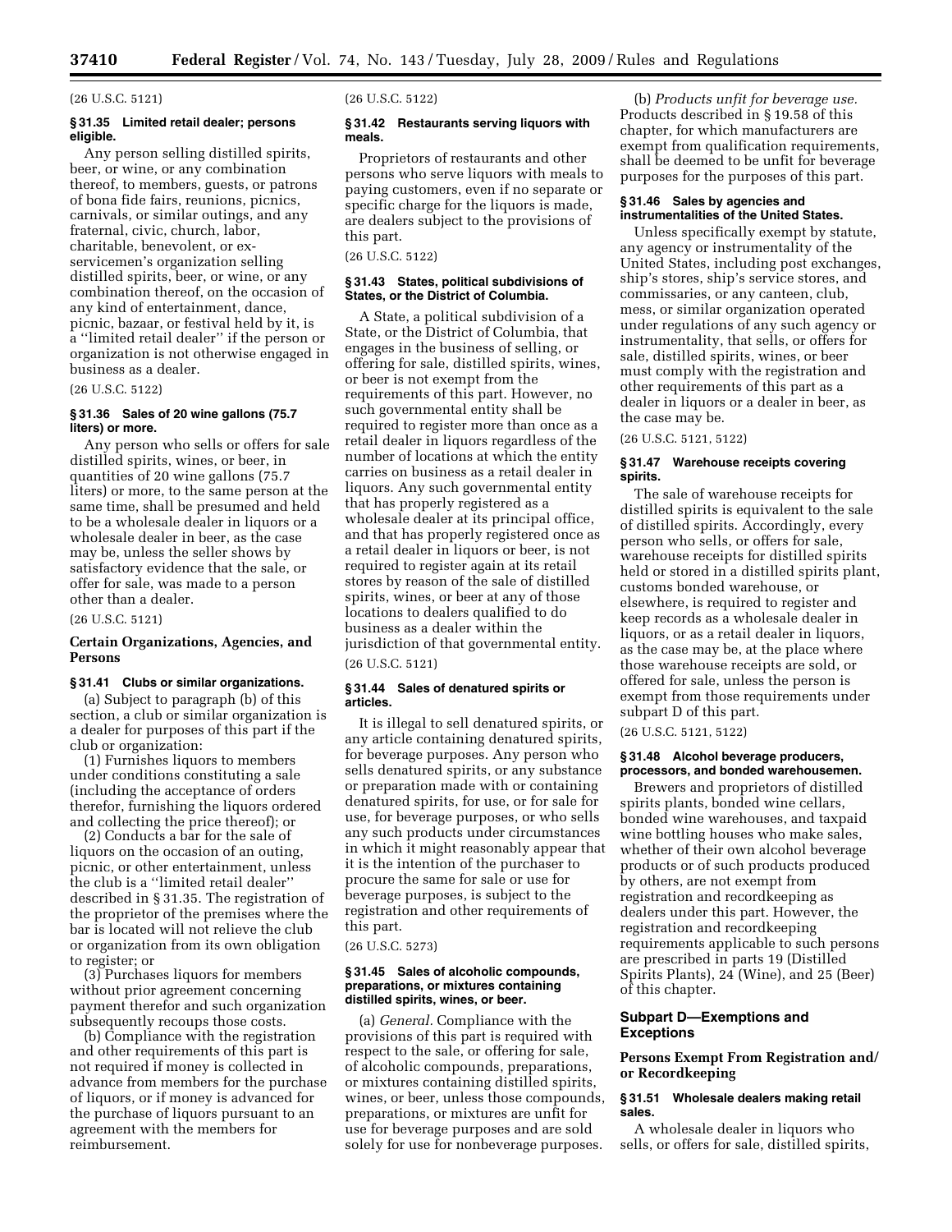(26 U.S.C. 5121)

### § 31.35 Limited retail dealer; persons eligible.

Any person selling distilled spirits, beer, or wine, or any combination thereof, to members, guests, or patrons of bona fide fairs, reunions, picnics, carnivals, or similar outings, and any fraternal, civic, church, labor, charitable, benevolent, or ex-servicemen's organization selling distilled spirits, beer, or wine, or any combination thereof, on the occasion of any kind of entertainment, dance, picnic, bazaar, or festival held by it, is a ''limited retail dealer'' if the person or organization is not otherwise engaged in business as a dealer.

(26 U.S.C. 5122)

### § 31.36 Sales of 20 wine gallons (75.7 liters) or more.

Any person who sells or offers for sale distilled spirits, wines, or beer, in quantities of 20 wine gallons (75.7 liters) or more, to the same person at the same time, shall be presumed and held to be a wholesale dealer in liquors or a wholesale dealer in beer, as the case may be, unless the seller shows by satisfactory evidence that the sale, or offer for sale, was made to a person other than a dealer.

(26 U.S.C. 5121)

## Certain Organizations, Agencies, and Persons

### § 31.41 Clubs or similar organizations.

(a) Subject to paragraph (b) of this section, a club or similar organization is a dealer for purposes of this part if the club or organization:

(1) Furnishes liquors to members under conditions constituting a sale (including the acceptance of orders therefor, furnishing the liquors ordered and collecting the price thereof); or

(2) Conducts a bar for the sale of liquors on the occasion of an outing, picnic, or other entertainment, unless the club is a ''limited retail dealer'' described in § 31.35. The registration of the proprietor of the premises where the bar is located will not relieve the club or organization from its own obligation to register; or

(3) Purchases liquors for members without prior agreement concerning payment therefor and such organization subsequently recoups those costs.

(b) Compliance with the registration and other requirements of this part is not required if money is collected in advance from members for the purchase of liquors, or if money is advanced for the purchase of liquors pursuant to an agreement with the members for reimbursement.

(26 U.S.C. 5122)

### § 31.42 Restaurants serving liquors with meals.

Proprietors of restaurants and other persons who serve liquors with meals to paying customers, even if no separate or specific charge for the liquors is made, are dealers subject to the provisions of this part.

(26 U.S.C. 5122)

### § 31.43 States, political subdivisions of States, or the District of Columbia.

A State, a political subdivision of a State, or the District of Columbia, that engages in the business of selling, or offering for sale, distilled spirits, wines, or beer is not exempt from the requirements of this part. However, no such governmental entity shall be required to register more than once as a retail dealer in liquors regardless of the number of locations at which the entity carries on business as a retail dealer in liquors. Any such governmental entity that has properly registered as a wholesale dealer at its principal office, and that has properly registered once as a retail dealer in liquors or beer, is not required to register again at its retail stores by reason of the sale of distilled spirits, wines, or beer at any of those locations to dealers qualified to do business as a dealer within the jurisdiction of that governmental entity.

(26 U.S.C. 5121)

### § 31.44 Sales of denatured spirits or articles.

It is illegal to sell denatured spirits, or any article containing denatured spirits, for beverage purposes. Any person who sells denatured spirits, or any substance or preparation made with or containing denatured spirits, for use, or for sale for use, for beverage purposes, or who sells any such products under circumstances in which it might reasonably appear that it is the intention of the purchaser to procure the same for sale or use for beverage purposes, is subject to the registration and other requirements of this part.

(26 U.S.C. 5273)

### § 31.45 Sales of alcoholic compounds, preparations, or mixtures containing distilled spirits, wines, or beer.

(a) *General.* Compliance with the provisions of this part is required with respect to the sale, or offering for sale, of alcoholic compounds, preparations, or mixtures containing distilled spirits, wines, or beer, unless those compounds, preparations, or mixtures are unfit for use for beverage purposes and are sold solely for use for nonbeverage purposes.

(b) *Products unfit for beverage use.* Products described in § 19.58 of this chapter, for which manufacturers are exempt from qualification requirements, shall be deemed to be unfit for beverage purposes for the purposes of this part.

### § 31.46 Sales by agencies and instrumentalities of the United States.

Unless specifically exempt by statute, any agency or instrumentality of the United States, including post exchanges, ship's stores, ship's service stores, and commissaries, or any canteen, club, mess, or similar organization operated under regulations of any such agency or instrumentality, that sells, or offers for sale, distilled spirits, wines, or beer must comply with the registration and other requirements of this part as a dealer in liquors or a dealer in beer, as the case may be.

(26 U.S.C. 5121, 5122)

### § 31.47 Warehouse receipts covering spirits.

The sale of warehouse receipts for distilled spirits is equivalent to the sale of distilled spirits. Accordingly, every person who sells, or offers for sale, warehouse receipts for distilled spirits held or stored in a distilled spirits plant, customs bonded warehouse, or elsewhere, is required to register and keep records as a wholesale dealer in liquors, or as a retail dealer in liquors, as the case may be, at the place where those warehouse receipts are sold, or offered for sale, unless the person is exempt from those requirements under subpart D of this part.

(26 U.S.C. 5121, 5122)

### § 31.48 Alcohol beverage producers, processors, and bonded warehousemen.

Brewers and proprietors of distilled spirits plants, bonded wine cellars, bonded wine warehouses, and taxpaid wine bottling houses who make sales, whether of their own alcohol beverage products or of such products produced by others, are not exempt from registration and recordkeeping as dealers under this part. However, the registration and recordkeeping requirements applicable to such persons are prescribed in parts 19 (Distilled Spirits Plants), 24 (Wine), and 25 (Beer) of this chapter.

## Subpart D—Exemptions and Exceptions

## Persons Exempt From Registration and/or Recordkeeping

### § 31.51 Wholesale dealers making retail sales.

A wholesale dealer in liquors who sells, or offers for sale, distilled spirits,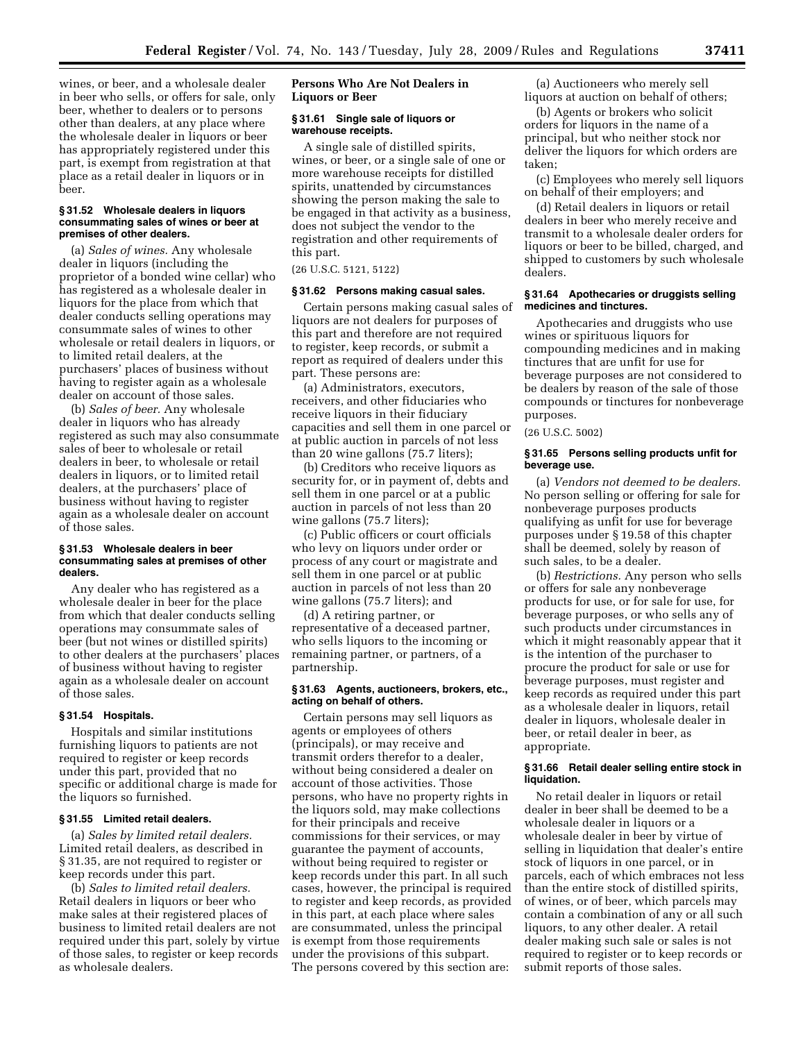wines, or beer, and a wholesale dealer in beer who sells, or offers for sale, only beer, whether to dealers or to persons other than dealers, at any place where the wholesale dealer in liquors or beer has appropriately registered under this part, is exempt from registration at that place as a retail dealer in liquors or in beer.

#### § 31.52 Wholesale dealers in liquors consummating sales of wines or beer at premises of other dealers.

(a) *Sales of wines.* Any wholesale dealer in liquors (including the proprietor of a bonded wine cellar) who has registered as a wholesale dealer in liquors for the place from which that dealer conducts selling operations may consummate sales of wines to other wholesale or retail dealers in liquors, or to limited retail dealers, at the purchasers' places of business without having to register again as a wholesale dealer on account of those sales.

(b) *Sales of beer.* Any wholesale dealer in liquors who has already registered as such may also consummate sales of beer to wholesale or retail dealers in beer, to wholesale or retail dealers in liquors, or to limited retail dealers, at the purchasers' places of business without having to register again as a wholesale dealer on account of those sales.

#### § 31.53 Wholesale dealers in beer consummating sales at premises of other dealers.

Any dealer who has registered as a wholesale dealer in beer for the place from which that dealer conducts selling operations may consummate sales of beer (but not wines or distilled spirits) to other dealers at the purchasers' places of business without having to register again as a wholesale dealer on account of those sales.

#### § 31.54 Hospitals.

Hospitals and similar institutions furnishing liquors to patients are not required to register or keep records under this part, provided that no specific or additional charge is made for the liquors so furnished.

#### § 31.55 Limited retail dealers.

(a) *Sales by limited retail dealers.* Limited retail dealers, as described in § 31.35, are not required to register or keep records under this part.

(b) *Sales to limited retail dealers.* Retail dealers in liquors or beer who make sales at their registered places of business to limited retail dealers are not required under this part, solely by virtue of those sales, to register or keep records as wholesale dealers.

### Persons Who Are Not Dealers in Liquors or Beer

#### § 31.61 Single sale of liquors or warehouse receipts.

A single sale of distilled spirits, wines, or beer, or a single sale of one or more warehouse receipts for distilled spirits, unattended by circumstances showing the person making the sale to be engaged in that activity as a business, does not subject the vendor to the registration and other requirements of this part.

(26 U.S.C. 5121, 5122)

#### § 31.62 Persons making casual sales.

Certain persons making casual sales of liquors are not dealers for purposes of this part and therefore are not required to register, keep records, or submit a report as required of dealers under this part. These persons are:

(a) Administrators, executors, receivers, and other fiduciaries who receive liquors in their fiduciary capacities and sell them in one parcel or at public auction in parcels of not less than 20 wine gallons (75.7 liters);

(b) Creditors who receive liquors as security for, or in payment of, debts and sell them in one parcel or at a public auction in parcels of not less than 20 wine gallons (75.7 liters);

(c) Public officers or court officials who levy on liquors under order or process of any court or magistrate and sell them in one parcel or at public auction in parcels of not less than 20 wine gallons (75.7 liters); and

(d) A retiring partner, or representative of a deceased partner, who sells liquors to the incoming or remaining partner, or partners, of a partnership.

#### § 31.63 Agents, auctioneers, brokers, etc., acting on behalf of others.

Certain persons may sell liquors as agents or employees of others (principals), or may receive and transmit orders therefor to a dealer, without being considered a dealer on account of those activities. Those persons, who have no property rights in the liquors sold, may make collections for their principals and receive commissions for their services, or may guarantee the payment of accounts, without being required to register or keep records under this part. In all such cases, however, the principal is required to register and keep records, as provided in this part, at each place where sales are consummated, unless the principal is exempt from those requirements under the provisions of this subpart. The persons covered by this section are:

(a) Auctioneers who merely sell liquors at auction on behalf of others;

(b) Agents or brokers who solicit orders for liquors in the name of a principal, but who neither stock nor deliver the liquors for which orders are taken;

(c) Employees who merely sell liquors on behalf of their employers; and

(d) Retail dealers in liquors or retail dealers in beer who merely receive and transmit to a wholesale dealer orders for liquors or beer to be billed, charged, and shipped to customers by such wholesale dealers.

#### § 31.64 Apothecaries or druggists selling medicines and tinctures.

Apothecaries and druggists who use wines or spirituous liquors for compounding medicines and in making tinctures that are unfit for use for beverage purposes are not considered to be dealers by reason of the sale of those compounds or tinctures for nonbeverage purposes.

(26 U.S.C. 5002)

#### § 31.65 Persons selling products unfit for beverage use.

(a) *Vendors not deemed to be dealers.* No person selling or offering for sale for nonbeverage purposes products qualifying as unfit for use for beverage purposes under § 19.58 of this chapter shall be deemed, solely by reason of such sales, to be a dealer.

(b) *Restrictions.* Any person who sells or offers for sale any nonbeverage products for use, or for sale for use, for beverage purposes, or who sells any of such products under circumstances in which it might reasonably appear that it is the intention of the purchaser to procure the product for sale or use for beverage purposes, must register and keep records as required under this part as a wholesale dealer in liquors, retail dealer in liquors, wholesale dealer in beer, or retail dealer in beer, as appropriate.

#### § 31.66 Retail dealer selling entire stock in liquidation.

No retail dealer in liquors or retail dealer in beer shall be deemed to be a wholesale dealer in liquors or a wholesale dealer in beer by virtue of selling in liquidation that dealer's entire stock of liquors in one parcel, or in parcels, each of which embraces not less than the entire stock of distilled spirits, of wines, or of beer, which parcels may contain a combination of any or all such liquors, to any other dealer. A retail dealer making such sale or sales is not required to register or to keep records or submit reports of those sales.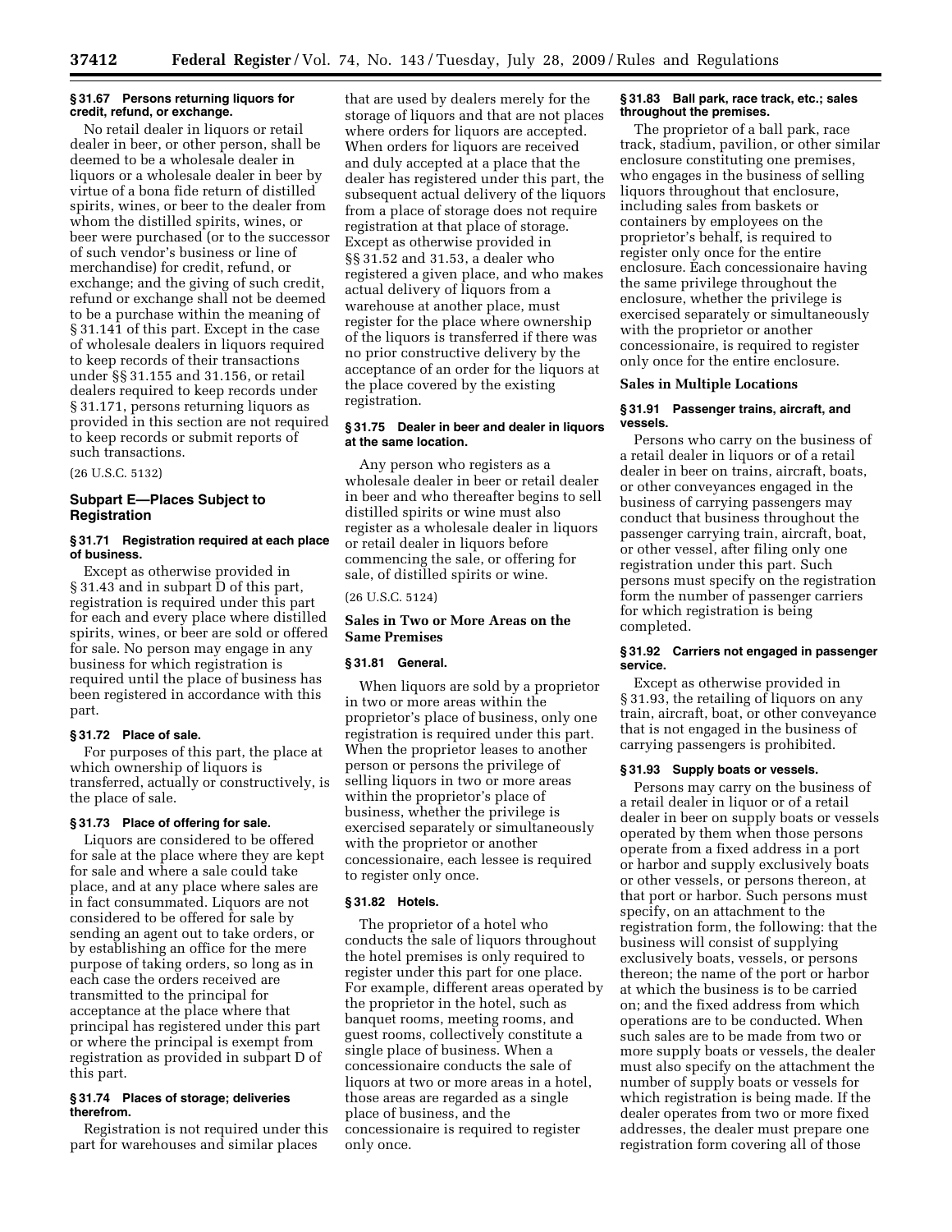### § 31.67 Persons returning liquors for credit, refund, or exchange.

No retail dealer in liquors or retail dealer in beer, or other person, shall be deemed to be a wholesale dealer in liquors or a wholesale dealer in beer by virtue of a bona fide return of distilled spirits, wines, or beer to the dealer from whom the distilled spirits, wines, or beer were purchased (or to the successor of such vendor's business or line of merchandise) for credit, refund, or exchange; and the giving of such credit, refund or exchange shall not be deemed to be a purchase within the meaning of § 31.141 of this part. Except in the case of wholesale dealers in liquors required to keep records of their transactions under §§ 31.155 and 31.156, or retail dealers required to keep records under § 31.171, persons returning liquors as provided in this section are not required to keep records or submit reports of such transactions.

(26 U.S.C. 5132)

## Subpart E—Places Subject to Registration

### § 31.71 Registration required at each place of business.

Except as otherwise provided in § 31.43 and in subpart D of this part, registration is required under this part for each and every place where distilled spirits, wines, or beer are sold or offered for sale. No person may engage in any business for which registration is required until the place of business has been registered in accordance with this part.

### § 31.72 Place of sale.

For purposes of this part, the place at which ownership of liquors is transferred, actually or constructively, is the place of sale.

### § 31.73 Place of offering for sale.

Liquors are considered to be offered for sale at the place where they are kept for sale and where a sale could take place, and at any place where sales are in fact consummated. Liquors are not considered to be offered for sale by sending an agent out to take orders, or by establishing an office for the mere purpose of taking orders, so long as in each case the orders received are transmitted to the principal for acceptance at the place where that principal has registered under this part or where the principal is exempt from registration as provided in subpart D of this part.

### § 31.74 Places of storage; deliveries therefrom.

Registration is not required under this part for warehouses and similar places that are used by dealers merely for the storage of liquors and that are not places where orders for liquors are accepted. When orders for liquors are received and duly accepted at a place that the dealer has registered under this part, the subsequent actual delivery of the liquors from a place of storage does not require registration at that place of storage. Except as otherwise provided in §§ 31.52 and 31.53, a dealer who registered a given place, and who makes actual delivery of liquors from a warehouse at another place, must register for the place where ownership of the liquors is transferred if there was no prior constructive delivery by the acceptance of an order for the liquors at the place covered by the existing registration.

### § 31.75 Dealer in beer and dealer in liquors at the same location.

Any person who registers as a wholesale dealer in beer or retail dealer in beer and who thereafter begins to sell distilled spirits or wine must also register as a wholesale dealer in liquors or retail dealer in liquors before commencing the sale, or offering for sale, of distilled spirits or wine.

(26 U.S.C. 5124)

## Sales in Two or More Areas on the Same Premises

### § 31.81 General.

When liquors are sold by a proprietor in two or more areas within the proprietor's place of business, only one registration is required under this part. When the proprietor leases to another person or persons the privilege of selling liquors in two or more areas within the proprietor's place of business, whether the privilege is exercised separately or simultaneously with the proprietor or another concessionaire, each lessee is required to register only once.

### § 31.82 Hotels.

The proprietor of a hotel who conducts the sale of liquors throughout the hotel premises is only required to register under this part for one place. For example, different areas operated by the proprietor in the hotel, such as banquet rooms, meeting rooms, and guest rooms, collectively constitute a single place of business. When a concessionaire conducts the sale of liquors at two or more areas in a hotel, those areas are regarded as a single place of business, and the concessionaire is required to register only once.

### § 31.83 Ball park, race track, etc.; sales throughout the premises.

The proprietor of a ball park, race track, stadium, pavilion, or other similar enclosure constituting one premises, who engages in the business of selling liquors throughout that enclosure, including sales from baskets or containers by employees on the proprietor's behalf, is required to register only once for the entire enclosure. Each concessionaire having the same privilege throughout the enclosure, whether the privilege is exercised separately or simultaneously with the proprietor or another concessionaire, is required to register only once for the entire enclosure.

## Sales in Multiple Locations

### § 31.91 Passenger trains, aircraft, and vessels.

Persons who carry on the business of a retail dealer in liquors or of a retail dealer in beer on trains, aircraft, boats, or other conveyances engaged in the business of carrying passengers may conduct that business throughout the passenger carrying train, aircraft, boat, or other vessel, after filing only one registration under this part. Such persons must specify on the registration form the number of passenger carriers for which registration is being completed.

### § 31.92 Carriers not engaged in passenger service.

Except as otherwise provided in § 31.93, the retailing of liquors on any train, aircraft, boat, or other conveyance that is not engaged in the business of carrying passengers is prohibited.

### § 31.93 Supply boats or vessels.

Persons may carry on the business of a retail dealer in liquor or of a retail dealer in beer on supply boats or vessels operated by them when those persons operate from a fixed address in a port or harbor and supply exclusively boats or other vessels, or persons thereon, at that port or harbor. Such persons must specify, on an attachment to the registration form, the following: that the business will consist of supplying exclusively boats, vessels, or persons thereon; the name of the port or harbor at which the business is to be carried on; and the fixed address from which operations are to be conducted. When such sales are to be made from two or more supply boats or vessels, the dealer must also specify on the attachment the number of supply boats or vessels for which registration is being made. If the dealer operates from two or more fixed addresses, the dealer must prepare one registration form covering all of those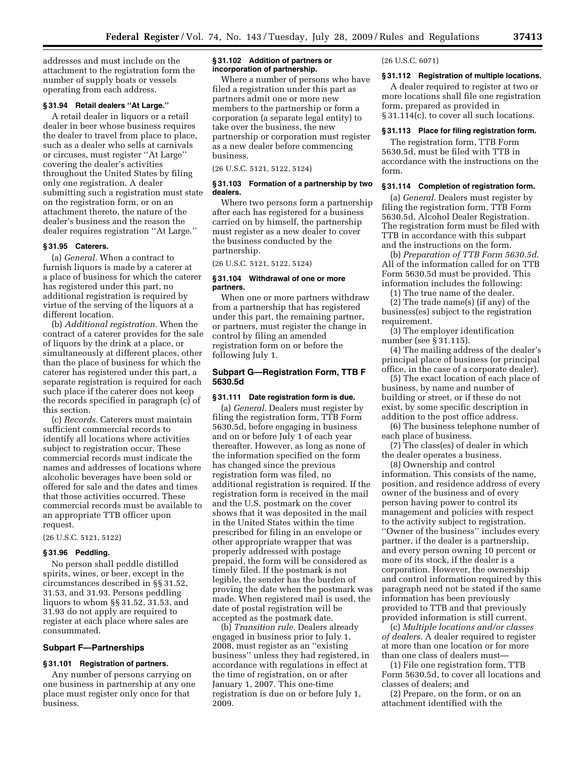addresses and must include on the attachment to the registration form the number of supply boats or vessels operating from each address.

### § 31.94 Retail dealers "At Large."

A retail dealer in liquors or a retail dealer in beer whose business requires the dealer to travel from place to place, such as a dealer who sells at carnivals or circuses, must register "At Large" covering the dealer's activities throughout the United States by filing only one registration. A dealer submitting such a registration must state on the registration form, or on an attachment thereto, the nature of the dealer's business and the reason the dealer requires registration "At Large."

### § 31.95 Caterers.

(a) *General.* When a contract to furnish liquors is made by a caterer at a place of business for which the caterer has registered under this part, no additional registration is required by virtue of the serving of the liquors at a different location.

(b) *Additional registration.* When the contract of a caterer provides for the sale of liquors by the drink at a place, or simultaneously at different places, other than the place of business for which the caterer has registered under this part, a separate registration is required for each such place if the caterer does not keep the records specified in paragraph (c) of this section.

(c) *Records.* Caterers must maintain sufficient commercial records to identify all locations where activities subject to registration occur. These commercial records must indicate the names and addresses of locations where alcoholic beverages have been sold or offered for sale and the dates and times that those activities occurred. These commercial records must be available to an appropriate TTB officer upon request.

(26 U.S.C. 5121, 5122)

### § 31.96 Peddling.

No person shall peddle distilled spirits, wines, or beer, except in the circumstances described in §§ 31.52, 31.53, and 31.93. Persons peddling liquors to whom §§ 31.52, 31.53, and 31.93 do not apply are required to register at each place where sales are consummated.

## Subpart F—Partnerships

### § 31.101 Registration of partners.

Any number of persons carrying on one business in partnership at any one place must register only once for that business.

### § 31.102 Addition of partners or incorporation of partnership.

Where a number of persons who have filed a registration under this part as partners admit one or more new members to the partnership or form a corporation (a separate legal entity) to take over the business, the new partnership or corporation must register as a new dealer before commencing business.

(26 U.S.C. 5121, 5122, 5124)

### § 31.103 Formation of a partnership by two dealers.

Where two persons form a partnership after each has registered for a business carried on by himself, the partnership must register as a new dealer to cover the business conducted by the partnership.

(26 U.S.C. 5121, 5122, 5124)

### § 31.104 Withdrawal of one or more partners.

When one or more partners withdraw from a partnership that has registered under this part, the remaining partner, or partners, must register the change in control by filing an amended registration form on or before the following July 1.

## Subpart G—Registration Form, TTB F 5630.5d

### § 31.111 Date registration form is due.

(a) *General.* Dealers must register by filing the registration form, TTB Form 5630.5d, before engaging in business and on or before July 1 of each year thereafter. However, as long as none of the information specified on the form has changed since the previous registration form was filed, no additional registration is required. If the registration form is received in the mail and the U.S. postmark on the cover shows that it was deposited in the mail in the United States within the time prescribed for filing in an envelope or other appropriate wrapper that was properly addressed with postage prepaid, the form will be considered as timely filed. If the postmark is not legible, the sender has the burden of proving the date when the postmark was made. When registered mail is used, the date of postal registration will be accepted as the postmark date.

(b) *Transition rule.* Dealers already engaged in business prior to July 1, 2008, must register as an "existing business" unless they had registered, in accordance with regulations in effect at the time of registration, on or after January 1, 2007. This one-time registration is due on or before July 1, 2009.

(26 U.S.C. 6071)

### § 31.112 Registration of multiple locations.

A dealer required to register at two or more locations shall file one registration form, prepared as provided in § 31.114(c), to cover all such locations.

### § 31.113 Place for filing registration form.

The registration form, TTB Form 5630.5d, must be filed with TTB in accordance with the instructions on the form.

### § 31.114 Completion of registration form.

(a) *General.* Dealers must register by filing the registration form, TTB Form 5630.5d, Alcohol Dealer Registration. The registration form must be filed with TTB in accordance with this subpart and the instructions on the form.

(b) *Preparation of TTB Form 5630.5d.* All of the information called for on TTB Form 5630.5d must be provided. This information includes the following:

(1) The true name of the dealer.

(2) The trade name(s) (if any) of the business(es) subject to the registration requirement.

(3) The employer identification number (see § 31.115).

(4) The mailing address of the dealer's principal place of business (or principal office, in the case of a corporate dealer).

(5) The exact location of each place of business, by name and number of building or street, or if these do not exist, by some specific description in addition to the post office address.

(6) The business telephone number of each place of business.

(7) The class(es) of dealer in which the dealer operates a business.

(8) Ownership and control information. This consists of the name, position, and residence address of every owner of the business and of every person having power to control its management and policies with respect to the activity subject to registration. "Owner of the business" includes every partner, if the dealer is a partnership, and every person owning 10 percent or more of its stock, if the dealer is a corporation. However, the ownership and control information required by this paragraph need not be stated if the same information has been previously provided to TTB and that previously provided information is still current.

(c) *Multiple locations and/or classes of dealers.* A dealer required to register at more than one location or for more than one class of dealers must—

(1) File one registration form, TTB Form 5630.5d, to cover all locations and classes of dealers; and

(2) Prepare, on the form, or on an attachment identified with the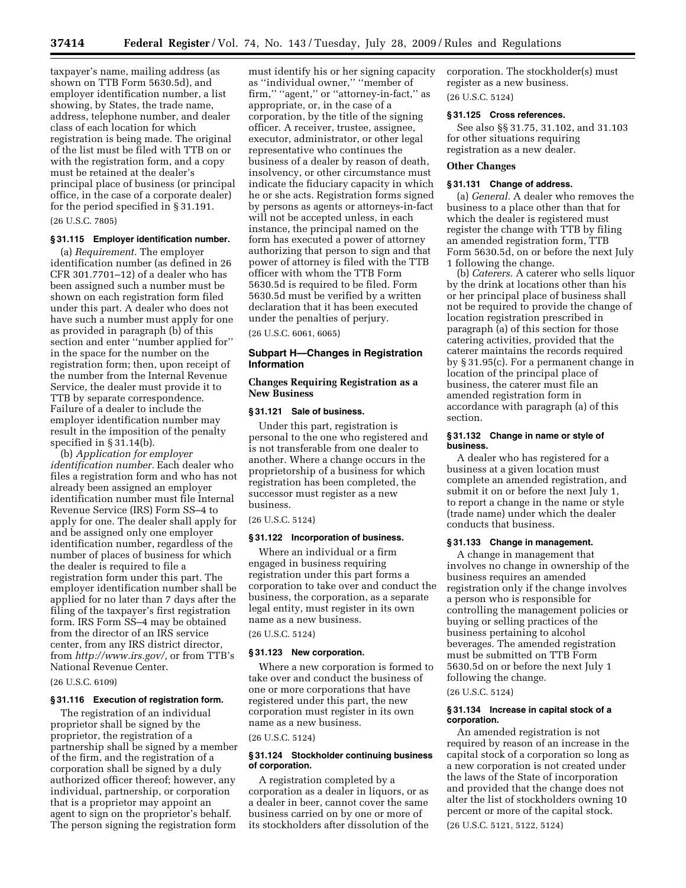taxpayer's name, mailing address (as shown on TTB Form 5630.5d), and employer identification number, a list showing, by States, the trade name, address, telephone number, and dealer class of each location for which registration is being made. The original of the list must be filed with TTB on or with the registration form, and a copy must be retained at the dealer's principal place of business (or principal office, in the case of a corporate dealer) for the period specified in § 31.191.

(26 U.S.C. 7805)

### § 31.115 Employer identification number.

(a) *Requirement.* The employer identification number (as defined in 26 CFR 301.7701–12) of a dealer who has been assigned such a number must be shown on each registration form filed under this part. A dealer who does not have such a number must apply for one as provided in paragraph (b) of this section and enter ''number applied for'' in the space for the number on the registration form; then, upon receipt of the number from the Internal Revenue Service, the dealer must provide it to TTB by separate correspondence. Failure of a dealer to include the employer identification number may result in the imposition of the penalty specified in § 31.14(b).

(b) *Application for employer identification number.* Each dealer who files a registration form and who has not already been assigned an employer identification number must file Internal Revenue Service (IRS) Form SS–4 to apply for one. The dealer shall apply for and be assigned only one employer identification number, regardless of the number of places of business for which the dealer is required to file a registration form under this part. The employer identification number shall be applied for no later than 7 days after the filing of the taxpayer's first registration form. IRS Form SS–4 may be obtained from the director of an IRS service center, from any IRS district director, from *http://www.irs.gov/,* or from TTB's National Revenue Center.

(26 U.S.C. 6109)

### § 31.116 Execution of registration form.

The registration of an individual proprietor shall be signed by the proprietor, the registration of a partnership shall be signed by a member of the firm, and the registration of a corporation shall be signed by a duly authorized officer thereof; however, any individual, partnership, or corporation that is a proprietor may appoint an agent to sign on the proprietor's behalf. The person signing the registration form must identify his or her signing capacity as ''individual owner,'' ''member of firm,'' ''agent,'' or ''attorney-in-fact,'' as appropriate, or, in the case of a corporation, by the title of the signing officer. A receiver, trustee, assignee, executor, administrator, or other legal representative who continues the business of a dealer by reason of death, insolvency, or other circumstance must indicate the fiduciary capacity in which he or she acts. Registration forms signed by persons as agents or attorneys-in-fact will not be accepted unless, in each instance, the principal named on the form has executed a power of attorney authorizing that person to sign and that power of attorney is filed with the TTB officer with whom the TTB Form 5630.5d is required to be filed. Form 5630.5d must be verified by a written declaration that it has been executed under the penalties of perjury.

(26 U.S.C. 6061, 6065)

## Subpart H—Changes in Registration Information

### Changes Requiring Registration as a New Business

### § 31.121 Sale of business.

Under this part, registration is personal to the one who registered and is not transferable from one dealer to another. Where a change occurs in the proprietorship of a business for which registration has been completed, the successor must register as a new business.

(26 U.S.C. 5124)

### § 31.122 Incorporation of business.

Where an individual or a firm engaged in business requiring registration under this part forms a corporation to take over and conduct the business, the corporation, as a separate legal entity, must register in its own name as a new business.

(26 U.S.C. 5124)

### § 31.123 New corporation.

Where a new corporation is formed to take over and conduct the business of one or more corporations that have registered under this part, the new corporation must register in its own name as a new business.

(26 U.S.C. 5124)

### § 31.124 Stockholder continuing business of corporation.

A registration completed by a corporation as a dealer in liquors, or as a dealer in beer, cannot cover the same business carried on by one or more of its stockholders after dissolution of the corporation. The stockholder(s) must register as a new business.

(26 U.S.C. 5124)

### § 31.125 Cross references.

See also §§ 31.75, 31.102, and 31.103 for other situations requiring registration as a new dealer.

### Other Changes

### § 31.131 Change of address.

(a) *General.* A dealer who removes the business to a place other than that for which the dealer is registered must register the change with TTB by filing an amended registration form, TTB Form 5630.5d, on or before the next July 1 following the change.

(b) *Caterers.* A caterer who sells liquor by the drink at locations other than his or her principal place of business shall not be required to provide the change of location registration prescribed in paragraph (a) of this section for those catering activities, provided that the caterer maintains the records required by § 31.95(c). For a permanent change in location of the principal place of business, the caterer must file an amended registration form in accordance with paragraph (a) of this section.

### § 31.132 Change in name or style of business.

A dealer who has registered for a business at a given location must complete an amended registration, and submit it on or before the next July 1, to report a change in the name or style (trade name) under which the dealer conducts that business.

### § 31.133 Change in management.

A change in management that involves no change in ownership of the business requires an amended registration only if the change involves a person who is responsible for controlling the management policies or buying or selling practices of the business pertaining to alcohol beverages. The amended registration must be submitted on TTB Form 5630.5d on or before the next July 1 following the change.

(26 U.S.C. 5124)

### § 31.134 Increase in capital stock of a corporation.

An amended registration is not required by reason of an increase in the capital stock of a corporation so long as a new corporation is not created under the laws of the State of incorporation and provided that the change does not alter the list of stockholders owning 10 percent or more of the capital stock.

(26 U.S.C. 5121, 5122, 5124)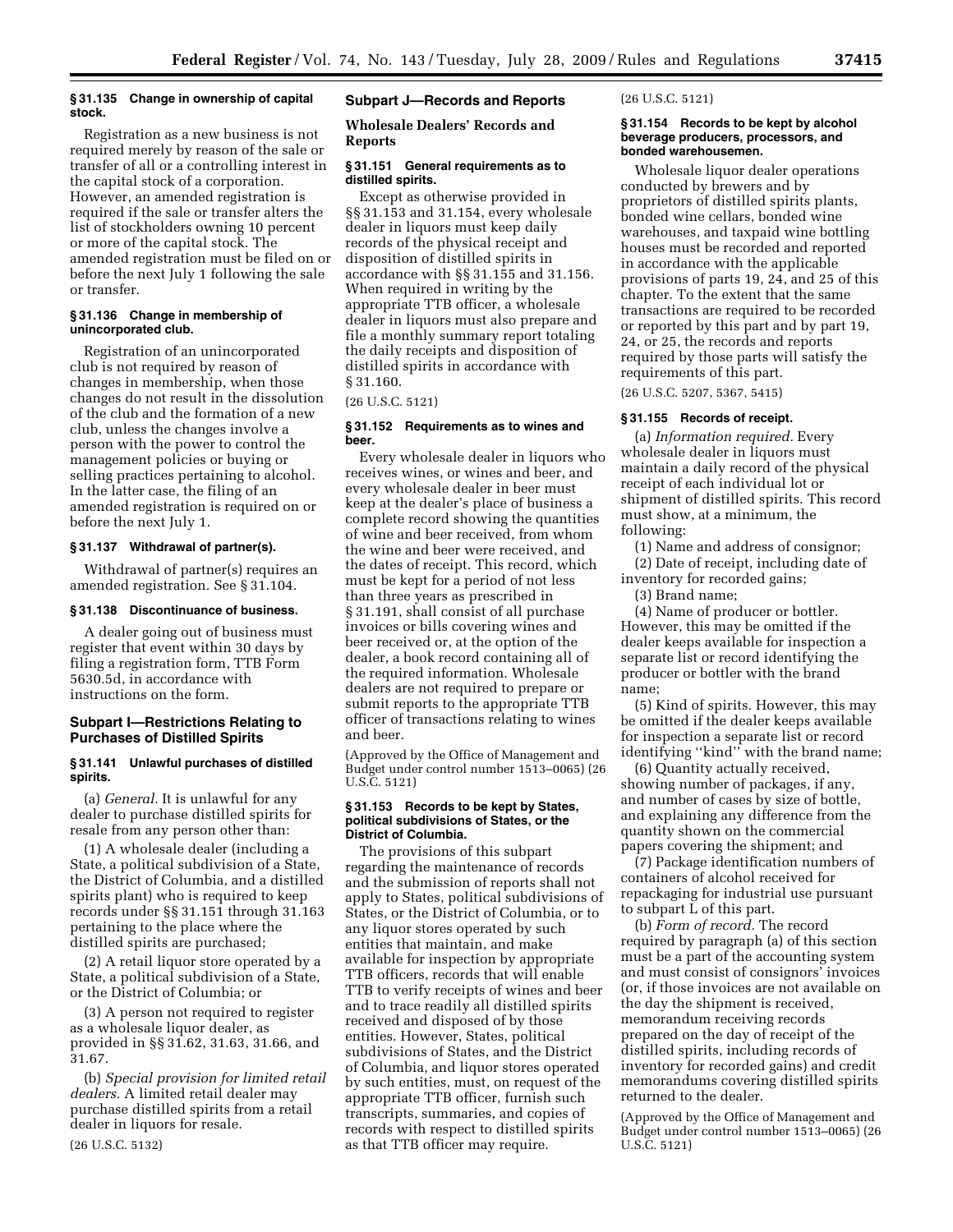#### § 31.135 Change in ownership of capital stock.

Registration as a new business is not required merely by reason of the sale or transfer of all or a controlling interest in the capital stock of a corporation. However, an amended registration is required if the sale or transfer alters the list of stockholders owning 10 percent or more of the capital stock. The amended registration must be filed on or before the next July 1 following the sale or transfer.

#### § 31.136 Change in membership of unincorporated club.

Registration of an unincorporated club is not required by reason of changes in membership, when those changes do not result in the dissolution of the club and the formation of a new club, unless the changes involve a person with the power to control the management policies or buying or selling practices pertaining to alcohol. In the latter case, the filing of an amended registration is required on or before the next July 1.

#### § 31.137 Withdrawal of partner(s).

Withdrawal of partner(s) requires an amended registration. See § 31.104.

#### § 31.138 Discontinuance of business.

A dealer going out of business must register that event within 30 days by filing a registration form, TTB Form 5630.5d, in accordance with instructions on the form.

### Subpart I—Restrictions Relating to Purchases of Distilled Spirits

#### § 31.141 Unlawful purchases of distilled spirits.

(a) *General.* It is unlawful for any dealer to purchase distilled spirits for resale from any person other than:

(1) A wholesale dealer (including a State, a political subdivision of a State, the District of Columbia, and a distilled spirits plant) who is required to keep records under §§ 31.151 through 31.163 pertaining to the place where the distilled spirits are purchased;

(2) A retail liquor store operated by a State, a political subdivision of a State, or the District of Columbia; or

(3) A person not required to register as a wholesale liquor dealer, as provided in §§ 31.62, 31.63, 31.66, and 31.67.

(b) *Special provision for limited retail dealers.* A limited retail dealer may purchase distilled spirits from a retail dealer in liquors for resale.

(26 U.S.C. 5132)

### Subpart J—Records and Reports

#### Wholesale Dealers' Records and Reports

#### § 31.151 General requirements as to distilled spirits.

Except as otherwise provided in §§ 31.153 and 31.154, every wholesale dealer in liquors must keep daily records of the physical receipt and disposition of distilled spirits in accordance with §§ 31.155 and 31.156. When required in writing by the appropriate TTB officer, a wholesale dealer in liquors must also prepare and file a monthly summary report totaling the daily receipts and disposition of distilled spirits in accordance with § 31.160.

(26 U.S.C. 5121)

#### § 31.152 Requirements as to wines and beer.

Every wholesale dealer in liquors who receives wines, or wines and beer, and every wholesale dealer in beer must keep at the dealer's place of business a complete record showing the quantities of wine and beer received, from whom the wine and beer were received, and the dates of receipt. This record, which must be kept for a period of not less than three years as prescribed in § 31.191, shall consist of all purchase invoices or bills covering wines and beer received or, at the option of the dealer, a book record containing all of the required information. Wholesale dealers are not required to prepare or submit reports to the appropriate TTB officer of transactions relating to wines and beer.

(Approved by the Office of Management and Budget under control number 1513–0065) (26 U.S.C. 5121)

#### § 31.153 Records to be kept by States, political subdivisions of States, or the District of Columbia.

The provisions of this subpart regarding the maintenance of records and the submission of reports shall not apply to States, political subdivisions of States, or the District of Columbia, or to any liquor stores operated by such entities that maintain, and make available for inspection by appropriate TTB officers, records that will enable TTB to verify receipts of wines and beer and to trace readily all distilled spirits received and disposed of by those entities. However, States, political subdivisions of States, and the District of Columbia, and liquor stores operated by such entities, must, on request of the appropriate TTB officer, furnish such transcripts, summaries, and copies of records with respect to distilled spirits as that TTB officer may require.

(26 U.S.C. 5121)

#### § 31.154 Records to be kept by alcohol beverage producers, processors, and bonded warehousemen.

Wholesale liquor dealer operations conducted by brewers and by proprietors of distilled spirits plants, bonded wine cellars, bonded wine warehouses, and taxpaid wine bottling houses must be recorded and reported in accordance with the applicable provisions of parts 19, 24, and 25 of this chapter. To the extent that the same transactions are required to be recorded or reported by this part and by part 19, 24, or 25, the records and reports required by those parts will satisfy the requirements of this part.

(26 U.S.C. 5207, 5367, 5415)

#### § 31.155 Records of receipt.

(a) *Information required.* Every wholesale dealer in liquors must maintain a daily record of the physical receipt of each individual lot or shipment of distilled spirits. This record must show, at a minimum, the following:

(1) Name and address of consignor;

(2) Date of receipt, including date of inventory for recorded gains;

(3) Brand name;

(4) Name of producer or bottler. However, this may be omitted if the dealer keeps available for inspection a separate list or record identifying the producer or bottler with the brand name;

(5) Kind of spirits. However, this may be omitted if the dealer keeps available for inspection a separate list or record identifying "kind" with the brand name;

(6) Quantity actually received, showing number of packages, if any, and number of cases by size of bottle, and explaining any difference from the quantity shown on the commercial papers covering the shipment; and

(7) Package identification numbers of containers of alcohol received for repackaging for industrial use pursuant to subpart L of this part.

(b) *Form of record.* The record required by paragraph (a) of this section must be a part of the accounting system and must consist of consignors' invoices (or, if those invoices are not available on the day the shipment is received, memorandum receiving records prepared on the day of receipt of the distilled spirits, including records of inventory for recorded gains) and credit memorandums covering distilled spirits returned to the dealer.

(Approved by the Office of Management and Budget under control number 1513–0065) (26 U.S.C. 5121)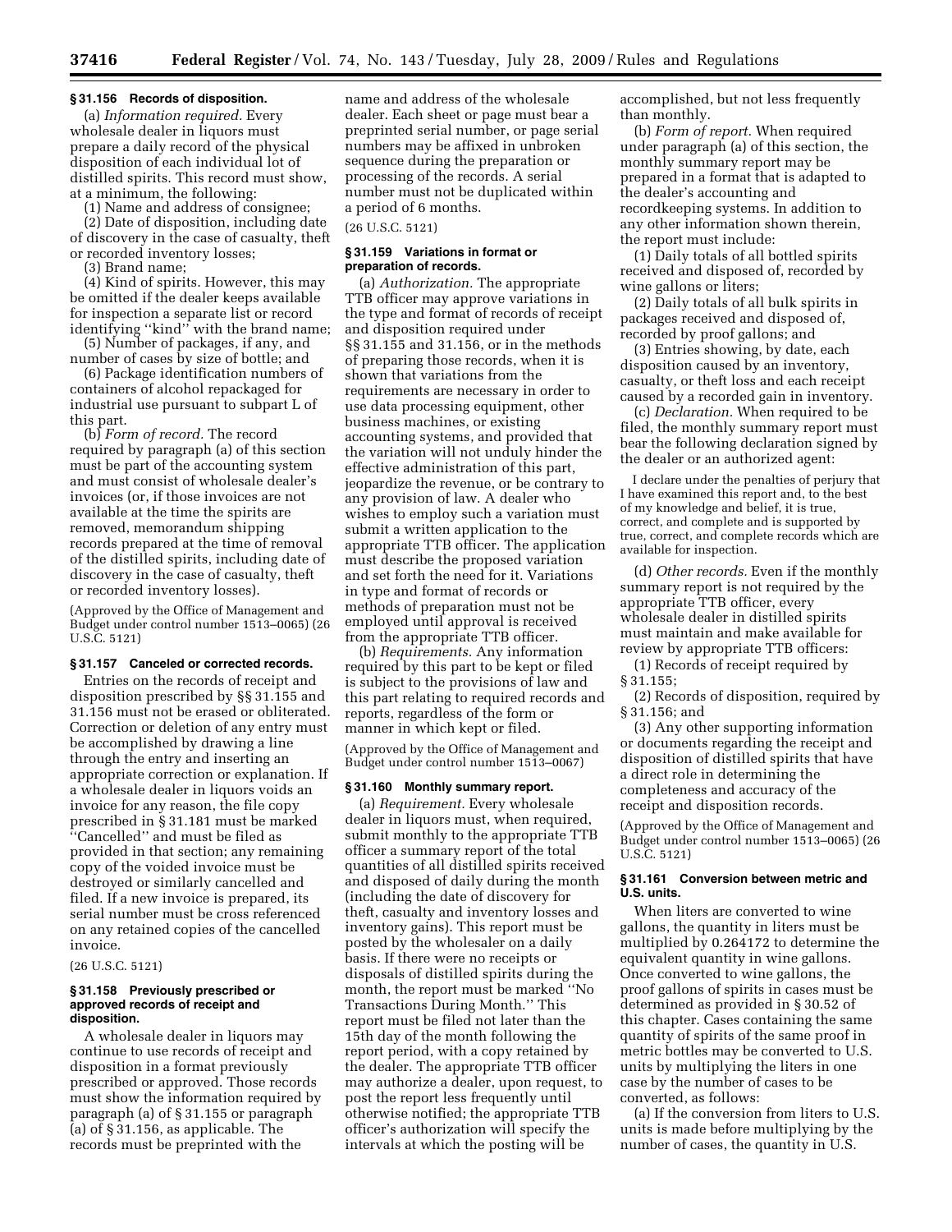### § 31.156 Records of disposition.

(a) *Information required.* Every wholesale dealer in liquors must prepare a daily record of the physical disposition of each individual lot of distilled spirits. This record must show, at a minimum, the following:

(1) Name and address of consignee;

(2) Date of disposition, including date of discovery in the case of casualty, theft or recorded inventory losses;

(3) Brand name;

(4) Kind of spirits. However, this may be omitted if the dealer keeps available for inspection a separate list or record identifying ''kind'' with the brand name;

(5) Number of packages, if any, and number of cases by size of bottle; and

(6) Package identification numbers of containers of alcohol repackaged for industrial use pursuant to subpart L of this part.

(b) *Form of record.* The record required by paragraph (a) of this section must be part of the accounting system and must consist of wholesale dealer's invoices (or, if those invoices are not available at the time the spirits are removed, memorandum shipping records prepared at the time of removal of the distilled spirits, including date of discovery in the case of casualty, theft or recorded inventory losses).

(Approved by the Office of Management and Budget under control number 1513–0065) (26 U.S.C. 5121)

### § 31.157 Canceled or corrected records.

Entries on the records of receipt and disposition prescribed by §§ 31.155 and 31.156 must not be erased or obliterated. Correction or deletion of any entry must be accomplished by drawing a line through the entry and inserting an appropriate correction or explanation. If a wholesale dealer in liquors voids an invoice for any reason, the file copy prescribed in § 31.181 must be marked ''Cancelled'' and must be filed as provided in that section; any remaining copy of the voided invoice must be destroyed or similarly cancelled and filed. If a new invoice is prepared, its serial number must be cross referenced on any retained copies of the cancelled invoice.

(26 U.S.C. 5121)

### § 31.158 Previously prescribed or approved records of receipt and disposition.

A wholesale dealer in liquors may continue to use records of receipt and disposition in a format previously prescribed or approved. Those records must show the information required by paragraph (a) of § 31.155 or paragraph (a) of § 31.156, as applicable. The records must be preprinted with the name and address of the wholesale dealer. Each sheet or page must bear a preprinted serial number, or page serial numbers may be affixed in unbroken sequence during the preparation or processing of the records. A serial number must not be duplicated within a period of 6 months.

(26 U.S.C. 5121)

### § 31.159 Variations in format or preparation of records.

(a) *Authorization.* The appropriate TTB officer may approve variations in the type and format of records of receipt and disposition required under §§ 31.155 and 31.156, or in the methods of preparing those records, when it is shown that variations from the requirements are necessary in order to use data processing equipment, other business machines, or existing accounting systems, and provided that the variation will not unduly hinder the effective administration of this part, jeopardize the revenue, or be contrary to any provision of law. A dealer who wishes to employ such a variation must submit a written application to the appropriate TTB officer. The application must describe the proposed variation and set forth the need for it. Variations in type and format of records or methods of preparation must not be employed until approval is received from the appropriate TTB officer.

(b) *Requirements.* Any information required by this part to be kept or filed is subject to the provisions of law and this part relating to required records and reports, regardless of the form or manner in which kept or filed.

(Approved by the Office of Management and Budget under control number 1513–0067)

### § 31.160 Monthly summary report.

(a) *Requirement.* Every wholesale dealer in liquors must, when required, submit monthly to the appropriate TTB officer a summary report of the total quantities of all distilled spirits received and disposed of daily during the month (including the date of discovery for theft, casualty and inventory losses and inventory gains). This report must be posted by the wholesaler on a daily basis. If there were no receipts or disposals of distilled spirits during the month, the report must be marked ''No Transactions During Month.'' This report must be filed not later than the 15th day of the month following the report period, with a copy retained by the dealer. The appropriate TTB officer may authorize a dealer, upon request, to post the report less frequently until otherwise notified; the appropriate TTB officer's authorization will specify the intervals at which the posting will be accomplished, but not less frequently than monthly.

(b) *Form of report.* When required under paragraph (a) of this section, the monthly summary report may be prepared in a format that is adapted to the dealer's accounting and recordkeeping systems. In addition to any other information shown therein, the report must include:

(1) Daily totals of all bottled spirits received and disposed of, recorded by wine gallons or liters;

(2) Daily totals of all bulk spirits in packages received and disposed of, recorded by proof gallons; and

(3) Entries showing, by date, each disposition caused by an inventory, casualty, or theft loss and each receipt caused by a recorded gain in inventory.

(c) *Declaration.* When required to be filed, the monthly summary report must bear the following declaration signed by the dealer or an authorized agent:

> I declare under the penalties of perjury that I have examined this report and, to the best of my knowledge and belief, it is true, correct, and complete and is supported by true, correct, and complete records which are available for inspection.

(d) *Other records.* Even if the monthly summary report is not required by the appropriate TTB officer, every wholesale dealer in distilled spirits must maintain and make available for review by appropriate TTB officers:

(1) Records of receipt required by § 31.155;

(2) Records of disposition, required by § 31.156; and

(3) Any other supporting information or documents regarding the receipt and disposition of distilled spirits that have a direct role in determining the completeness and accuracy of the receipt and disposition records.

(Approved by the Office of Management and Budget under control number 1513–0065) (26 U.S.C. 5121)

### § 31.161 Conversion between metric and U.S. units.

When liters are converted to wine gallons, the quantity in liters must be multiplied by 0.264172 to determine the equivalent quantity in wine gallons. Once converted to wine gallons, the proof gallons of spirits in cases must be determined as provided in § 30.52 of this chapter. Cases containing the same quantity of spirits of the same proof in metric bottles may be converted to U.S. units by multiplying the liters in one case by the number of cases to be converted, as follows:

(a) If the conversion from liters to U.S. units is made before multiplying by the number of cases, the quantity in U.S.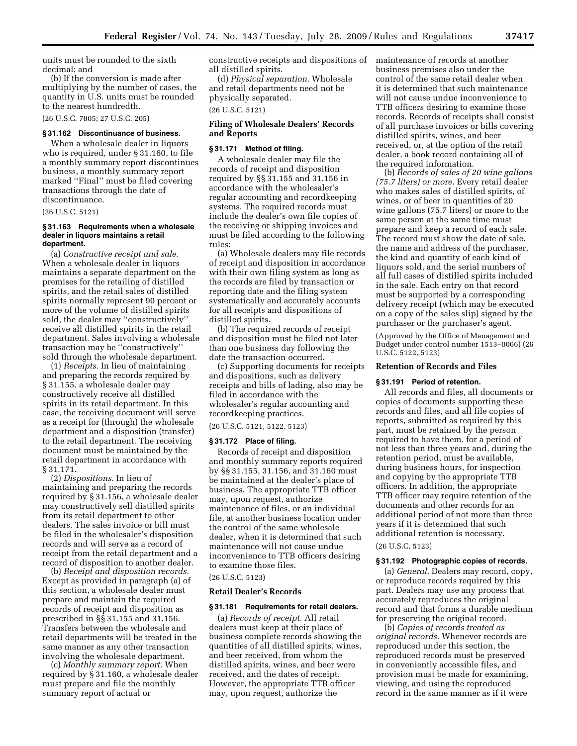units must be rounded to the sixth decimal; and

(b) If the conversion is made after multiplying by the number of cases, the quantity in U.S. units must be rounded to the nearest hundredth.

(26 U.S.C. 7805; 27 U.S.C. 205)

#### § 31.162 Discontinuance of business.

When a wholesale dealer in liquors who is required, under § 31.160, to file a monthly summary report discontinues business, a monthly summary report marked ''Final'' must be filed covering transactions through the date of discontinuance.

(26 U.S.C. 5121)

#### § 31.163 Requirements when a wholesale dealer in liquors maintains a retail department.

(a) *Constructive receipt and sale.* When a wholesale dealer in liquors maintains a separate department on the premises for the retailing of distilled spirits, and the retail sales of distilled spirits normally represent 90 percent or more of the volume of distilled spirits sold, the dealer may ''constructively'' receive all distilled spirits in the retail department. Sales involving a wholesale transaction may be ''constructively'' sold through the wholesale department.

(1) *Receipts.* In lieu of maintaining and preparing the records required by § 31.155, a wholesale dealer may constructively receive all distilled spirits in its retail department. In this case, the receiving document will serve as a receipt for (through) the wholesale department and a disposition (transfer) to the retail department. The receiving document must be maintained by the retail department in accordance with § 31.171.

(2) *Dispositions.* In lieu of maintaining and preparing the records required by § 31.156, a wholesale dealer may constructively sell distilled spirits from its retail department to other dealers. The sales invoice or bill must be filed in the wholesaler's disposition records and will serve as a record of receipt from the retail department and a record of disposition to another dealer.

(b) *Receipt and disposition records.* Except as provided in paragraph (a) of this section, a wholesale dealer must prepare and maintain the required records of receipt and disposition as prescribed in §§ 31.155 and 31.156. Transfers between the wholesale and retail departments will be treated in the same manner as any other transaction involving the wholesale department.

(c) *Monthly summary report.* When required by § 31.160, a wholesale dealer must prepare and file the monthly summary report of actual or constructive receipts and dispositions of all distilled spirits.

(d) *Physical separation.* Wholesale and retail departments need not be physically separated.

(26 U.S.C. 5121)

### Filing of Wholesale Dealers' Records and Reports

#### § 31.171 Method of filing.

A wholesale dealer may file the records of receipt and disposition required by §§ 31.155 and 31.156 in accordance with the wholesaler's regular accounting and recordkeeping systems. The required records must include the dealer's own file copies of the receiving or shipping invoices and must be filed according to the following rules:

(a) Wholesale dealers may file records of receipt and disposition in accordance with their own filing system as long as the records are filed by transaction or reporting date and the filing system systematically and accurately accounts for all receipts and dispositions of distilled spirits.

(b) The required records of receipt and disposition must be filed not later than one business day following the date the transaction occurred.

(c) Supporting documents for receipts and dispositions, such as delivery receipts and bills of lading, also may be filed in accordance with the wholesaler's regular accounting and recordkeeping practices.

(26 U.S.C. 5121, 5122, 5123)

#### § 31.172 Place of filing.

Records of receipt and disposition and monthly summary reports required by §§ 31.155, 31.156, and 31.160 must be maintained at the dealer's place of business. The appropriate TTB officer may, upon request, authorize maintenance of files, or an individual file, at another business location under the control of the same wholesale dealer, when it is determined that such maintenance will not cause undue inconvenience to TTB officers desiring to examine those files.

(26 U.S.C. 5123)

### Retail Dealer's Records

#### § 31.181 Requirements for retail dealers.

(a) *Records of receipt.* All retail dealers must keep at their place of business complete records showing the quantities of all distilled spirits, wines, and beer received, from whom the distilled spirits, wines, and beer were received, and the dates of receipt. However, the appropriate TTB officer may, upon request, authorize the maintenance of records at another business premises also under the control of the same retail dealer when it is determined that such maintenance will not cause undue inconvenience to TTB officers desiring to examine those records. Records of receipts shall consist of all purchase invoices or bills covering distilled spirits, wines, and beer received, or, at the option of the retail dealer, a book record containing all of the required information.

(b) *Records of sales of 20 wine gallons (75.7 liters) or more.* Every retail dealer who makes sales of distilled spirits, of wines, or of beer in quantities of 20 wine gallons (75.7 liters) or more to the same person at the same time must prepare and keep a record of each sale. The record must show the date of sale, the name and address of the purchaser, the kind and quantity of each kind of liquors sold, and the serial numbers of all full cases of distilled spirits included in the sale. Each entry on that record must be supported by a corresponding delivery receipt (which may be executed on a copy of the sales slip) signed by the purchaser or the purchaser's agent.

(Approved by the Office of Management and Budget under control number 1513–0066) (26 U.S.C. 5122, 5123)

### Retention of Records and Files

#### § 31.191 Period of retention.

All records and files, all documents or copies of documents supporting these records and files, and all file copies of reports, submitted as required by this part, must be retained by the person required to have them, for a period of not less than three years and, during the retention period, must be available, during business hours, for inspection and copying by the appropriate TTB officers. In addition, the appropriate TTB officer may require retention of the documents and other records for an additional period of not more than three years if it is determined that such additional retention is necessary.

(26 U.S.C. 5123)

#### § 31.192 Photographic copies of records.

(a) *General.* Dealers may record, copy, or reproduce records required by this part. Dealers may use any process that accurately reproduces the original record and that forms a durable medium for preserving the original record.

(b) *Copies of records treated as original records.* Whenever records are reproduced under this section, the reproduced records must be preserved in conveniently accessible files, and provision must be made for examining, viewing, and using the reproduced record in the same manner as if it were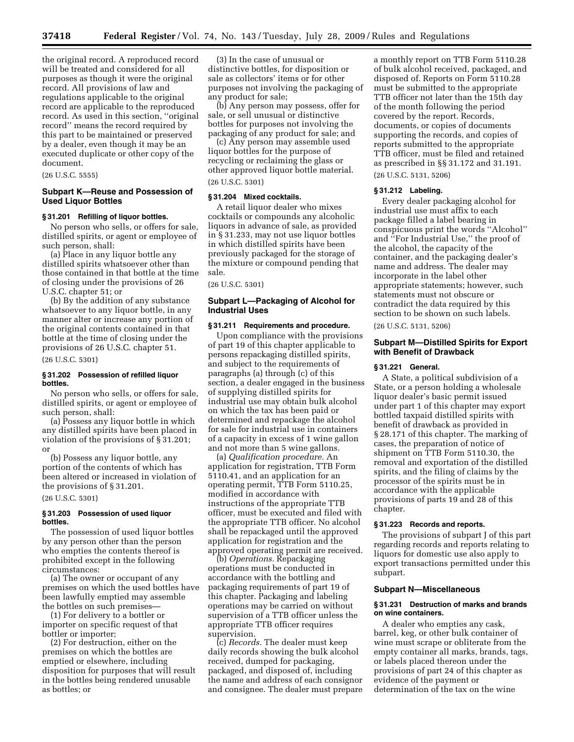the original record. A reproduced record will be treated and considered for all purposes as though it were the original record. All provisions of law and regulations applicable to the original record are applicable to the reproduced record. As used in this section, ''original record'' means the record required by this part to be maintained or preserved by a dealer, even though it may be an executed duplicate or other copy of the document.

(26 U.S.C. 5555)

## Subpart K—Reuse and Possession of Used Liquor Bottles

### § 31.201 Refilling of liquor bottles.

No person who sells, or offers for sale, distilled spirits, or agent or employee of such person, shall:

(a) Place in any liquor bottle any distilled spirits whatsoever other than those contained in that bottle at the time of closing under the provisions of 26 U.S.C. chapter 51; or

(b) By the addition of any substance whatsoever to any liquor bottle, in any manner alter or increase any portion of the original contents contained in that bottle at the time of closing under the provisions of 26 U.S.C. chapter 51.

(26 U.S.C. 5301)

### § 31.202 Possession of refilled liquor bottles.

No person who sells, or offers for sale, distilled spirits, or agent or employee of such person, shall:

(a) Possess any liquor bottle in which any distilled spirits have been placed in violation of the provisions of § 31.201; or

(b) Possess any liquor bottle, any portion of the contents of which has been altered or increased in violation of the provisions of § 31.201.

(26 U.S.C. 5301)

### § 31.203 Possession of used liquor bottles.

The possession of used liquor bottles by any person other than the person who empties the contents thereof is prohibited except in the following circumstances:

(a) The owner or occupant of any premises on which the used bottles have been lawfully emptied may assemble the bottles on such premises—

(1) For delivery to a bottler or importer on specific request of that bottler or importer;

(2) For destruction, either on the premises on which the bottles are emptied or elsewhere, including disposition for purposes that will result in the bottles being rendered unusable as bottles; or

(3) In the case of unusual or distinctive bottles, for disposition or sale as collectors' items or for other purposes not involving the packaging of any product for sale;

(b) Any person may possess, offer for sale, or sell unusual or distinctive bottles for purposes not involving the packaging of any product for sale; and

(c) Any person may assemble used liquor bottles for the purpose of recycling or reclaiming the glass or other approved liquor bottle material.

(26 U.S.C. 5301)

### § 31.204 Mixed cocktails.

A retail liquor dealer who mixes cocktails or compounds any alcoholic liquors in advance of sale, as provided in § 31.233, may not use liquor bottles in which distilled spirits have been previously packaged for the storage of the mixture or compound pending that sale.

(26 U.S.C. 5301)

## Subpart L—Packaging of Alcohol for Industrial Uses

### § 31.211 Requirements and procedure.

Upon compliance with the provisions of part 19 of this chapter applicable to persons repackaging distilled spirits, and subject to the requirements of paragraphs (a) through (c) of this section, a dealer engaged in the business of supplying distilled spirits for industrial use may obtain bulk alcohol on which the tax has been paid or determined and repackage the alcohol for sale for industrial use in containers of a capacity in excess of 1 wine gallon and not more than 5 wine gallons.

(a) *Qualification procedure.* An application for registration, TTB Form 5110.41, and an application for an operating permit, TTB Form 5110.25, modified in accordance with instructions of the appropriate TTB officer, must be executed and filed with the appropriate TTB officer. No alcohol shall be repackaged until the approved application for registration and the approved operating permit are received.

(b) *Operations.* Repackaging operations must be conducted in accordance with the bottling and packaging requirements of part 19 of this chapter. Packaging and labeling operations may be carried on without supervision of a TTB officer unless the appropriate TTB officer requires supervision.

(c) *Records.* The dealer must keep daily records showing the bulk alcohol received, dumped for packaging, packaged, and disposed of, including the name and address of each consignor and consignee. The dealer must prepare a monthly report on TTB Form 5110.28 of bulk alcohol received, packaged, and disposed of. Reports on Form 5110.28 must be submitted to the appropriate TTB officer not later than the 15th day of the month following the period covered by the report. Records, documents, or copies of documents supporting the records, and copies of reports submitted to the appropriate TTB officer, must be filed and retained as prescribed in §§ 31.172 and 31.191.

(26 U.S.C. 5131, 5206)

### § 31.212 Labeling.

Every dealer packaging alcohol for industrial use must affix to each package filled a label bearing in conspicuous print the words ''Alcohol'' and ''For Industrial Use,'' the proof of the alcohol, the capacity of the container, and the packaging dealer's name and address. The dealer may incorporate in the label other appropriate statements; however, such statements must not obscure or contradict the data required by this section to be shown on such labels.

(26 U.S.C. 5131, 5206)

## Subpart M—Distilled Spirits for Export with Benefit of Drawback

### § 31.221 General.

A State, a political subdivision of a State, or a person holding a wholesale liquor dealer's basic permit issued under part 1 of this chapter may export bottled taxpaid distilled spirits with benefit of drawback as provided in § 28.171 of this chapter. The marking of cases, the preparation of notice of shipment on TTB Form 5110.30, the removal and exportation of the distilled spirits, and the filing of claims by the processor of the spirits must be in accordance with the applicable provisions of parts 19 and 28 of this chapter.

### § 31.223 Records and reports.

The provisions of subpart J of this part regarding records and reports relating to liquors for domestic use also apply to export transactions permitted under this subpart.

## Subpart N—Miscellaneous

### § 31.231 Destruction of marks and brands on wine containers.

A dealer who empties any cask, barrel, keg, or other bulk container of wine must scrape or obliterate from the empty container all marks, brands, tags, or labels placed thereon under the provisions of part 24 of this chapter as evidence of the payment or determination of the tax on the wine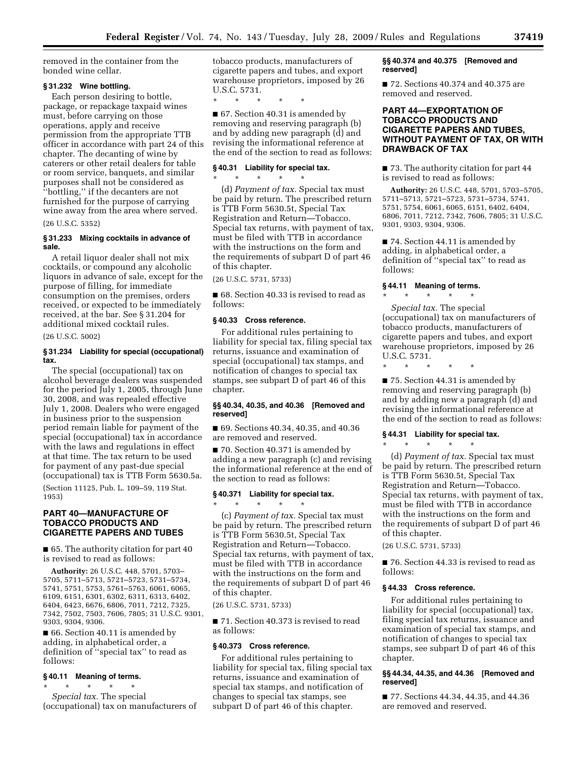removed in the container from the bonded wine cellar.

#### § 31.232 Wine bottling.

Each person desiring to bottle, package, or repackage taxpaid wines must, before carrying on those operations, apply and receive permission from the appropriate TTB officer in accordance with part 24 of this chapter. The decanting of wine by caterers or other retail dealers for table or room service, banquets, and similar purposes shall not be considered as ''bottling,'' if the decanters are not furnished for the purpose of carrying wine away from the area where served.

(26 U.S.C. 5352)

#### § 31.233 Mixing cocktails in advance of sale.

A retail liquor dealer shall not mix cocktails, or compound any alcoholic liquors in advance of sale, except for the purpose of filling, for immediate consumption on the premises, orders received, or expected to be immediately received, at the bar. See § 31.204 for additional mixed cocktail rules.

(26 U.S.C. 5002)

#### § 31.234 Liability for special (occupational) tax.

The special (occupational) tax on alcohol beverage dealers was suspended for the period July 1, 2005, through June 30, 2008, and was repealed effective July 1, 2008. Dealers who were engaged in business prior to the suspension period remain liable for payment of the special (occupational) tax in accordance with the laws and regulations in effect at that time. The tax return to be used for payment of any past-due special (occupational) tax is TTB Form 5630.5a.

(Section 11125, Pub. L. 109–59, 119 Stat. 1953)

## PART 40—MANUFACTURE OF TOBACCO PRODUCTS AND CIGARETTE PAPERS AND TUBES

■ 65. The authority citation for part 40 is revised to read as follows:

**Authority:** 26 U.S.C. 448, 5701, 5703–5705, 5711–5713, 5721–5723, 5731–5734, 5741, 5751, 5753, 5761–5763, 6061, 6065, 6109, 6151, 6301, 6302, 6311, 6313, 6402, 6404, 6423, 6676, 6806, 7011, 7212, 7325, 7342, 7502, 7503, 7606, 7805; 31 U.S.C. 9301, 9303, 9304, 9306.

■ 66. Section 40.11 is amended by adding, in alphabetical order, a definition of ''special tax'' to read as follows:

#### § 40.11 Meaning of terms.

\* \* \* \* \*

*Special tax.* The special (occupational) tax on manufacturers of tobacco products, manufacturers of cigarette papers and tubes, and export warehouse proprietors, imposed by 26 U.S.C. 5731.

\* \* \* \* \*

■ 67. Section 40.31 is amended by removing and reserving paragraph (b) and by adding new paragraph (d) and revising the informational reference at the end of the section to read as follows:

#### § 40.31 Liability for special tax.

\* \* \* \* \*

(d) *Payment of tax.* Special tax must be paid by return. The prescribed return is TTB Form 5630.5t, Special Tax Registration and Return—Tobacco. Special tax returns, with payment of tax, must be filed with TTB in accordance with the instructions on the form and the requirements of subpart D of part 46 of this chapter.

(26 U.S.C. 5731, 5733)

■ 68. Section 40.33 is revised to read as follows:

#### § 40.33 Cross reference.

For additional rules pertaining to liability for special tax, filing special tax returns, issuance and examination of special (occupational) tax stamps, and notification of changes to special tax stamps, see subpart D of part 46 of this chapter.

#### §§ 40.34, 40.35, and 40.36 [Removed and reserved]

■ 69. Sections 40.34, 40.35, and 40.36 are removed and reserved.

■ 70. Section 40.371 is amended by adding a new paragraph (c) and revising the informational reference at the end of the section to read as follows:

#### § 40.371 Liability for special tax.

\* \* \* \* \*

(c) *Payment of tax.* Special tax must be paid by return. The prescribed return is TTB Form 5630.5t, Special Tax Registration and Return—Tobacco. Special tax returns, with payment of tax, must be filed with TTB in accordance with the instructions on the form and the requirements of subpart D of part 46 of this chapter.

(26 U.S.C. 5731, 5733)

■ 71. Section 40.373 is revised to read as follows:

#### § 40.373 Cross reference.

For additional rules pertaining to liability for special tax, filing special tax returns, issuance and examination of special tax stamps, and notification of changes to special tax stamps, see subpart D of part 46 of this chapter.

#### §§ 40.374 and 40.375 [Removed and reserved]

■ 72. Sections 40.374 and 40.375 are removed and reserved.

## PART 44—EXPORTATION OF TOBACCO PRODUCTS AND CIGARETTE PAPERS AND TUBES, WITHOUT PAYMENT OF TAX, OR WITH DRAWBACK OF TAX

■ 73. The authority citation for part 44 is revised to read as follows:

**Authority:** 26 U.S.C. 448, 5701, 5703–5705, 5711–5713, 5721–5723, 5731–5734, 5741, 5751, 5754, 6061, 6065, 6151, 6402, 6404, 6806, 7011, 7212, 7342, 7606, 7805; 31 U.S.C. 9301, 9303, 9304, 9306.

■ 74. Section 44.11 is amended by adding, in alphabetical order, a definition of ''special tax'' to read as follows:

#### § 44.11 Meaning of terms.

\* \* \* \* \*

*Special tax.* The special (occupational) tax on manufacturers of tobacco products, manufacturers of cigarette papers and tubes, and export warehouse proprietors, imposed by 26 U.S.C. 5731.

\* \* \* \* \*

■ 75. Section 44.31 is amended by removing and reserving paragraph (b) and by adding new a paragraph (d) and revising the informational reference at the end of the section to read as follows:

#### § 44.31 Liability for special tax.

\* \* \* \* \*

(d) *Payment of tax.* Special tax must be paid by return. The prescribed return is TTB Form 5630.5t, Special Tax Registration and Return—Tobacco. Special tax returns, with payment of tax, must be filed with TTB in accordance with the instructions on the form and the requirements of subpart D of part 46 of this chapter.

(26 U.S.C. 5731, 5733)

■ 76. Section 44.33 is revised to read as follows:

#### § 44.33 Cross reference.

For additional rules pertaining to liability for special (occupational) tax, filing special tax returns, issuance and examination of special tax stamps, and notification of changes to special tax stamps, see subpart D of part 46 of this chapter.

#### §§ 44.34, 44.35, and 44.36 [Removed and reserved]

■ 77. Sections 44.34, 44.35, and 44.36 are removed and reserved.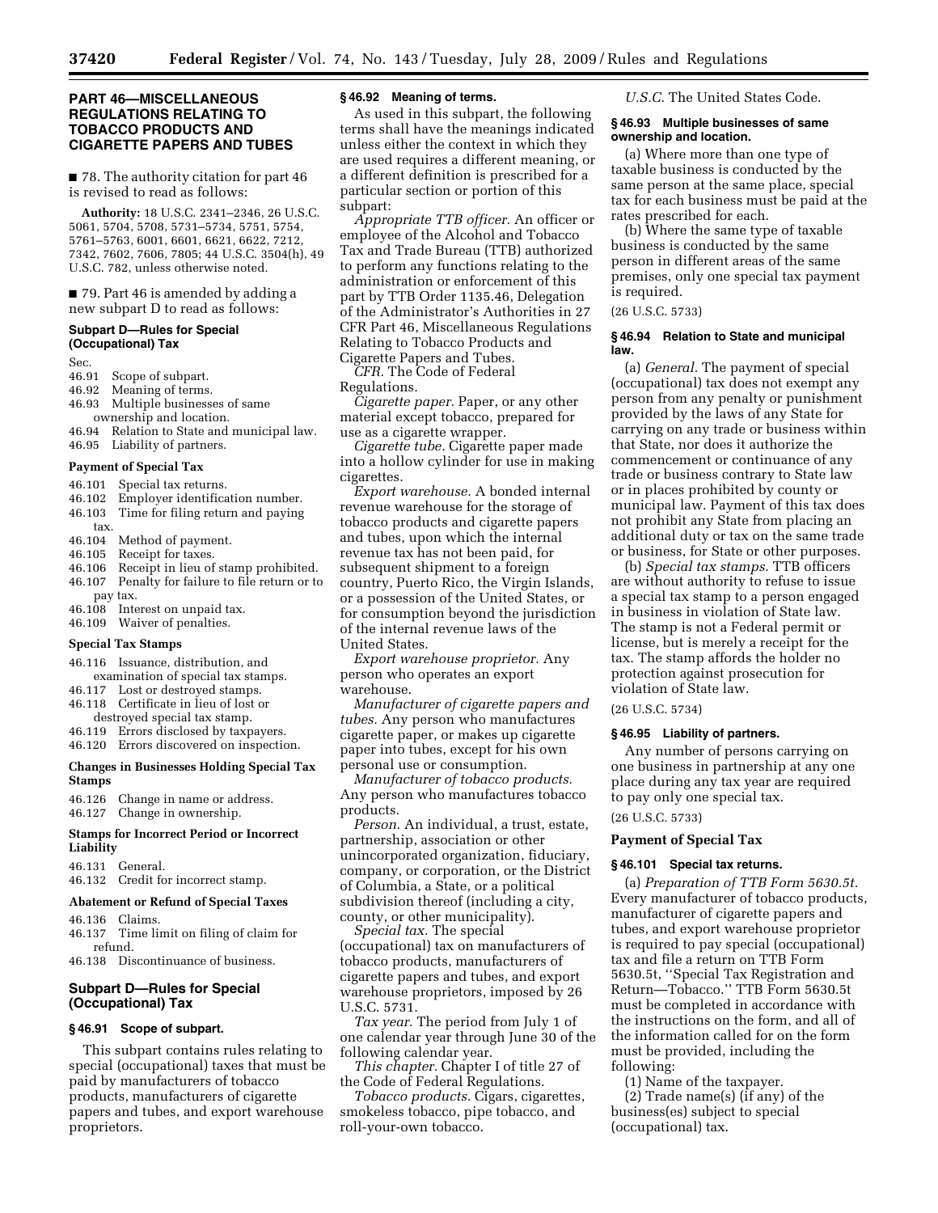## PART 46—MISCELLANEOUS REGULATIONS RELATING TO TOBACCO PRODUCTS AND CIGARETTE PAPERS AND TUBES

■ 78. The authority citation for part 46 is revised to read as follows:

**Authority:** 18 U.S.C. 2341–2346, 26 U.S.C. 5061, 5704, 5708, 5731–5734, 5751, 5754, 5761–5763, 6001, 6601, 6621, 6622, 7212, 7342, 7602, 7606, 7805; 44 U.S.C. 3504(h), 49 U.S.C. 782, unless otherwise noted.

■ 79. Part 46 is amended by adding a new subpart D to read as follows:

**Subpart D—Rules for Special (Occupational) Tax**

Sec.
46.91 Scope of subpart.
46.92 Meaning of terms.
46.93 Multiple businesses of same ownership and location.
46.94 Relation to State and municipal law.
46.95 Liability of partners.

**Payment of Special Tax**

46.101 Special tax returns.
46.102 Employer identification number.
46.103 Time for filing return and paying tax.
46.104 Method of payment.
46.105 Receipt for taxes.
46.106 Receipt in lieu of stamp prohibited.
46.107 Penalty for failure to file return or to pay tax.
46.108 Interest on unpaid tax.
46.109 Waiver of penalties.

**Special Tax Stamps**

46.116 Issuance, distribution, and examination of special tax stamps.
46.117 Lost or destroyed stamps.
46.118 Certificate in lieu of lost or destroyed special tax stamp.
46.119 Errors disclosed by taxpayers.
46.120 Errors discovered on inspection.

**Changes in Businesses Holding Special Tax Stamps**

46.126 Change in name or address.
46.127 Change in ownership.

**Stamps for Incorrect Period or Incorrect Liability**

46.131 General.
46.132 Credit for incorrect stamp.

**Abatement or Refund of Special Taxes**

46.136 Claims.
46.137 Time limit on filing of claim for refund.
46.138 Discontinuance of business.

### Subpart D—Rules for Special (Occupational) Tax

#### § 46.91 Scope of subpart.

This subpart contains rules relating to special (occupational) taxes that must be paid by manufacturers of tobacco products, manufacturers of cigarette papers and tubes, and export warehouse proprietors.

#### § 46.92 Meaning of terms.

As used in this subpart, the following terms shall have the meanings indicated unless either the context in which they are used requires a different meaning, or a different definition is prescribed for a particular section or portion of this subpart:

*Appropriate TTB officer.* An officer or employee of the Alcohol and Tobacco Tax and Trade Bureau (TTB) authorized to perform any functions relating to the administration or enforcement of this part by TTB Order 1135.46, Delegation of the Administrator's Authorities in 27 CFR Part 46, Miscellaneous Regulations Relating to Tobacco Products and Cigarette Papers and Tubes.

*CFR.* The Code of Federal Regulations.

*Cigarette paper.* Paper, or any other material except tobacco, prepared for use as a cigarette wrapper.

*Cigarette tube.* Cigarette paper made into a hollow cylinder for use in making cigarettes.

*Export warehouse.* A bonded internal revenue warehouse for the storage of tobacco products and cigarette papers and tubes, upon which the internal revenue tax has not been paid, for subsequent shipment to a foreign country, Puerto Rico, the Virgin Islands, or a possession of the United States, or for consumption beyond the jurisdiction of the internal revenue laws of the United States.

*Export warehouse proprietor.* Any person who operates an export warehouse.

*Manufacturer of cigarette papers and tubes.* Any person who manufactures cigarette paper, or makes up cigarette paper into tubes, except for his own personal use or consumption.

*Manufacturer of tobacco products.* Any person who manufactures tobacco products.

*Person.* An individual, a trust, estate, partnership, association or other unincorporated organization, fiduciary, company, or corporation, or the District of Columbia, a State, or a political subdivision thereof (including a city, county, or other municipality).

*Special tax.* The special (occupational) tax on manufacturers of tobacco products, manufacturers of cigarette papers and tubes, and export warehouse proprietors, imposed by 26 U.S.C. 5731.

*Tax year.* The period from July 1 of one calendar year through June 30 of the following calendar year.

*This chapter.* Chapter I of title 27 of the Code of Federal Regulations.

*Tobacco products.* Cigars, cigarettes, smokeless tobacco, pipe tobacco, and roll-your-own tobacco.

*U.S.C.* The United States Code.

#### § 46.93 Multiple businesses of same ownership and location.

(a) Where more than one type of taxable business is conducted by the same person at the same place, special tax for each business must be paid at the rates prescribed for each.

(b) Where the same type of taxable business is conducted by the same person in different areas of the same premises, only one special tax payment is required.

(26 U.S.C. 5733)

#### § 46.94 Relation to State and municipal law.

(a) *General.* The payment of special (occupational) tax does not exempt any person from any penalty or punishment provided by the laws of any State for carrying on any trade or business within that State, nor does it authorize the commencement or continuance of any trade or business contrary to State law or in places prohibited by county or municipal law. Payment of this tax does not prohibit any State from placing an additional duty or tax on the same trade or business, for State or other purposes.

(b) *Special tax stamps.* TTB officers are without authority to refuse to issue a special tax stamp to a person engaged in business in violation of State law. The stamp is not a Federal permit or license, but is merely a receipt for the tax. The stamp affords the holder no protection against prosecution for violation of State law.

(26 U.S.C. 5734)

#### § 46.95 Liability of partners.

Any number of persons carrying on one business in partnership at any one place during any tax year are required to pay only one special tax.

(26 U.S.C. 5733)

**Payment of Special Tax**

#### § 46.101 Special tax returns.

(a) *Preparation of TTB Form 5630.5t.* Every manufacturer of tobacco products, manufacturer of cigarette papers and tubes, and export warehouse proprietor is required to pay special (occupational) tax and file a return on TTB Form 5630.5t, ''Special Tax Registration and Return—Tobacco.'' TTB Form 5630.5t must be completed in accordance with the instructions on the form, and all of the information called for on the form must be provided, including the following:

(1) Name of the taxpayer.

(2) Trade name(s) (if any) of the business(es) subject to special (occupational) tax.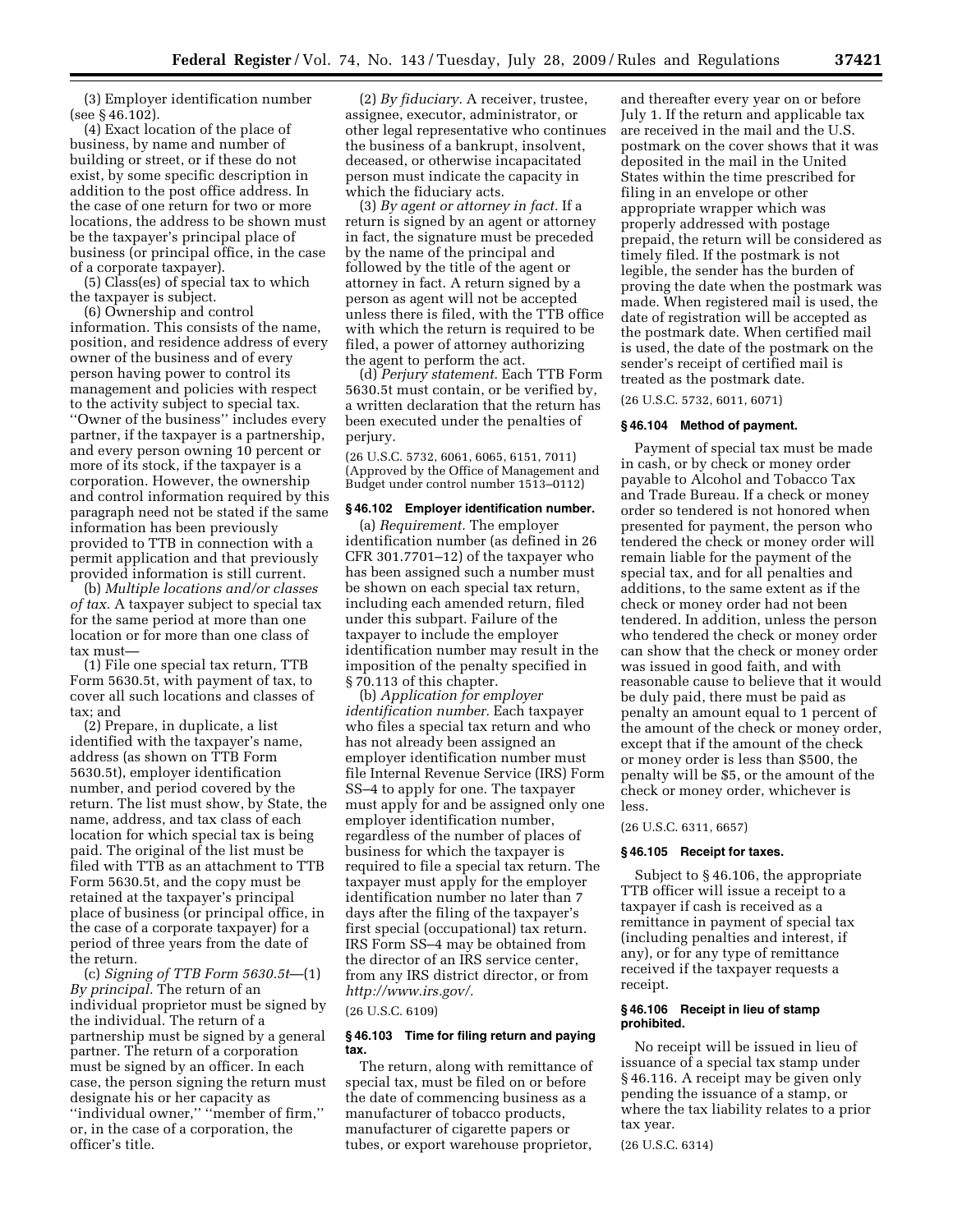(3) Employer identification number (see § 46.102).

(4) Exact location of the place of business, by name and number of building or street, or if these do not exist, by some specific description in addition to the post office address. In the case of one return for two or more locations, the address to be shown must be the taxpayer's principal place of business (or principal office, in the case of a corporate taxpayer).

(5) Class(es) of special tax to which the taxpayer is subject.

(6) Ownership and control information. This consists of the name, position, and residence address of every owner of the business and of every person having power to control its management and policies with respect to the activity subject to special tax. ''Owner of the business'' includes every partner, if the taxpayer is a partnership, and every person owning 10 percent or more of its stock, if the taxpayer is a corporation. However, the ownership and control information required by this paragraph need not be stated if the same information has been previously provided to TTB in connection with a permit application and that previously provided information is still current.

(b) *Multiple locations and/or classes of tax.* A taxpayer subject to special tax for the same period at more than one location or for more than one class of tax must—

(1) File one special tax return, TTB Form 5630.5t, with payment of tax, to cover all such locations and classes of tax; and

(2) Prepare, in duplicate, a list identified with the taxpayer's name, address (as shown on TTB Form 5630.5t), employer identification number, and period covered by the return. The list must show, by State, the name, address, and tax class of each location for which special tax is being paid. The original of the list must be filed with TTB as an attachment to TTB Form 5630.5t, and the copy must be retained at the taxpayer's principal place of business (or principal office, in the case of a corporate taxpayer) for a period of three years from the date of the return.

(c) *Signing of TTB Form 5630.5t*—(1) *By principal.* The return of an individual proprietor must be signed by the individual. The return of a partnership must be signed by a general partner. The return of a corporation must be signed by an officer. In each case, the person signing the return must designate his or her capacity as ''individual owner,'' ''member of firm,'' or, in the case of a corporation, the officer's title.

(2) *By fiduciary.* A receiver, trustee, assignee, executor, administrator, or other legal representative who continues the business of a bankrupt, insolvent, deceased, or otherwise incapacitated person must indicate the capacity in which the fiduciary acts.

(3) *By agent or attorney in fact.* If a return is signed by an agent or attorney in fact, the signature must be preceded by the name of the principal and followed by the title of the agent or attorney in fact. A return signed by a person as agent will not be accepted unless there is filed, with the TTB office with which the return is required to be filed, a power of attorney authorizing the agent to perform the act.

(d) *Perjury statement.* Each TTB Form 5630.5t must contain, or be verified by, a written declaration that the return has been executed under the penalties of perjury.

(26 U.S.C. 5732, 6061, 6065, 6151, 7011) (Approved by the Office of Management and Budget under control number 1513–0112)

### § 46.102 Employer identification number.

(a) *Requirement.* The employer identification number (as defined in 26 CFR 301.7701–12) of the taxpayer who has been assigned such a number must be shown on each special tax return, including each amended return, filed under this subpart. Failure of the taxpayer to include the employer identification number may result in the imposition of the penalty specified in § 70.113 of this chapter.

(b) *Application for employer identification number.* Each taxpayer who files a special tax return and who has not already been assigned an employer identification number must file Internal Revenue Service (IRS) Form SS–4 to apply for one. The taxpayer must apply for and be assigned only one employer identification number, regardless of the number of places of business for which the taxpayer is required to file a special tax return. The taxpayer must apply for the employer identification number no later than 7 days after the filing of the taxpayer's first special (occupational) tax return. IRS Form SS–4 may be obtained from the director of an IRS service center, from any IRS district director, or from *http://www.irs.gov/.*

(26 U.S.C. 6109)

### § 46.103 Time for filing return and paying tax.

The return, along with remittance of special tax, must be filed on or before the date of commencing business as a manufacturer of tobacco products, manufacturer of cigarette papers or tubes, or export warehouse proprietor, and thereafter every year on or before July 1. If the return and applicable tax are received in the mail and the U.S. postmark on the cover shows that it was deposited in the mail in the United States within the time prescribed for filing in an envelope or other appropriate wrapper which was properly addressed with postage prepaid, the return will be considered as timely filed. If the postmark is not legible, the sender has the burden of proving the date when the postmark was made. When registered mail is used, the date of registration will be accepted as the postmark date. When certified mail is used, the date of the postmark on the sender's receipt of certified mail is treated as the postmark date.

(26 U.S.C. 5732, 6011, 6071)

### § 46.104 Method of payment.

Payment of special tax must be made in cash, or by check or money order payable to Alcohol and Tobacco Tax and Trade Bureau. If a check or money order so tendered is not honored when presented for payment, the person who tendered the check or money order will remain liable for the payment of the special tax, and for all penalties and additions, to the same extent as if the check or money order had not been tendered. In addition, unless the person who tendered the check or money order can show that the check or money order was issued in good faith, and with reasonable cause to believe that it would be duly paid, there must be paid as penalty an amount equal to 1 percent of the amount of the check or money order, except that if the amount of the check or money order is less than $500, the penalty will be $5, or the amount of the check or money order, whichever is less.

(26 U.S.C. 6311, 6657)

### § 46.105 Receipt for taxes.

Subject to § 46.106, the appropriate TTB officer will issue a receipt to a taxpayer if cash is received as a remittance in payment of special tax (including penalties and interest, if any), or for any type of remittance received if the taxpayer requests a receipt.

### § 46.106 Receipt in lieu of stamp prohibited.

No receipt will be issued in lieu of issuance of a special tax stamp under § 46.116. A receipt may be given only pending the issuance of a stamp, or where the tax liability relates to a prior tax year.

(26 U.S.C. 6314)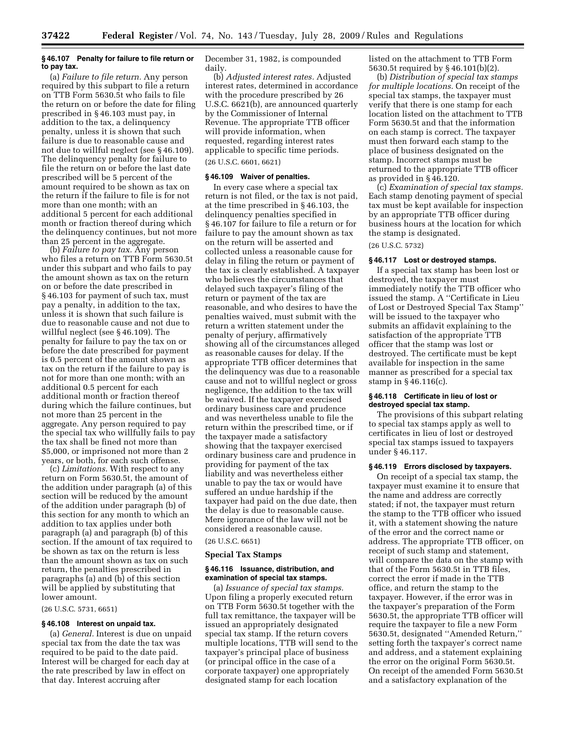### § 46.107 Penalty for failure to file return or to pay tax.

(a) *Failure to file return.* Any person required by this subpart to file a return on TTB Form 5630.5t who fails to file the return on or before the date for filing prescribed in § 46.103 must pay, in addition to the tax, a delinquency penalty, unless it is shown that such failure is due to reasonable cause and not due to willful neglect (see § 46.109). The delinquency penalty for failure to file the return on or before the last date prescribed will be 5 percent of the amount required to be shown as tax on the return if the failure to file is for not more than one month; with an additional 5 percent for each additional month or fraction thereof during which the delinquency continues, but not more than 25 percent in the aggregate.

(b) *Failure to pay tax.* Any person who files a return on TTB Form 5630.5t under this subpart and who fails to pay the amount shown as tax on the return on or before the date prescribed in § 46.103 for payment of such tax, must pay a penalty, in addition to the tax, unless it is shown that such failure is due to reasonable cause and not due to willful neglect (see § 46.109). The penalty for failure to pay the tax on or before the date prescribed for payment is 0.5 percent of the amount shown as tax on the return if the failure to pay is not for more than one month; with an additional 0.5 percent for each additional month or fraction thereof during which the failure continues, but not more than 25 percent in the aggregate. Any person required to pay the special tax who willfully fails to pay the tax shall be fined not more than $5,000, or imprisoned not more than 2 years, or both, for each such offense.

(c) *Limitations.* With respect to any return on Form 5630.5t, the amount of the addition under paragraph (a) of this section will be reduced by the amount of the addition under paragraph (b) of this section for any month to which an addition to tax applies under both paragraph (a) and paragraph (b) of this section. If the amount of tax required to be shown as tax on the return is less than the amount shown as tax on such return, the penalties prescribed in paragraphs (a) and (b) of this section will be applied by substituting that lower amount.

(26 U.S.C. 5731, 6651)

### § 46.108 Interest on unpaid tax.

(a) *General.* Interest is due on unpaid special tax from the date the tax was required to be paid to the date paid. Interest will be charged for each day at the rate prescribed by law in effect on that day. Interest accruing after December 31, 1982, is compounded daily.

(b) *Adjusted interest rates.* Adjusted interest rates, determined in accordance with the procedure prescribed by 26 U.S.C. 6621(b), are announced quarterly by the Commissioner of Internal Revenue. The appropriate TTB officer will provide information, when requested, regarding interest rates applicable to specific time periods.

(26 U.S.C. 6601, 6621)

### § 46.109 Waiver of penalties.

In every case where a special tax return is not filed, or the tax is not paid, at the time prescribed in § 46.103, the delinquency penalties specified in § 46.107 for failure to file a return or for failure to pay the amount shown as tax on the return will be asserted and collected unless a reasonable cause for delay in filing the return or payment of the tax is clearly established. A taxpayer who believes the circumstances that delayed such taxpayer's filing of the return or payment of the tax are reasonable, and who desires to have the penalties waived, must submit with the return a written statement under the penalty of perjury, affirmatively showing all of the circumstances alleged as reasonable causes for delay. If the appropriate TTB officer determines that the delinquency was due to a reasonable cause and not to willful neglect or gross negligence, the addition to the tax will be waived. If the taxpayer exercised ordinary business care and prudence and was nevertheless unable to file the return within the prescribed time, or if the taxpayer made a satisfactory showing that the taxpayer exercised ordinary business care and prudence in providing for payment of the tax liability and was nevertheless either unable to pay the tax or would have suffered an undue hardship if the taxpayer had paid on the due date, then the delay is due to reasonable cause. Mere ignorance of the law will not be considered a reasonable cause.

(26 U.S.C. 6651)

## Special Tax Stamps

### § 46.116 Issuance, distribution, and examination of special tax stamps.

(a) *Issuance of special tax stamps.* Upon filing a properly executed return on TTB Form 5630.5t together with the full tax remittance, the taxpayer will be issued an appropriately designated special tax stamp. If the return covers multiple locations, TTB will send to the taxpayer's principal place of business (or principal office in the case of a corporate taxpayer) one appropriately designated stamp for each location listed on the attachment to TTB Form 5630.5t required by § 46.101(b)(2).

(b) *Distribution of special tax stamps for multiple locations.* On receipt of the special tax stamps, the taxpayer must verify that there is one stamp for each location listed on the attachment to TTB Form 5630.5t and that the information on each stamp is correct. The taxpayer must then forward each stamp to the place of business designated on the stamp. Incorrect stamps must be returned to the appropriate TTB officer as provided in § 46.120.

(c) *Examination of special tax stamps.* Each stamp denoting payment of special tax must be kept available for inspection by an appropriate TTB officer during business hours at the location for which the stamp is designated.

(26 U.S.C. 5732)

### § 46.117 Lost or destroyed stamps.

If a special tax stamp has been lost or destroyed, the taxpayer must immediately notify the TTB officer who issued the stamp. A ''Certificate in Lieu of Lost or Destroyed Special Tax Stamp'' will be issued to the taxpayer who submits an affidavit explaining to the satisfaction of the appropriate TTB officer that the stamp was lost or destroyed. The certificate must be kept available for inspection in the same manner as prescribed for a special tax stamp in § 46.116(c).

### § 46.118 Certificate in lieu of lost or destroyed special tax stamp.

The provisions of this subpart relating to special tax stamps apply as well to certificates in lieu of lost or destroyed special tax stamps issued to taxpayers under § 46.117.

### § 46.119 Errors disclosed by taxpayers.

On receipt of a special tax stamp, the taxpayer must examine it to ensure that the name and address are correctly stated; if not, the taxpayer must return the stamp to the TTB officer who issued it, with a statement showing the nature of the error and the correct name or address. The appropriate TTB officer, on receipt of such stamp and statement, will compare the data on the stamp with that of the Form 5630.5t in TTB files, correct the error if made in the TTB office, and return the stamp to the taxpayer. However, if the error was in the taxpayer's preparation of the Form 5630.5t, the appropriate TTB officer will require the taxpayer to file a new Form 5630.5t, designated ''Amended Return,'' setting forth the taxpayer's correct name and address, and a statement explaining the error on the original Form 5630.5t. On receipt of the amended Form 5630.5t and a satisfactory explanation of the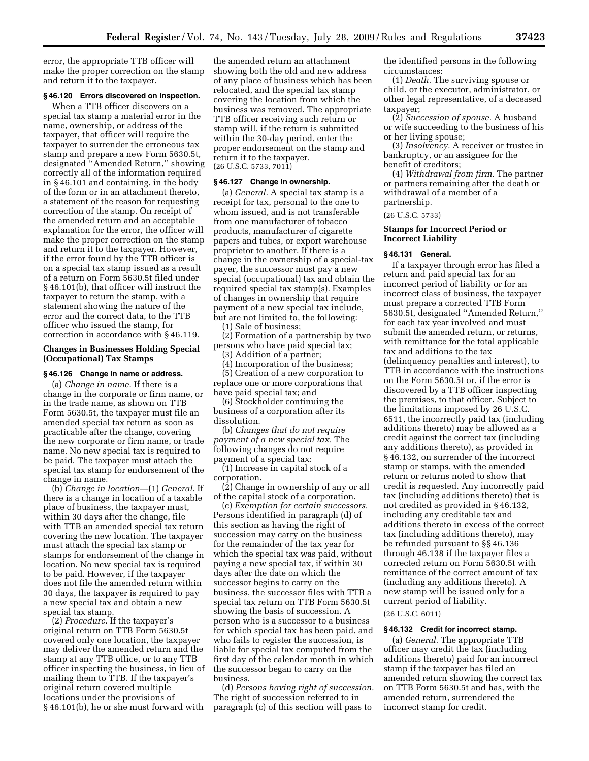error, the appropriate TTB officer will make the proper correction on the stamp and return it to the taxpayer.

**§ 46.120 Errors discovered on inspection.**

When a TTB officer discovers on a special tax stamp a material error in the name, ownership, or address of the taxpayer, that officer will require the taxpayer to surrender the erroneous tax stamp and prepare a new Form 5630.5t, designated "Amended Return," showing correctly all of the information required in § 46.101 and containing, in the body of the form or in an attachment thereto, a statement of the reason for requesting correction of the stamp. On receipt of the amended return and an acceptable explanation for the error, the officer will make the proper correction on the stamp and return it to the taxpayer. However, if the error found by the TTB officer is on a special tax stamp issued as a result of a return on Form 5630.5t filed under § 46.101(b), that officer will instruct the taxpayer to return the stamp, with a statement showing the nature of the error and the correct data, to the TTB officer who issued the stamp, for correction in accordance with § 46.119.

**Changes in Businesses Holding Special (Occupational) Tax Stamps**

**§ 46.126 Change in name or address.**

(a) *Change in name.* If there is a change in the corporate or firm name, or in the trade name, as shown on TTB Form 5630.5t, the taxpayer must file an amended special tax return as soon as practicable after the change, covering the new corporate or firm name, or trade name. No new special tax is required to be paid. The taxpayer must attach the special tax stamp for endorsement of the change in name.

(b) *Change in location*—(1) *General.* If there is a change in location of a taxable place of business, the taxpayer must, within 30 days after the change, file with TTB an amended special tax return covering the new location. The taxpayer must attach the special tax stamp or stamps for endorsement of the change in location. No new special tax is required to be paid. However, if the taxpayer does not file the amended return within 30 days, the taxpayer is required to pay a new special tax and obtain a new special tax stamp.

(2) *Procedure.* If the taxpayer's original return on TTB Form 5630.5t covered only one location, the taxpayer may deliver the amended return and the stamp at any TTB office, or to any TTB officer inspecting the business, in lieu of mailing them to TTB. If the taxpayer's original return covered multiple locations under the provisions of § 46.101(b), he or she must forward with the amended return an attachment showing both the old and new address of any place of business which has been relocated, and the special tax stamp covering the location from which the business was removed. The appropriate TTB officer receiving such return or stamp will, if the return is submitted within the 30-day period, enter the proper endorsement on the stamp and return it to the taxpayer.

(26 U.S.C. 5733, 7011)

**§ 46.127 Change in ownership.**

(a) *General.* A special tax stamp is a receipt for tax, personal to the one to whom issued, and is not transferable from one manufacturer of tobacco products, manufacturer of cigarette papers and tubes, or export warehouse proprietor to another. If there is a change in the ownership of a special-tax payer, the successor must pay a new special (occupational) tax and obtain the required special tax stamp(s). Examples of changes in ownership that require payment of a new special tax include, but are not limited to, the following:

(1) Sale of business;

(2) Formation of a partnership by two persons who have paid special tax;

(3) Addition of a partner;

(4) Incorporation of the business;

(5) Creation of a new corporation to replace one or more corporations that have paid special tax; and

(6) Stockholder continuing the business of a corporation after its dissolution.

(b) *Changes that do not require payment of a new special tax.* The following changes do not require payment of a special tax:

(1) Increase in capital stock of a corporation.

(2) Change in ownership of any or all of the capital stock of a corporation.

(c) *Exemption for certain successors.* Persons identified in paragraph (d) of this section as having the right of succession may carry on the business for the remainder of the tax year for which the special tax was paid, without paying a new special tax, if within 30 days after the date on which the successor begins to carry on the business, the successor files with TTB a special tax return on TTB Form 5630.5t showing the basis of succession. A person who is a successor to a business for which special tax has been paid, and who fails to register the succession, is liable for special tax computed from the first day of the calendar month in which the successor began to carry on the business.

(d) *Persons having right of succession.* The right of succession referred to in paragraph (c) of this section will pass to the identified persons in the following circumstances:

(1) *Death.* The surviving spouse or child, or the executor, administrator, or other legal representative, of a deceased taxpayer;

(2) *Succession of spouse.* A husband or wife succeeding to the business of his or her living spouse;

(3) *Insolvency.* A receiver or trustee in bankruptcy, or an assignee for the benefit of creditors;

(4) *Withdrawal from firm.* The partner or partners remaining after the death or withdrawal of a member of a partnership.

(26 U.S.C. 5733)

**Stamps for Incorrect Period or Incorrect Liability**

**§ 46.131 General.**

If a taxpayer through error has filed a return and paid special tax for an incorrect period of liability or for an incorrect class of business, the taxpayer must prepare a corrected TTB Form 5630.5t, designated "Amended Return," for each tax year involved and must submit the amended return, or returns, with remittance for the total applicable tax and additions to the tax (delinquency penalties and interest), to TTB in accordance with the instructions on the Form 5630.5t or, if the error is discovered by a TTB officer inspecting the premises, to that officer. Subject to the limitations imposed by 26 U.S.C. 6511, the incorrectly paid tax (including additions thereto) may be allowed as a credit against the correct tax (including any additions thereto), as provided in § 46.132, on surrender of the incorrect stamp or stamps, with the amended return or returns noted to show that credit is requested. Any incorrectly paid tax (including additions thereto) that is not credited as provided in § 46.132, including any creditable tax and additions thereto in excess of the correct tax (including additions thereto), may be refunded pursuant to §§ 46.136 through 46.138 if the taxpayer files a corrected return on Form 5630.5t with remittance of the correct amount of tax (including any additions thereto). A new stamp will be issued only for a current period of liability.

(26 U.S.C. 6011)

**§ 46.132 Credit for incorrect stamp.**

(a) *General.* The appropriate TTB officer may credit the tax (including additions thereto) paid for an incorrect stamp if the taxpayer has filed an amended return showing the correct tax on TTB Form 5630.5t and has, with the amended return, surrendered the incorrect stamp for credit.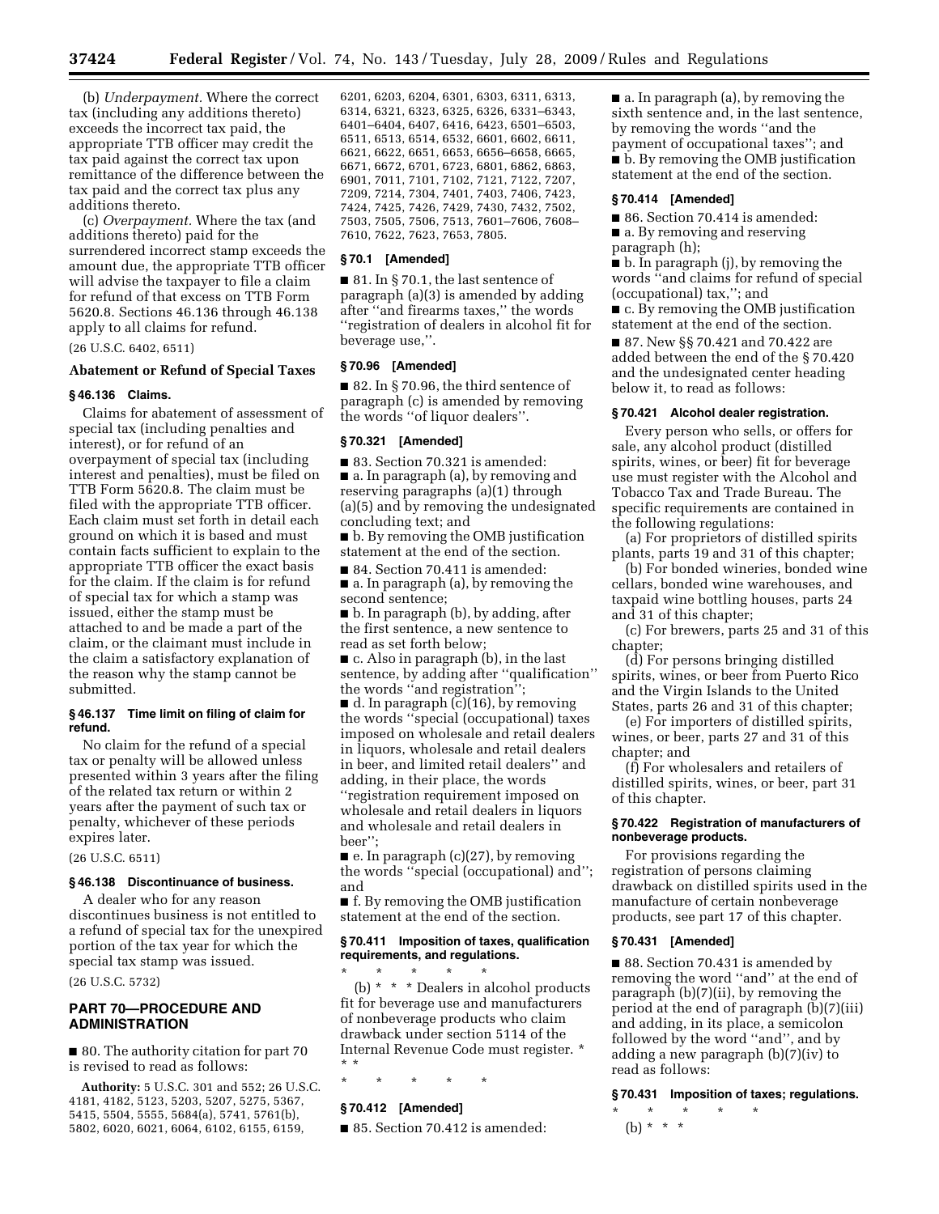(b) *Underpayment.* Where the correct tax (including any additions thereto) exceeds the incorrect tax paid, the appropriate TTB officer may credit the tax paid against the correct tax upon remittance of the difference between the tax paid and the correct tax plus any additions thereto.

(c) *Overpayment.* Where the tax (and additions thereto) paid for the surrendered incorrect stamp exceeds the amount due, the appropriate TTB officer will advise the taxpayer to file a claim for refund of that excess on TTB Form 5620.8. Sections 46.136 through 46.138 apply to all claims for refund.

(26 U.S.C. 6402, 6511)

**Abatement or Refund of Special Taxes**

#### § 46.136 Claims.

Claims for abatement of assessment of special tax (including penalties and interest), or for refund of an overpayment of special tax (including interest and penalties), must be filed on TTB Form 5620.8. The claim must be filed with the appropriate TTB officer. Each claim must set forth in detail each ground on which it is based and must contain facts sufficient to explain to the appropriate TTB officer the exact basis for the claim. If the claim is for refund of special tax for which a stamp was issued, either the stamp must be attached to and be made a part of the claim, or the claimant must include in the claim a satisfactory explanation of the reason why the stamp cannot be submitted.

#### § 46.137 Time limit on filing of claim for refund.

No claim for the refund of a special tax or penalty will be allowed unless presented within 3 years after the filing of the related tax return or within 2 years after the payment of such tax or penalty, whichever of these periods expires later.

(26 U.S.C. 6511)

#### § 46.138 Discontinuance of business.

A dealer who for any reason discontinues business is not entitled to a refund of special tax for the unexpired portion of the tax year for which the special tax stamp was issued.

(26 U.S.C. 5732)

## PART 70—PROCEDURE AND ADMINISTRATION

■ 80. The authority citation for part 70 is revised to read as follows:

**Authority:** 5 U.S.C. 301 and 552; 26 U.S.C. 4181, 4182, 5123, 5203, 5207, 5275, 5367, 5415, 5504, 5555, 5684(a), 5741, 5761(b), 5802, 6020, 6021, 6064, 6102, 6155, 6159, 6201, 6203, 6204, 6301, 6303, 6311, 6313, 6314, 6321, 6323, 6325, 6326, 6331–6343, 6401–6404, 6407, 6416, 6423, 6501–6503, 6511, 6513, 6514, 6532, 6601, 6602, 6611, 6621, 6622, 6651, 6653, 6656–6658, 6665, 6671, 6672, 6701, 6723, 6801, 6862, 6863, 6901, 7011, 7101, 7102, 7121, 7122, 7207, 7209, 7214, 7304, 7401, 7403, 7406, 7423, 7424, 7425, 7426, 7429, 7430, 7432, 7502, 7503, 7505, 7506, 7513, 7601–7606, 7608–7610, 7622, 7623, 7653, 7805.

#### § 70.1 [Amended]

■ 81. In § 70.1, the last sentence of paragraph (a)(3) is amended by adding after "and firearms taxes," the words "registration of dealers in alcohol fit for beverage use,".

#### § 70.96 [Amended]

■ 82. In § 70.96, the third sentence of paragraph (c) is amended by removing the words "of liquor dealers".

#### § 70.321 [Amended]

■ 83. Section 70.321 is amended:

■ a. In paragraph (a), by removing and reserving paragraphs (a)(1) through (a)(5) and by removing the undesignated concluding text; and

■ b. By removing the OMB justification statement at the end of the section.

■ 84. Section 70.411 is amended:

■ a. In paragraph (a), by removing the second sentence;

■ b. In paragraph (b), by adding, after the first sentence, a new sentence to read as set forth below;

■ c. Also in paragraph (b), in the last sentence, by adding after "qualification" the words "and registration";

■ d. In paragraph (c)(16), by removing the words "special (occupational) taxes imposed on wholesale and retail dealers in liquors, wholesale and retail dealers in beer, and limited retail dealers" and adding, in their place, the words "registration requirement imposed on wholesale and retail dealers in liquors and wholesale and retail dealers in beer";

■ e. In paragraph (c)(27), by removing the words "special (occupational) and"; and

■ f. By removing the OMB justification statement at the end of the section.

#### § 70.411 Imposition of taxes, qualification requirements, and regulations.

\* \* \* \* \*

(b) \* \* \* Dealers in alcohol products fit for beverage use and manufacturers of nonbeverage products who claim drawback under section 5114 of the Internal Revenue Code must register. \* \* \*

\* \* \* \* \*

#### § 70.412 [Amended]

■ 85. Section 70.412 is amended:

■ a. In paragraph (a), by removing the sixth sentence and, in the last sentence, by removing the words "and the payment of occupational taxes"; and

■ b. By removing the OMB justification statement at the end of the section.

#### § 70.414 [Amended]

■ 86. Section 70.414 is amended:

■ a. By removing and reserving paragraph (h);

■ b. In paragraph (j), by removing the words "and claims for refund of special (occupational) tax,"; and

■ c. By removing the OMB justification statement at the end of the section.

■ 87. New §§ 70.421 and 70.422 are added between the end of the § 70.420 and the undesignated center heading below it, to read as follows:

#### § 70.421 Alcohol dealer registration.

Every person who sells, or offers for sale, any alcohol product (distilled spirits, wines, or beer) fit for beverage use must register with the Alcohol and Tobacco Tax and Trade Bureau. The specific requirements are contained in the following regulations:

(a) For proprietors of distilled spirits plants, parts 19 and 31 of this chapter;

(b) For bonded wineries, bonded wine cellars, bonded wine warehouses, and taxpaid wine bottling houses, parts 24 and 31 of this chapter;

(c) For brewers, parts 25 and 31 of this chapter;

(d) For persons bringing distilled spirits, wines, or beer from Puerto Rico and the Virgin Islands to the United States, parts 26 and 31 of this chapter;

(e) For importers of distilled spirits, wines, or beer, parts 27 and 31 of this chapter; and

(f) For wholesalers and retailers of distilled spirits, wines, or beer, part 31 of this chapter.

#### § 70.422 Registration of manufacturers of nonbeverage products.

For provisions regarding the registration of persons claiming drawback on distilled spirits used in the manufacture of certain nonbeverage products, see part 17 of this chapter.

#### § 70.431 [Amended]

■ 88. Section 70.431 is amended by removing the word "and" at the end of paragraph (b)(7)(ii), by removing the period at the end of paragraph (b)(7)(iii) and adding, in its place, a semicolon followed by the word "and", and by adding a new paragraph (b)(7)(iv) to read as follows:

#### § 70.431 Imposition of taxes; regulations.

\* \* \* \* \*

(b) \* \* \*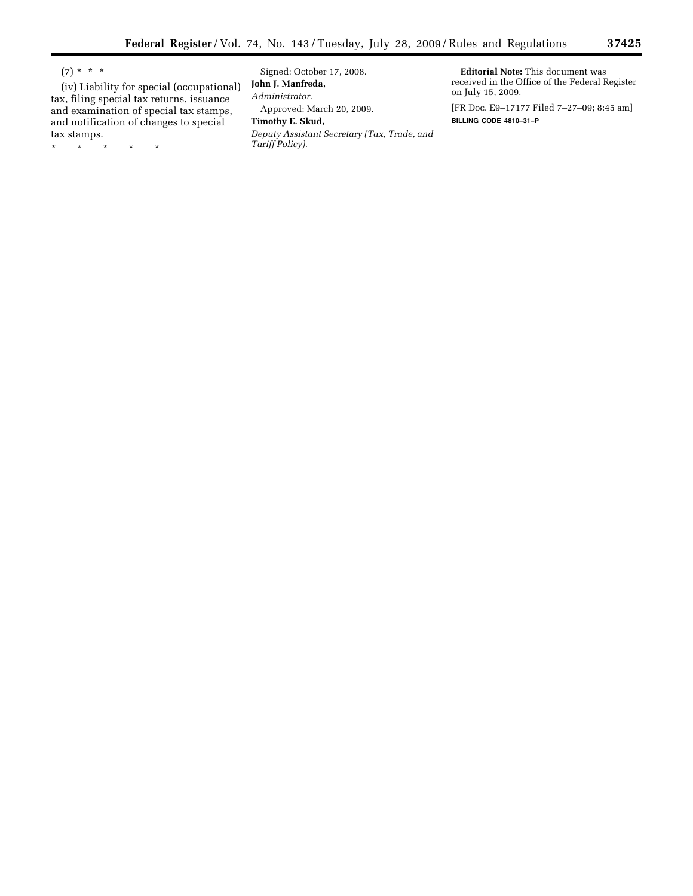(7) * * *

(iv) Liability for special (occupational) tax, filing special tax returns, issuance and examination of special tax stamps, and notification of changes to special tax stamps.

\*     \*     \*     \*     \*

Signed: October 17, 2008.

**John J. Manfreda,**

*Administrator.*

Approved: March 20, 2009.

**Timothy E. Skud,**

*Deputy Assistant Secretary (Tax, Trade, and Tariff Policy).*

**Editorial Note:** This document was received in the Office of the Federal Register on July 15, 2009.

[FR Doc. E9–17177 Filed 7–27–09; 8:45 am]

**BILLING CODE 4810–31–P**